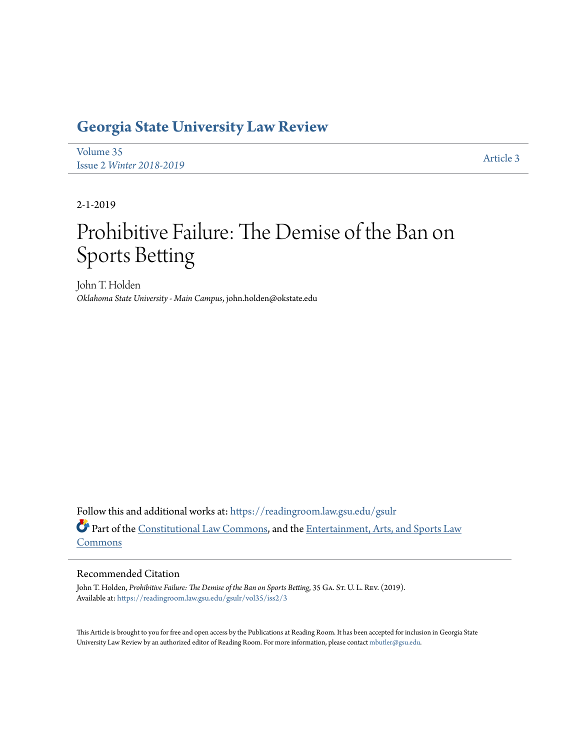# Georgia State University Law Review

Volume 35
Issue 2 *Winter 2018-2019*

Article 3

2-1-2019

# Prohibitive Failure: The Demise of the Ban on Sports Betting

John T. Holden
*Oklahoma State University - Main Campus*, john.holden@okstate.edu

Follow this and additional works at: https://readingroom.law.gsu.edu/gsulr

Part of the Constitutional Law Commons, and the Entertainment, Arts, and Sports Law Commons

## Recommended Citation

John T. Holden, *Prohibitive Failure: The Demise of the Ban on Sports Betting*, 35 GA. ST. U. L. REV. (2019).
Available at: https://readingroom.law.gsu.edu/gsulr/vol35/iss2/3

This Article is brought to you for free and open access by the Publications at Reading Room. It has been accepted for inclusion in Georgia State University Law Review by an authorized editor of Reading Room. For more information, please contact mbutler@gsu.edu.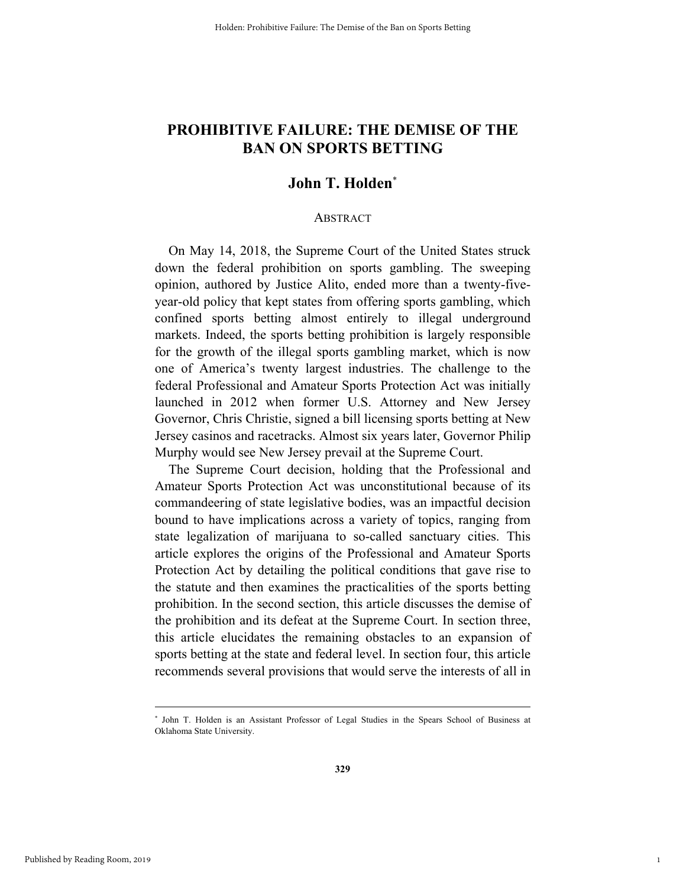# PROHIBITIVE FAILURE: THE DEMISE OF THE BAN ON SPORTS BETTING

## John T. Holden[*]

### ABSTRACT

On May 14, 2018, the Supreme Court of the United States struck down the federal prohibition on sports gambling. The sweeping opinion, authored by Justice Alito, ended more than a twenty-five-year-old policy that kept states from offering sports gambling, which confined sports betting almost entirely to illegal underground markets. Indeed, the sports betting prohibition is largely responsible for the growth of the illegal sports gambling market, which is now one of America's twenty largest industries. The challenge to the federal Professional and Amateur Sports Protection Act was initially launched in 2012 when former U.S. Attorney and New Jersey Governor, Chris Christie, signed a bill licensing sports betting at New Jersey casinos and racetracks. Almost six years later, Governor Philip Murphy would see New Jersey prevail at the Supreme Court.

The Supreme Court decision, holding that the Professional and Amateur Sports Protection Act was unconstitutional because of its commandeering of state legislative bodies, was an impactful decision bound to have implications across a variety of topics, ranging from state legalization of marijuana to so-called sanctuary cities. This article explores the origins of the Professional and Amateur Sports Protection Act by detailing the political conditions that gave rise to the statute and then examines the practicalities of the sports betting prohibition. In the second section, this article discusses the demise of the prohibition and its defeat at the Supreme Court. In section three, this article elucidates the remaining obstacles to an expansion of sports betting at the state and federal level. In section four, this article recommends several provisions that would serve the interests of all in

---

[*] John T. Holden is an Assistant Professor of Legal Studies in the Spears School of Business at Oklahoma State University.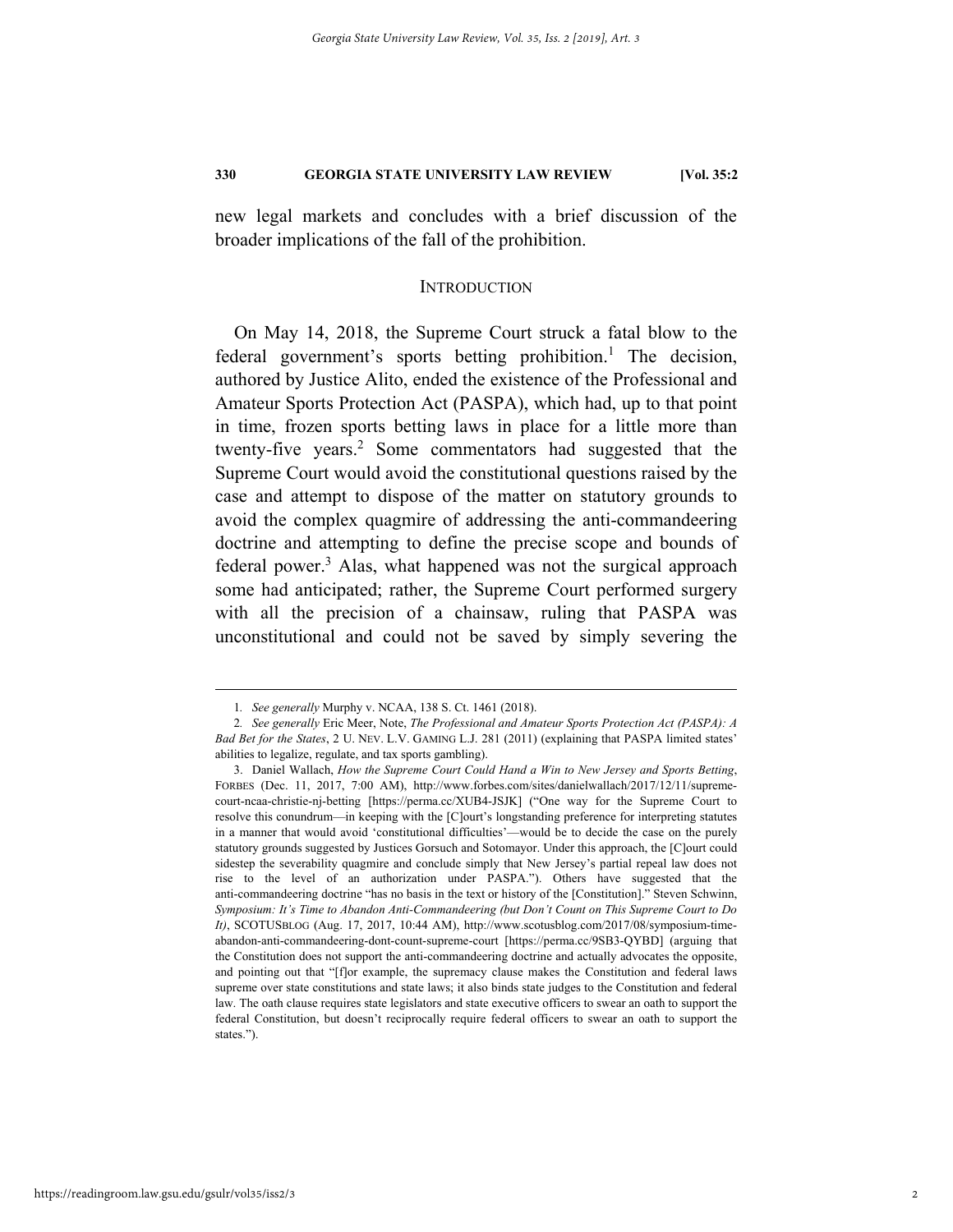new legal markets and concludes with a brief discussion of the broader implications of the fall of the prohibition.

## INTRODUCTION

On May 14, 2018, the Supreme Court struck a fatal blow to the federal government's sports betting prohibition.[1] The decision, authored by Justice Alito, ended the existence of the Professional and Amateur Sports Protection Act (PASPA), which had, up to that point in time, frozen sports betting laws in place for a little more than twenty-five years.[2] Some commentators had suggested that the Supreme Court would avoid the constitutional questions raised by the case and attempt to dispose of the matter on statutory grounds to avoid the complex quagmire of addressing the anti-commandeering doctrine and attempting to define the precise scope and bounds of federal power.[3] Alas, what happened was not the surgical approach some had anticipated; rather, the Supreme Court performed surgery with all the precision of a chainsaw, ruling that PASPA was unconstitutional and could not be saved by simply severing the

---

1. *See generally* Murphy v. NCAA, 138 S. Ct. 1461 (2018).

2. *See generally* Eric Meer, Note, *The Professional and Amateur Sports Protection Act (PASPA): A Bad Bet for the States*, 2 U. NEV. L.V. GAMING L.J. 281 (2011) (explaining that PASPA limited states' abilities to legalize, regulate, and tax sports gambling).

3. Daniel Wallach, *How the Supreme Court Could Hand a Win to New Jersey and Sports Betting*, FORBES (Dec. 11, 2017, 7:00 AM), http://www.forbes.com/sites/danielwallach/2017/12/11/supreme-court-ncaa-christie-nj-betting [https://perma.cc/XUB4-JSJK] ("One way for the Supreme Court to resolve this conundrum—in keeping with the [C]ourt's longstanding preference for interpreting statutes in a manner that would avoid 'constitutional difficulties'—would be to decide the case on the purely statutory grounds suggested by Justices Gorsuch and Sotomayor. Under this approach, the [C]ourt could sidestep the severability quagmire and conclude simply that New Jersey's partial repeal law does not rise to the level of an authorization under PASPA."). Others have suggested that the anti-commandeering doctrine "has no basis in the text or history of the [Constitution]." Steven Schwinn, *Symposium: It's Time to Abandon Anti-Commandeering (but Don't Count on This Supreme Court to Do It)*, SCOTUSBLOG (Aug. 17, 2017, 10:44 AM), http://www.scotusblog.com/2017/08/symposium-time-abandon-anti-commandeering-dont-count-supreme-court [https://perma.cc/9SB3-QYBD] (arguing that the Constitution does not support the anti-commandeering doctrine and actually advocates the opposite, and pointing out that "[f]or example, the supremacy clause makes the Constitution and federal laws supreme over state constitutions and state laws; it also binds state judges to the Constitution and federal law. The oath clause requires state legislators and state executive officers to swear an oath to support the federal Constitution, but doesn't reciprocally require federal officers to swear an oath to support the states.").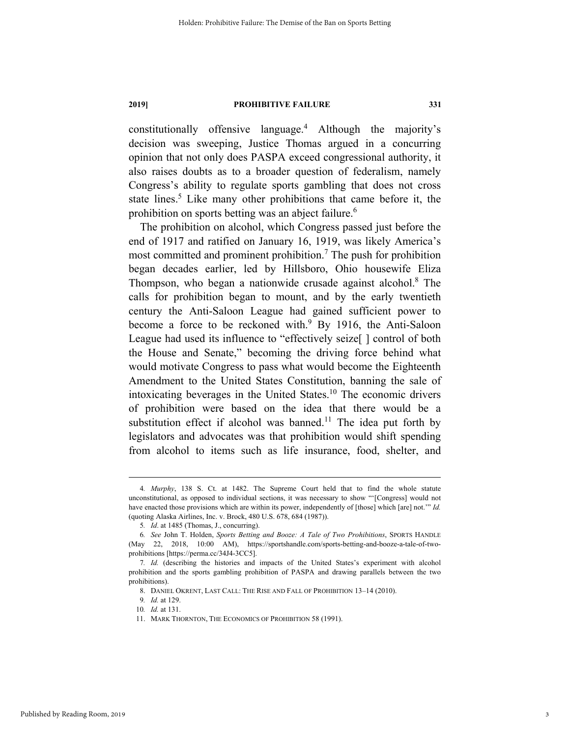constitutionally offensive language.[4] Although the majority's decision was sweeping, Justice Thomas argued in a concurring opinion that not only does PASPA exceed congressional authority, it also raises doubts as to a broader question of federalism, namely Congress's ability to regulate sports gambling that does not cross state lines.[5] Like many other prohibitions that came before it, the prohibition on sports betting was an abject failure.[6]

The prohibition on alcohol, which Congress passed just before the end of 1917 and ratified on January 16, 1919, was likely America's most committed and prominent prohibition.[7] The push for prohibition began decades earlier, led by Hillsboro, Ohio housewife Eliza Thompson, who began a nationwide crusade against alcohol.[8] The calls for prohibition began to mount, and by the early twentieth century the Anti-Saloon League had gained sufficient power to become a force to be reckoned with.[9] By 1916, the Anti-Saloon League had used its influence to "effectively seize[ ] control of both the House and Senate," becoming the driving force behind what would motivate Congress to pass what would become the Eighteenth Amendment to the United States Constitution, banning the sale of intoxicating beverages in the United States.[10] The economic drivers of prohibition were based on the idea that there would be a substitution effect if alcohol was banned.[11] The idea put forth by legislators and advocates was that prohibition would shift spending from alcohol to items such as life insurance, food, shelter, and

---

4. *Murphy*, 138 S. Ct. at 1482. The Supreme Court held that to find the whole statute unconstitutional, as opposed to individual sections, it was necessary to show "'[Congress] would not have enacted those provisions which are within its power, independently of [those] which [are] not.'" *Id.* (quoting Alaska Airlines, Inc. v. Brock, 480 U.S. 678, 684 (1987)).

5. *Id*. at 1485 (Thomas, J., concurring).

6. *See* John T. Holden, *Sports Betting and Booze: A Tale of Two Prohibitions*, SPORTS HANDLE (May 22, 2018, 10:00 AM), https://sportshandle.com/sports-betting-and-booze-a-tale-of-two-prohibitions [https://perma.cc/34J4-3CC5].

7. *Id.* (describing the histories and impacts of the United States's experiment with alcohol prohibition and the sports gambling prohibition of PASPA and drawing parallels between the two prohibitions).

8. DANIEL OKRENT, LAST CALL: THE RISE AND FALL OF PROHIBITION 13–14 (2010).

9. *Id.* at 129.

10. *Id.* at 131.

11. MARK THORNTON, THE ECONOMICS OF PROHIBITION 58 (1991).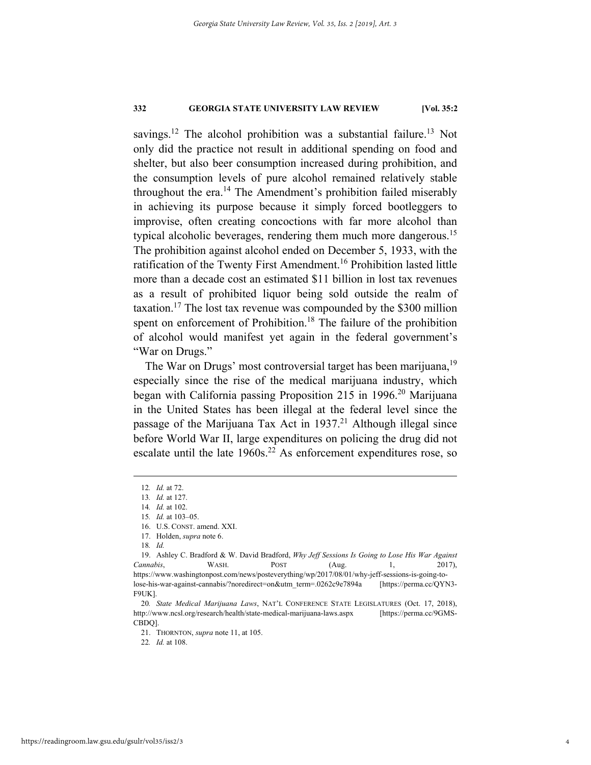savings.[12] The alcohol prohibition was a substantial failure.[13] Not only did the practice not result in additional spending on food and shelter, but also beer consumption increased during prohibition, and the consumption levels of pure alcohol remained relatively stable throughout the era.[14] The Amendment's prohibition failed miserably in achieving its purpose because it simply forced bootleggers to improvise, often creating concoctions with far more alcohol than typical alcoholic beverages, rendering them much more dangerous.[15] The prohibition against alcohol ended on December 5, 1933, with the ratification of the Twenty First Amendment.[16] Prohibition lasted little more than a decade cost an estimated $11 billion in lost tax revenues as a result of prohibited liquor being sold outside the realm of taxation.[17] The lost tax revenue was compounded by the $300 million spent on enforcement of Prohibition.[18] The failure of the prohibition of alcohol would manifest yet again in the federal government's "War on Drugs."

The War on Drugs' most controversial target has been marijuana,[19] especially since the rise of the medical marijuana industry, which began with California passing Proposition 215 in 1996.[20] Marijuana in the United States has been illegal at the federal level since the passage of the Marijuana Tax Act in 1937.[21] Although illegal since before World War II, large expenditures on policing the drug did not escalate until the late 1960s.[22] As enforcement expenditures rose, so

---

12. *Id.* at 72.
13. *Id.* at 127.
14. *Id.* at 102.
15. *Id.* at 103–05.
16. U.S. CONST. amend. XXI.
17. Holden, *supra* note 6.
18. *Id.*
19. Ashley C. Bradford & W. David Bradford, *Why Jeff Sessions Is Going to Lose His War Against Cannabis*, WASH. POST (Aug. 1, 2017), https://www.washingtonpost.com/news/posteverything/wp/2017/08/01/why-jeff-sessions-is-going-to-lose-his-war-against-cannabis/?noredirect=on&utm_term=.0262c9e7894a [https://perma.cc/QYN3-F9UK].
20. *State Medical Marijuana Laws*, NAT'L CONFERENCE STATE LEGISLATURES (Oct. 17, 2018), http://www.ncsl.org/research/health/state-medical-marijuana-laws.aspx [https://perma.cc/9GMS-CBDQ].
21. THORNTON, *supra* note 11, at 105.
22. *Id.* at 108.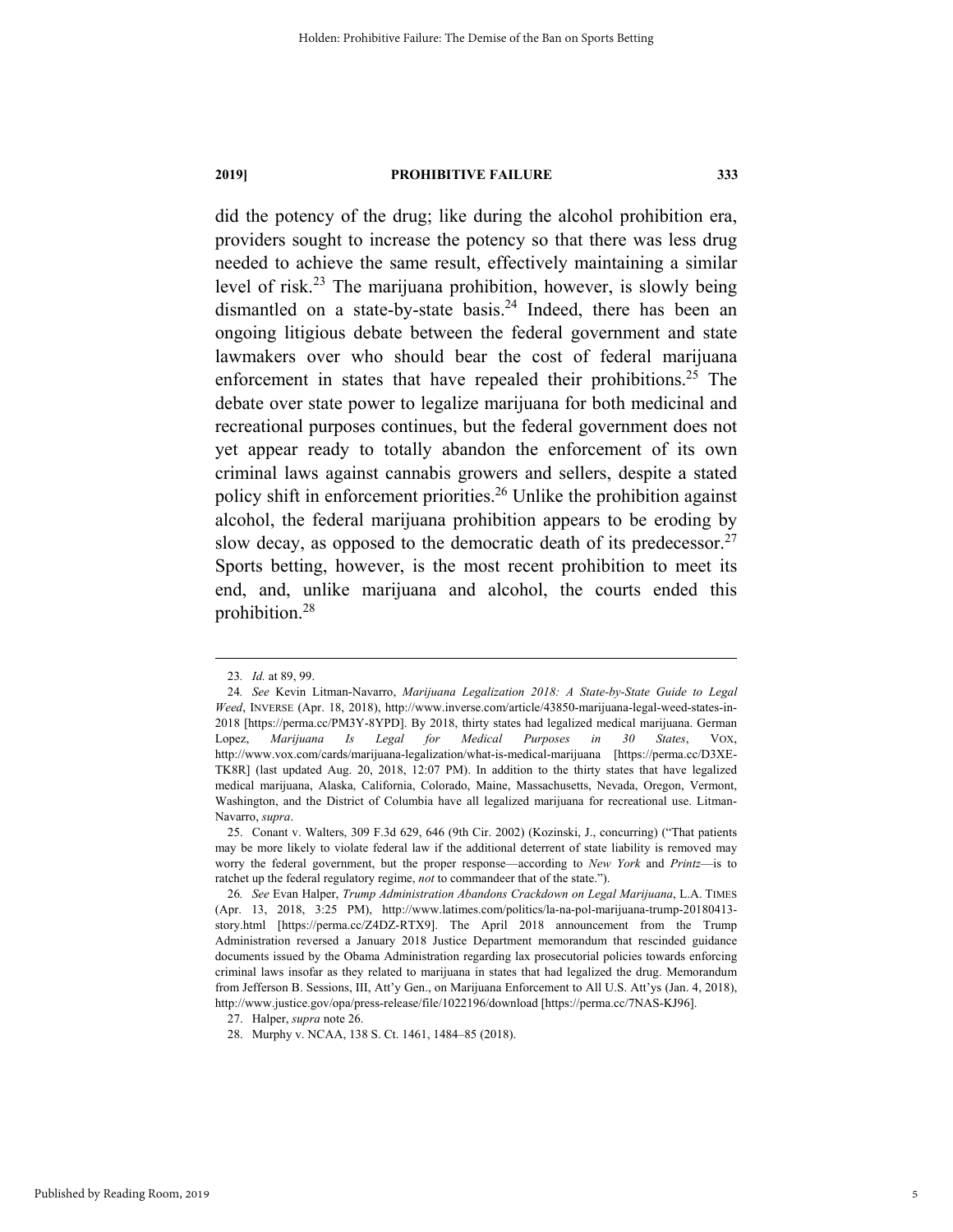did the potency of the drug; like during the alcohol prohibition era, providers sought to increase the potency so that there was less drug needed to achieve the same result, effectively maintaining a similar level of risk.[23] The marijuana prohibition, however, is slowly being dismantled on a state-by-state basis.[24] Indeed, there has been an ongoing litigious debate between the federal government and state lawmakers over who should bear the cost of federal marijuana enforcement in states that have repealed their prohibitions.[25] The debate over state power to legalize marijuana for both medicinal and recreational purposes continues, but the federal government does not yet appear ready to totally abandon the enforcement of its own criminal laws against cannabis growers and sellers, despite a stated policy shift in enforcement priorities.[26] Unlike the prohibition against alcohol, the federal marijuana prohibition appears to be eroding by slow decay, as opposed to the democratic death of its predecessor.[27] Sports betting, however, is the most recent prohibition to meet its end, and, unlike marijuana and alcohol, the courts ended this prohibition.[28]

---

23. *Id.* at 89, 99.

24. *See* Kevin Litman-Navarro, *Marijuana Legalization 2018: A State-by-State Guide to Legal Weed*, INVERSE (Apr. 18, 2018), http://www.inverse.com/article/43850-marijuana-legal-weed-states-in-2018 [https://perma.cc/PM3Y-8YPD]. By 2018, thirty states had legalized medical marijuana. German Lopez, *Marijuana Is Legal for Medical Purposes in 30 States*, VOX, http://www.vox.com/cards/marijuana-legalization/what-is-medical-marijuana [https://perma.cc/D3XE-TK8R] (last updated Aug. 20, 2018, 12:07 PM). In addition to the thirty states that have legalized medical marijuana, Alaska, California, Colorado, Maine, Massachusetts, Nevada, Oregon, Vermont, Washington, and the District of Columbia have all legalized marijuana for recreational use. Litman-Navarro, *supra*.

25. Conant v. Walters, 309 F.3d 629, 646 (9th Cir. 2002) (Kozinski, J., concurring) ("That patients may be more likely to violate federal law if the additional deterrent of state liability is removed may worry the federal government, but the proper response—according to *New York* and *Printz*—is to ratchet up the federal regulatory regime, *not* to commandeer that of the state.").

26. *See* Evan Halper, *Trump Administration Abandons Crackdown on Legal Marijuana*, L.A. TIMES (Apr. 13, 2018, 3:25 PM), http://www.latimes.com/politics/la-na-pol-marijuana-trump-20180413-story.html [https://perma.cc/Z4DZ-RTX9]. The April 2018 announcement from the Trump Administration reversed a January 2018 Justice Department memorandum that rescinded guidance documents issued by the Obama Administration regarding lax prosecutorial policies towards enforcing criminal laws insofar as they related to marijuana in states that had legalized the drug. Memorandum from Jefferson B. Sessions, III, Att'y Gen., on Marijuana Enforcement to All U.S. Att'ys (Jan. 4, 2018), http://www.justice.gov/opa/press-release/file/1022196/download [https://perma.cc/7NAS-KJ96].

27. Halper, *supra* note 26.

28. Murphy v. NCAA, 138 S. Ct. 1461, 1484–85 (2018).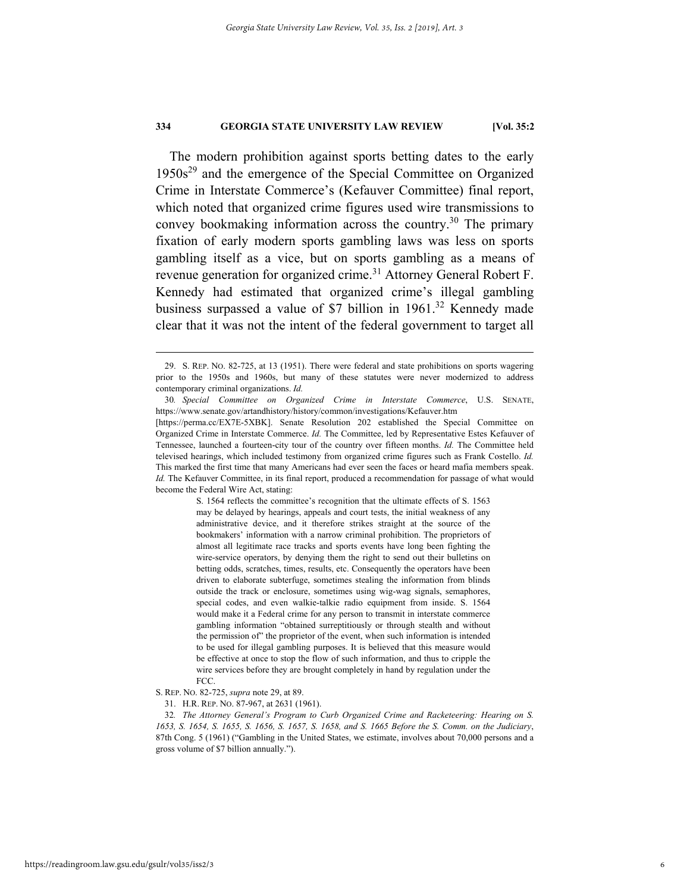The modern prohibition against sports betting dates to the early 1950s[29] and the emergence of the Special Committee on Organized Crime in Interstate Commerce's (Kefauver Committee) final report, which noted that organized crime figures used wire transmissions to convey bookmaking information across the country.[30] The primary fixation of early modern sports gambling laws was less on sports gambling itself as a vice, but on sports gambling as a means of revenue generation for organized crime.[31] Attorney General Robert F. Kennedy had estimated that organized crime's illegal gambling business surpassed a value of $7 billion in 1961.[32] Kennedy made clear that it was not the intent of the federal government to target all

---

29. S. REP. NO. 82-725, at 13 (1951). There were federal and state prohibitions on sports wagering prior to the 1950s and 1960s, but many of these statutes were never modernized to address contemporary criminal organizations. *Id.*

30. *Special Committee on Organized Crime in Interstate Commerce*, U.S. SENATE, https://www.senate.gov/artandhistory/history/common/investigations/Kefauver.htm [https://perma.cc/EX7E-5XBK]. Senate Resolution 202 established the Special Committee on Organized Crime in Interstate Commerce. *Id.* The Committee, led by Representative Estes Kefauver of Tennessee, launched a fourteen-city tour of the country over fifteen months. *Id.* The Committee held televised hearings, which included testimony from organized crime figures such as Frank Costello. *Id.* This marked the first time that many Americans had ever seen the faces or heard mafia members speak. *Id.* The Kefauver Committee, in its final report, produced a recommendation for passage of what would become the Federal Wire Act, stating:

> S. 1564 reflects the committee's recognition that the ultimate effects of S. 1563 may be delayed by hearings, appeals and court tests, the initial weakness of any administrative device, and it therefore strikes straight at the source of the bookmakers' information with a narrow criminal prohibition. The proprietors of almost all legitimate race tracks and sports events have long been fighting the wire-service operators, by denying them the right to send out their bulletins on betting odds, scratches, times, results, etc. Consequently the operators have been driven to elaborate subterfuge, sometimes stealing the information from blinds outside the track or enclosure, sometimes using wig-wag signals, semaphores, special codes, and even walkie-talkie radio equipment from inside. S. 1564 would make it a Federal crime for any person to transmit in interstate commerce gambling information "obtained surreptitiously or through stealth and without the permission of" the proprietor of the event, when such information is intended to be used for illegal gambling purposes. It is believed that this measure would be effective at once to stop the flow of such information, and thus to cripple the wire services before they are brought completely in hand by regulation under the FCC.

S. REP. NO. 82-725, *supra* note 29, at 89.

31. H.R. REP. NO. 87-967, at 2631 (1961).

32. *The Attorney General's Program to Curb Organized Crime and Racketeering: Hearing on S. 1653, S. 1654, S. 1655, S. 1656, S. 1657, S. 1658, and S. 1665 Before the S. Comm. on the Judiciary*, 87th Cong. 5 (1961) ("Gambling in the United States, we estimate, involves about 70,000 persons and a gross volume of $7 billion annually.").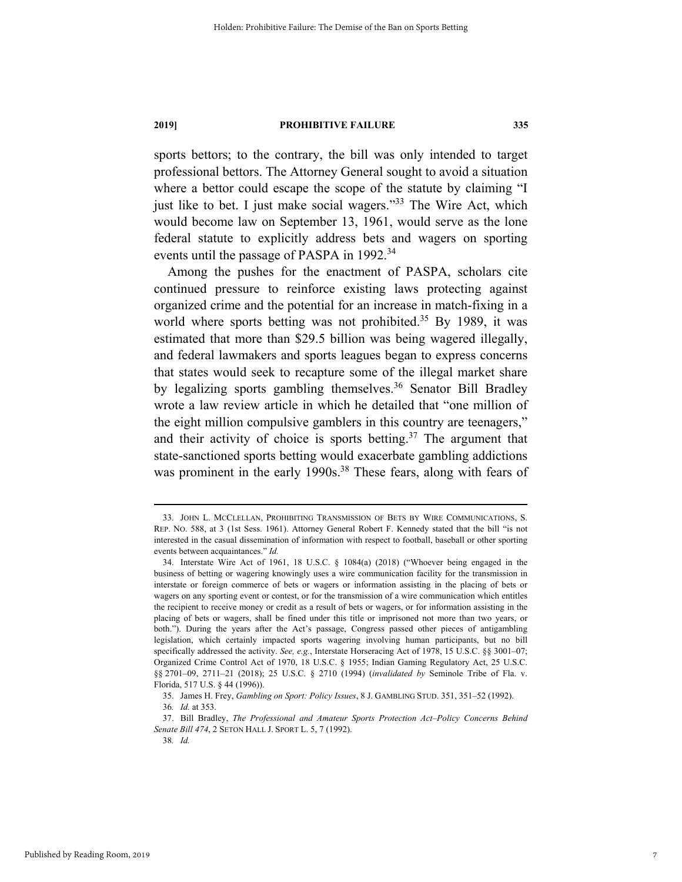sports bettors; to the contrary, the bill was only intended to target professional bettors. The Attorney General sought to avoid a situation where a bettor could escape the scope of the statute by claiming "I just like to bet. I just make social wagers."[33] The Wire Act, which would become law on September 13, 1961, would serve as the lone federal statute to explicitly address bets and wagers on sporting events until the passage of PASPA in 1992.[34]

Among the pushes for the enactment of PASPA, scholars cite continued pressure to reinforce existing laws protecting against organized crime and the potential for an increase in match-fixing in a world where sports betting was not prohibited.[35] By 1989, it was estimated that more than $29.5 billion was being wagered illegally, and federal lawmakers and sports leagues began to express concerns that states would seek to recapture some of the illegal market share by legalizing sports gambling themselves.[36] Senator Bill Bradley wrote a law review article in which he detailed that "one million of the eight million compulsive gamblers in this country are teenagers," and their activity of choice is sports betting.[37] The argument that state-sanctioned sports betting would exacerbate gambling addictions was prominent in the early 1990s.[38] These fears, along with fears of

---

33. John L. McClellan, Prohibiting Transmission of Bets by Wire Communications, S. Rep. No. 588, at 3 (1st Sess. 1961). Attorney General Robert F. Kennedy stated that the bill "is not interested in the casual dissemination of information with respect to football, baseball or other sporting events between acquaintances." *Id.*

34. Interstate Wire Act of 1961, 18 U.S.C. § 1084(a) (2018) ("Whoever being engaged in the business of betting or wagering knowingly uses a wire communication facility for the transmission in interstate or foreign commerce of bets or wagers or information assisting in the placing of bets or wagers on any sporting event or contest, or for the transmission of a wire communication which entitles the recipient to receive money or credit as a result of bets or wagers, or for information assisting in the placing of bets or wagers, shall be fined under this title or imprisoned not more than two years, or both."). During the years after the Act's passage, Congress passed other pieces of antigambling legislation, which certainly impacted sports wagering involving human participants, but no bill specifically addressed the activity. *See, e.g.*, Interstate Horseracing Act of 1978, 15 U.S.C. §§ 3001–07; Organized Crime Control Act of 1970, 18 U.S.C. § 1955; Indian Gaming Regulatory Act, 25 U.S.C. §§ 2701–09, 2711–21 (2018); 25 U.S.C. § 2710 (1994) (*invalidated by* Seminole Tribe of Fla. v. Florida, 517 U.S. § 44 (1996)).

35. James H. Frey, *Gambling on Sport: Policy Issues*, 8 J. Gambling Stud. 351, 351–52 (1992).

36. *Id.* at 353.

37. Bill Bradley, *The Professional and Amateur Sports Protection Act–Policy Concerns Behind Senate Bill 474*, 2 Seton Hall J. Sport L. 5, 7 (1992).

38. *Id.*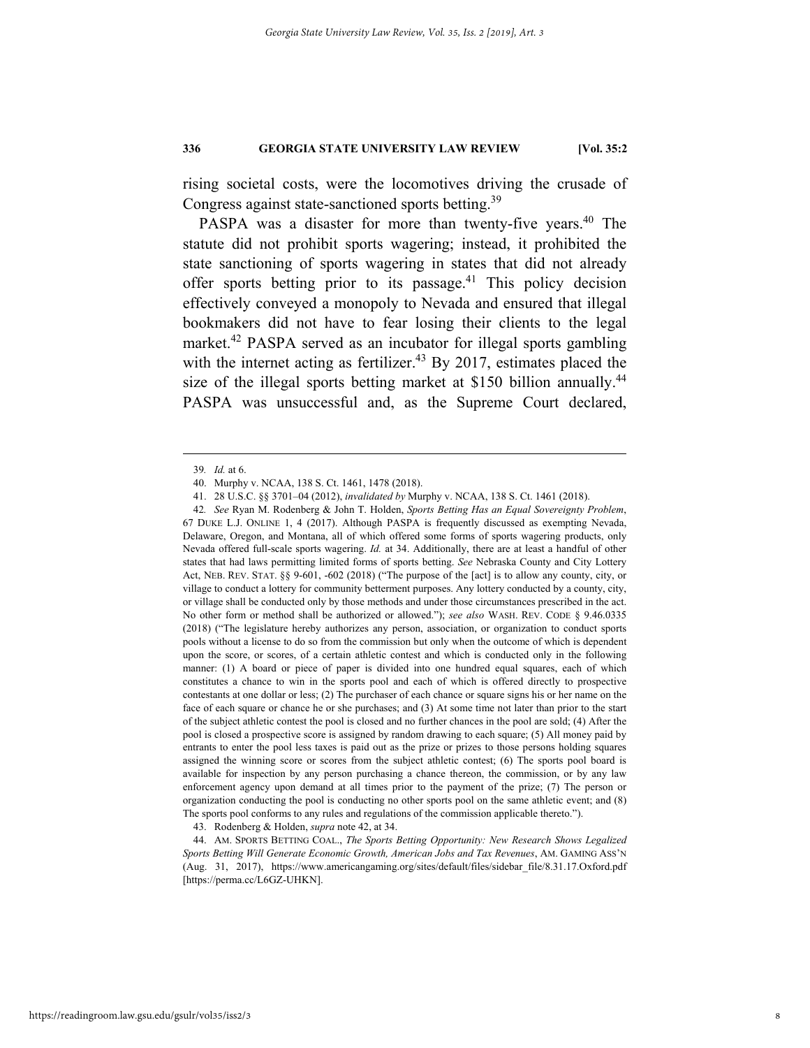rising societal costs, were the locomotives driving the crusade of Congress against state-sanctioned sports betting.[39]

PASPA was a disaster for more than twenty-five years.[40] The statute did not prohibit sports wagering; instead, it prohibited the state sanctioning of sports wagering in states that did not already offer sports betting prior to its passage.[41] This policy decision effectively conveyed a monopoly to Nevada and ensured that illegal bookmakers did not have to fear losing their clients to the legal market.[42] PASPA served as an incubator for illegal sports gambling with the internet acting as fertilizer.[43] By 2017, estimates placed the size of the illegal sports betting market at $150 billion annually.[44] PASPA was unsuccessful and, as the Supreme Court declared,

---

39. *Id.* at 6.

40. Murphy v. NCAA, 138 S. Ct. 1461, 1478 (2018).

41. 28 U.S.C. §§ 3701–04 (2012), *invalidated by* Murphy v. NCAA, 138 S. Ct. 1461 (2018).

42. *See* Ryan M. Rodenberg & John T. Holden, *Sports Betting Has an Equal Sovereignty Problem*, 67 DUKE L.J. ONLINE 1, 4 (2017). Although PASPA is frequently discussed as exempting Nevada, Delaware, Oregon, and Montana, all of which offered some forms of sports wagering products, only Nevada offered full-scale sports wagering. *Id.* at 34. Additionally, there are at least a handful of other states that had laws permitting limited forms of sports betting. *See* Nebraska County and City Lottery Act, NEB. REV. STAT. §§ 9-601, -602 (2018) ("The purpose of the [act] is to allow any county, city, or village to conduct a lottery for community betterment purposes. Any lottery conducted by a county, city, or village shall be conducted only by those methods and under those circumstances prescribed in the act. No other form or method shall be authorized or allowed."); *see also* WASH. REV. CODE § 9.46.0335 (2018) ("The legislature hereby authorizes any person, association, or organization to conduct sports pools without a license to do so from the commission but only when the outcome of which is dependent upon the score, or scores, of a certain athletic contest and which is conducted only in the following manner: (1) A board or piece of paper is divided into one hundred equal squares, each of which constitutes a chance to win in the sports pool and each of which is offered directly to prospective contestants at one dollar or less; (2) The purchaser of each chance or square signs his or her name on the face of each square or chance he or she purchases; and (3) At some time not later than prior to the start of the subject athletic contest the pool is closed and no further chances in the pool are sold; (4) After the pool is closed a prospective score is assigned by random drawing to each square; (5) All money paid by entrants to enter the pool less taxes is paid out as the prize or prizes to those persons holding squares assigned the winning score or scores from the subject athletic contest; (6) The sports pool board is available for inspection by any person purchasing a chance thereon, the commission, or by any law enforcement agency upon demand at all times prior to the payment of the prize; (7) The person or organization conducting the pool is conducting no other sports pool on the same athletic event; and (8) The sports pool conforms to any rules and regulations of the commission applicable thereto.").

43. Rodenberg & Holden, *supra* note 42, at 34.

44. AM. SPORTS BETTING COAL., *The Sports Betting Opportunity: New Research Shows Legalized Sports Betting Will Generate Economic Growth, American Jobs and Tax Revenues*, AM. GAMING ASS'N (Aug. 31, 2017), https://www.americangaming.org/sites/default/files/sidebar_file/8.31.17.Oxford.pdf [https://perma.cc/L6GZ-UHKN].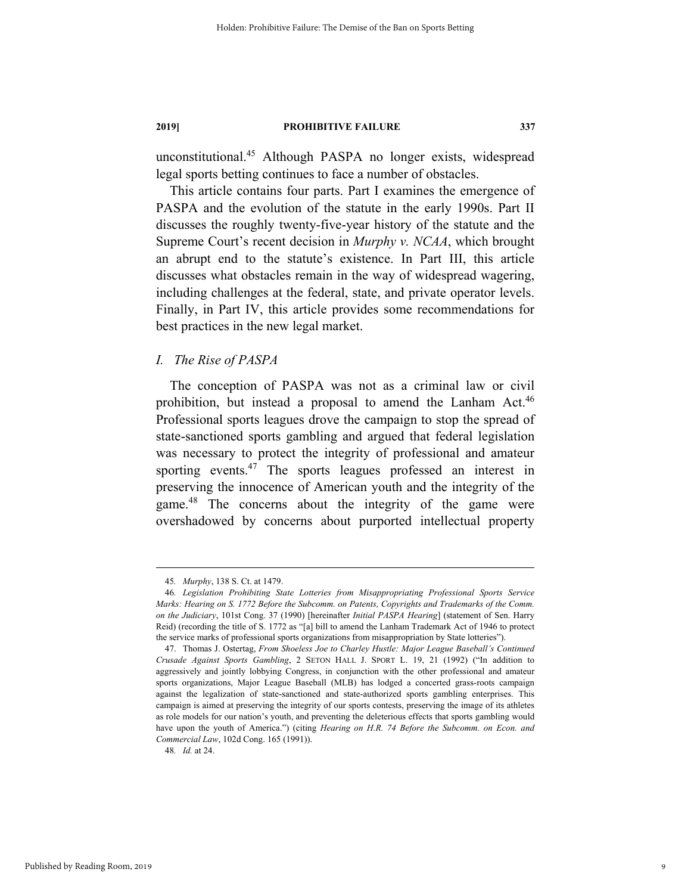unconstitutional.[45] Although PASPA no longer exists, widespread legal sports betting continues to face a number of obstacles.

This article contains four parts. Part I examines the emergence of PASPA and the evolution of the statute in the early 1990s. Part II discusses the roughly twenty-five-year history of the statute and the Supreme Court's recent decision in *Murphy v. NCAA*, which brought an abrupt end to the statute's existence. In Part III, this article discusses what obstacles remain in the way of widespread wagering, including challenges at the federal, state, and private operator levels. Finally, in Part IV, this article provides some recommendations for best practices in the new legal market.

## *I. The Rise of PASPA*

The conception of PASPA was not as a criminal law or civil prohibition, but instead a proposal to amend the Lanham Act.[46] Professional sports leagues drove the campaign to stop the spread of state-sanctioned sports gambling and argued that federal legislation was necessary to protect the integrity of professional and amateur sporting events.[47] The sports leagues professed an interest in preserving the innocence of American youth and the integrity of the game.[48] The concerns about the integrity of the game were overshadowed by concerns about purported intellectual property

---

45. *Murphy*, 138 S. Ct. at 1479.

46. *Legislation Prohibiting State Lotteries from Misappropriating Professional Sports Service Marks: Hearing on S. 1772 Before the Subcomm. on Patents, Copyrights and Trademarks of the Comm. on the Judiciary*, 101st Cong. 37 (1990) [hereinafter *Initial PASPA Hearing*] (statement of Sen. Harry Reid) (recording the title of S. 1772 as "[a] bill to amend the Lanham Trademark Act of 1946 to protect the service marks of professional sports organizations from misappropriation by State lotteries").

47. Thomas J. Ostertag, *From Shoeless Joe to Charley Hustle: Major League Baseball's Continued Crusade Against Sports Gambling*, 2 SETON HALL J. SPORT L. 19, 21 (1992) ("In addition to aggressively and jointly lobbying Congress, in conjunction with the other professional and amateur sports organizations, Major League Baseball (MLB) has lodged a concerted grass-roots campaign against the legalization of state-sanctioned and state-authorized sports gambling enterprises. This campaign is aimed at preserving the integrity of our sports contests, preserving the image of its athletes as role models for our nation's youth, and preventing the deleterious effects that sports gambling would have upon the youth of America.") (citing *Hearing on H.R. 74 Before the Subcomm. on Econ. and Commercial Law*, 102d Cong. 165 (1991)).

48. *Id.* at 24.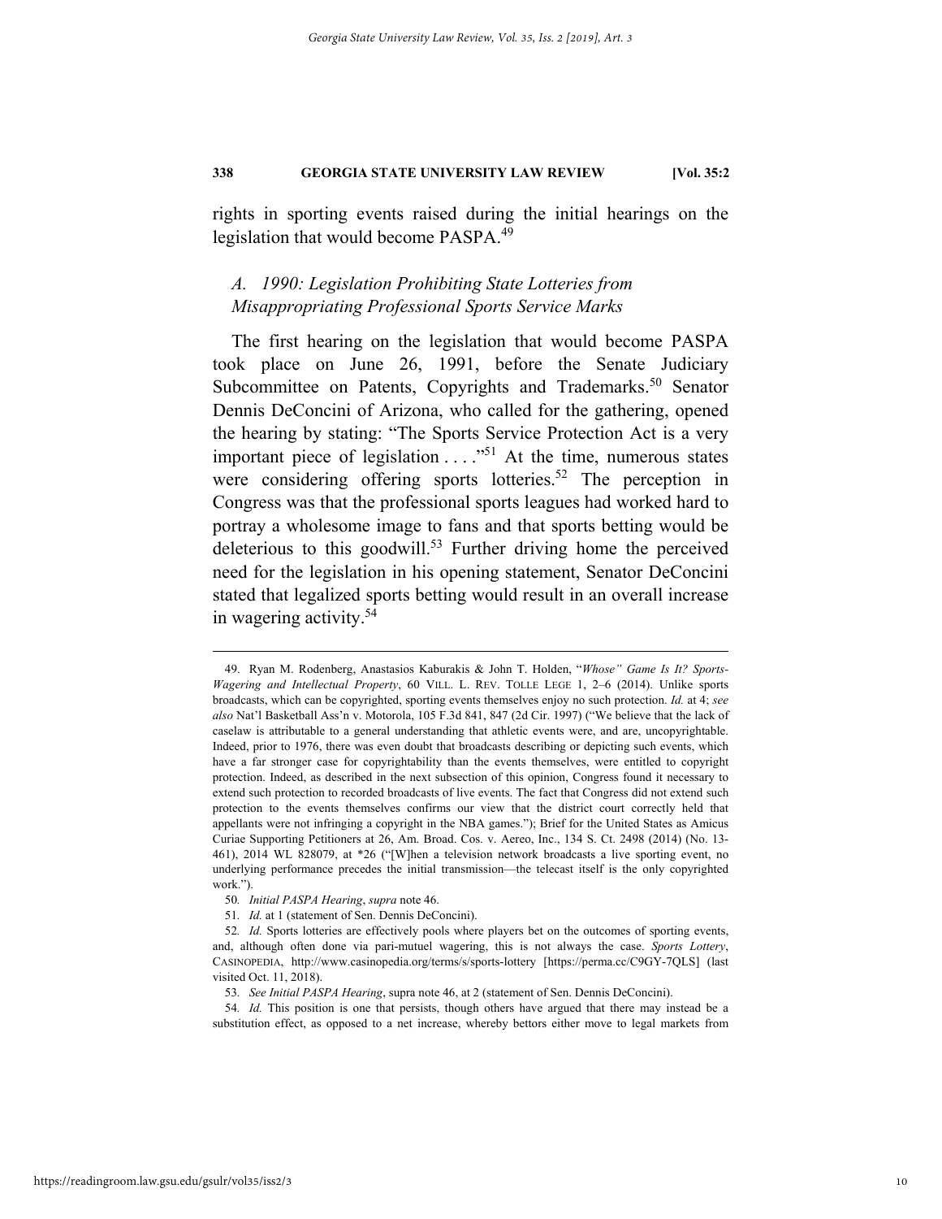rights in sporting events raised during the initial hearings on the legislation that would become PASPA.[49]

### *A. 1990: Legislation Prohibiting State Lotteries from Misappropriating Professional Sports Service Marks*

The first hearing on the legislation that would become PASPA took place on June 26, 1991, before the Senate Judiciary Subcommittee on Patents, Copyrights and Trademarks.[50] Senator Dennis DeConcini of Arizona, who called for the gathering, opened the hearing by stating: "The Sports Service Protection Act is a very important piece of legislation . . . ."[51] At the time, numerous states were considering offering sports lotteries.[52] The perception in Congress was that the professional sports leagues had worked hard to portray a wholesome image to fans and that sports betting would be deleterious to this goodwill.[53] Further driving home the perceived need for the legislation in his opening statement, Senator DeConcini stated that legalized sports betting would result in an overall increase in wagering activity.[54]

---

49. Ryan M. Rodenberg, Anastasios Kaburakis & John T. Holden, "*Whose" Game Is It? Sports-Wagering and Intellectual Property*, 60 VILL. L. REV. TOLLE LEGE 1, 2–6 (2014). Unlike sports broadcasts, which can be copyrighted, sporting events themselves enjoy no such protection. *Id.* at 4; *see also* Nat'l Basketball Ass'n v. Motorola, 105 F.3d 841, 847 (2d Cir. 1997) ("We believe that the lack of caselaw is attributable to a general understanding that athletic events were, and are, uncopyrightable. Indeed, prior to 1976, there was even doubt that broadcasts describing or depicting such events, which have a far stronger case for copyrightability than the events themselves, were entitled to copyright protection. Indeed, as described in the next subsection of this opinion, Congress found it necessary to extend such protection to recorded broadcasts of live events. The fact that Congress did not extend such protection to the events themselves confirms our view that the district court correctly held that appellants were not infringing a copyright in the NBA games."); Brief for the United States as Amicus Curiae Supporting Petitioners at 26, Am. Broad. Cos. v. Aereo, Inc., 134 S. Ct. 2498 (2014) (No. 13-461), 2014 WL 828079, at *26 ("[W]hen a television network broadcasts a live sporting event, no underlying performance precedes the initial transmission—the telecast itself is the only copyrighted work.").

50. *Initial PASPA Hearing*, *supra* note 46.

51. *Id.* at 1 (statement of Sen. Dennis DeConcini).

52. *Id.* Sports lotteries are effectively pools where players bet on the outcomes of sporting events, and, although often done via pari-mutuel wagering, this is not always the case. *Sports Lottery*, CASINOPEDIA, http://www.casinopedia.org/terms/s/sports-lottery [https://perma.cc/C9GY-7QLS] (last visited Oct. 11, 2018).

53. *See Initial PASPA Hearing*, supra note 46, at 2 (statement of Sen. Dennis DeConcini).

54. *Id.* This position is one that persists, though others have argued that there may instead be a substitution effect, as opposed to a net increase, whereby bettors either move to legal markets from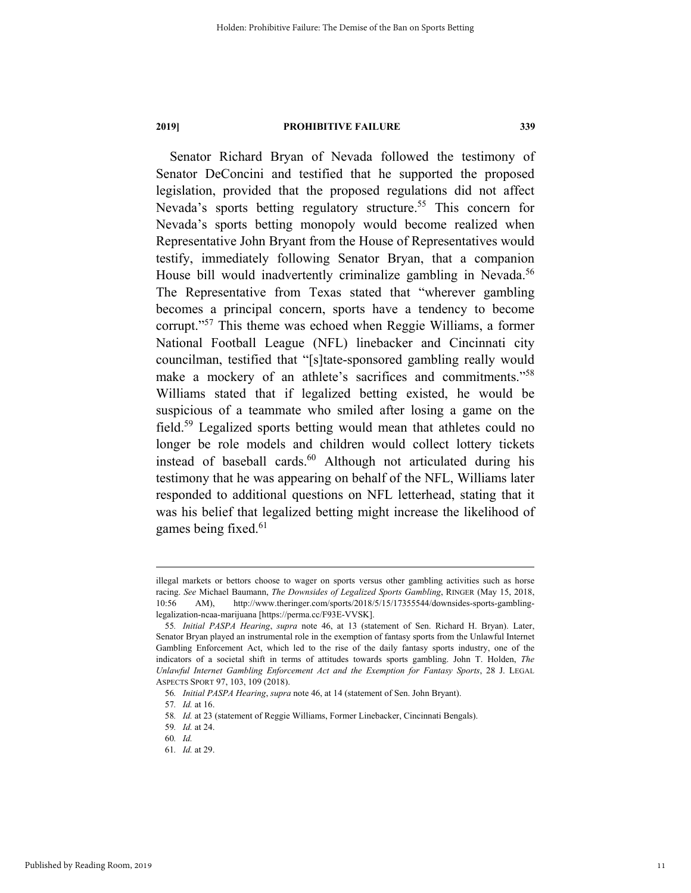Senator Richard Bryan of Nevada followed the testimony of Senator DeConcini and testified that he supported the proposed legislation, provided that the proposed regulations did not affect Nevada's sports betting regulatory structure.[55] This concern for Nevada's sports betting monopoly would become realized when Representative John Bryant from the House of Representatives would testify, immediately following Senator Bryan, that a companion House bill would inadvertently criminalize gambling in Nevada.[56] The Representative from Texas stated that "wherever gambling becomes a principal concern, sports have a tendency to become corrupt."[57] This theme was echoed when Reggie Williams, a former National Football League (NFL) linebacker and Cincinnati city councilman, testified that "[s]tate-sponsored gambling really would make a mockery of an athlete's sacrifices and commitments."[58] Williams stated that if legalized betting existed, he would be suspicious of a teammate who smiled after losing a game on the field.[59] Legalized sports betting would mean that athletes could no longer be role models and children would collect lottery tickets instead of baseball cards.[60] Although not articulated during his testimony that he was appearing on behalf of the NFL, Williams later responded to additional questions on NFL letterhead, stating that it was his belief that legalized betting might increase the likelihood of games being fixed.[61]

---

illegal markets or bettors choose to wager on sports versus other gambling activities such as horse racing. *See* Michael Baumann, *The Downsides of Legalized Sports Gambling*, RINGER (May 15, 2018, 10:56 AM), http://www.theringer.com/sports/2018/5/15/17355544/downsides-sports-gambling-legalization-ncaa-marijuana [https://perma.cc/F93E-VVSK].

55. *Initial PASPA Hearing*, *supra* note 46, at 13 (statement of Sen. Richard H. Bryan). Later, Senator Bryan played an instrumental role in the exemption of fantasy sports from the Unlawful Internet Gambling Enforcement Act, which led to the rise of the daily fantasy sports industry, one of the indicators of a societal shift in terms of attitudes towards sports gambling. John T. Holden, *The Unlawful Internet Gambling Enforcement Act and the Exemption for Fantasy Sports*, 28 J. LEGAL ASPECTS SPORT 97, 103, 109 (2018).

56. *Initial PASPA Hearing*, *supra* note 46, at 14 (statement of Sen. John Bryant).

57. *Id.* at 16.

58. *Id.* at 23 (statement of Reggie Williams, Former Linebacker, Cincinnati Bengals).

59. *Id.* at 24.

60. *Id.*

61. *Id.* at 29.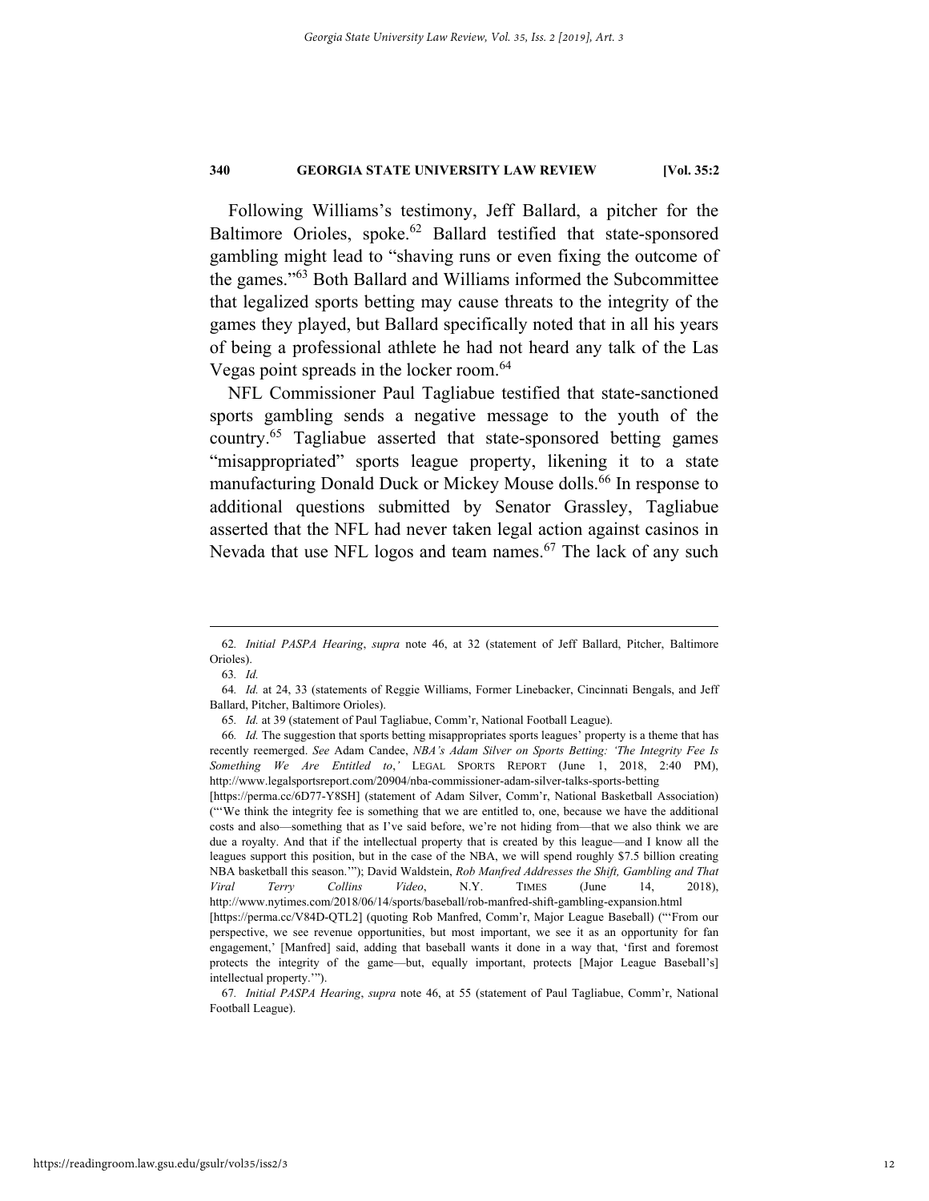Following Williams's testimony, Jeff Ballard, a pitcher for the Baltimore Orioles, spoke.[62] Ballard testified that state-sponsored gambling might lead to "shaving runs or even fixing the outcome of the games."[63] Both Ballard and Williams informed the Subcommittee that legalized sports betting may cause threats to the integrity of the games they played, but Ballard specifically noted that in all his years of being a professional athlete he had not heard any talk of the Las Vegas point spreads in the locker room.[64]

NFL Commissioner Paul Tagliabue testified that state-sanctioned sports gambling sends a negative message to the youth of the country.[65] Tagliabue asserted that state-sponsored betting games "misappropriated" sports league property, likening it to a state manufacturing Donald Duck or Mickey Mouse dolls.[66] In response to additional questions submitted by Senator Grassley, Tagliabue asserted that the NFL had never taken legal action against casinos in Nevada that use NFL logos and team names.[67] The lack of any such

---

62. *Initial PASPA Hearing*, *supra* note 46, at 32 (statement of Jeff Ballard, Pitcher, Baltimore Orioles).

63. *Id.*

64. *Id.* at 24, 33 (statements of Reggie Williams, Former Linebacker, Cincinnati Bengals, and Jeff Ballard, Pitcher, Baltimore Orioles).

65. *Id.* at 39 (statement of Paul Tagliabue, Comm'r, National Football League).

66. *Id.* The suggestion that sports betting misappropriates sports leagues' property is a theme that has recently reemerged. *See* Adam Candee, *NBA's Adam Silver on Sports Betting: 'The Integrity Fee Is Something We Are Entitled to*,*'* LEGAL SPORTS REPORT (June 1, 2018, 2:40 PM), http://www.legalsportsreport.com/20904/nba-commissioner-adam-silver-talks-sports-betting [https://perma.cc/6D77-Y8SH] (statement of Adam Silver, Comm'r, National Basketball Association) ("'We think the integrity fee is something that we are entitled to, one, because we have the additional costs and also—something that as I've said before, we're not hiding from—that we also think we are due a royalty. And that if the intellectual property that is created by this league—and I know all the leagues support this position, but in the case of the NBA, we will spend roughly $7.5 billion creating NBA basketball this season.'"); David Waldstein, *Rob Manfred Addresses the Shift, Gambling and That Viral Terry Collins Video*, N.Y. TIMES (June 14, 2018), http://www.nytimes.com/2018/06/14/sports/baseball/rob-manfred-shift-gambling-expansion.html [https://perma.cc/V84D-QTL2] (quoting Rob Manfred, Comm'r, Major League Baseball) ("'From our perspective, we see revenue opportunities, but most important, we see it as an opportunity for fan engagement,' [Manfred] said, adding that baseball wants it done in a way that, 'first and foremost protects the integrity of the game—but, equally important, protects [Major League Baseball's] intellectual property.'").

67. *Initial PASPA Hearing*, *supra* note 46, at 55 (statement of Paul Tagliabue, Comm'r, National Football League).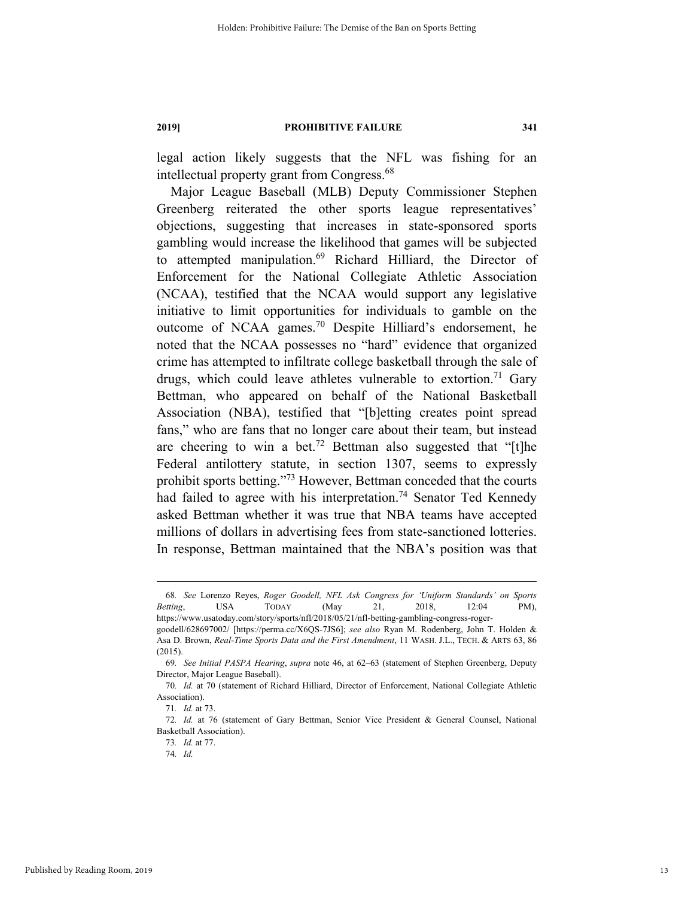legal action likely suggests that the NFL was fishing for an intellectual property grant from Congress.[68]

Major League Baseball (MLB) Deputy Commissioner Stephen Greenberg reiterated the other sports league representatives' objections, suggesting that increases in state-sponsored sports gambling would increase the likelihood that games will be subjected to attempted manipulation.[69] Richard Hilliard, the Director of Enforcement for the National Collegiate Athletic Association (NCAA), testified that the NCAA would support any legislative initiative to limit opportunities for individuals to gamble on the outcome of NCAA games.[70] Despite Hilliard's endorsement, he noted that the NCAA possesses no "hard" evidence that organized crime has attempted to infiltrate college basketball through the sale of drugs, which could leave athletes vulnerable to extortion.[71] Gary Bettman, who appeared on behalf of the National Basketball Association (NBA), testified that "[b]etting creates point spread fans," who are fans that no longer care about their team, but instead are cheering to win a bet.[72] Bettman also suggested that "[t]he Federal antilottery statute, in section 1307, seems to expressly prohibit sports betting."[73] However, Bettman conceded that the courts had failed to agree with his interpretation.[74] Senator Ted Kennedy asked Bettman whether it was true that NBA teams have accepted millions of dollars in advertising fees from state-sanctioned lotteries. In response, Bettman maintained that the NBA's position was that

---

68. *See* Lorenzo Reyes, *Roger Goodell, NFL Ask Congress for 'Uniform Standards' on Sports Betting*, USA TODAY (May 21, 2018, 12:04 PM), https://www.usatoday.com/story/sports/nfl/2018/05/21/nfl-betting-gambling-congress-roger-goodell/628697002/ [https://perma.cc/X6QS-7JS6]; *see also* Ryan M. Rodenberg, John T. Holden & Asa D. Brown, *Real-Time Sports Data and the First Amendment*, 11 WASH. J.L., TECH. & ARTS 63, 86 (2015).

69. *See Initial PASPA Hearing*, *supra* note 46, at 62–63 (statement of Stephen Greenberg, Deputy Director, Major League Baseball).

70. *Id.* at 70 (statement of Richard Hilliard, Director of Enforcement, National Collegiate Athletic Association).

71. *Id.* at 73.

72. *Id.* at 76 (statement of Gary Bettman, Senior Vice President & General Counsel, National Basketball Association).

73. *Id.* at 77.

74. *Id.*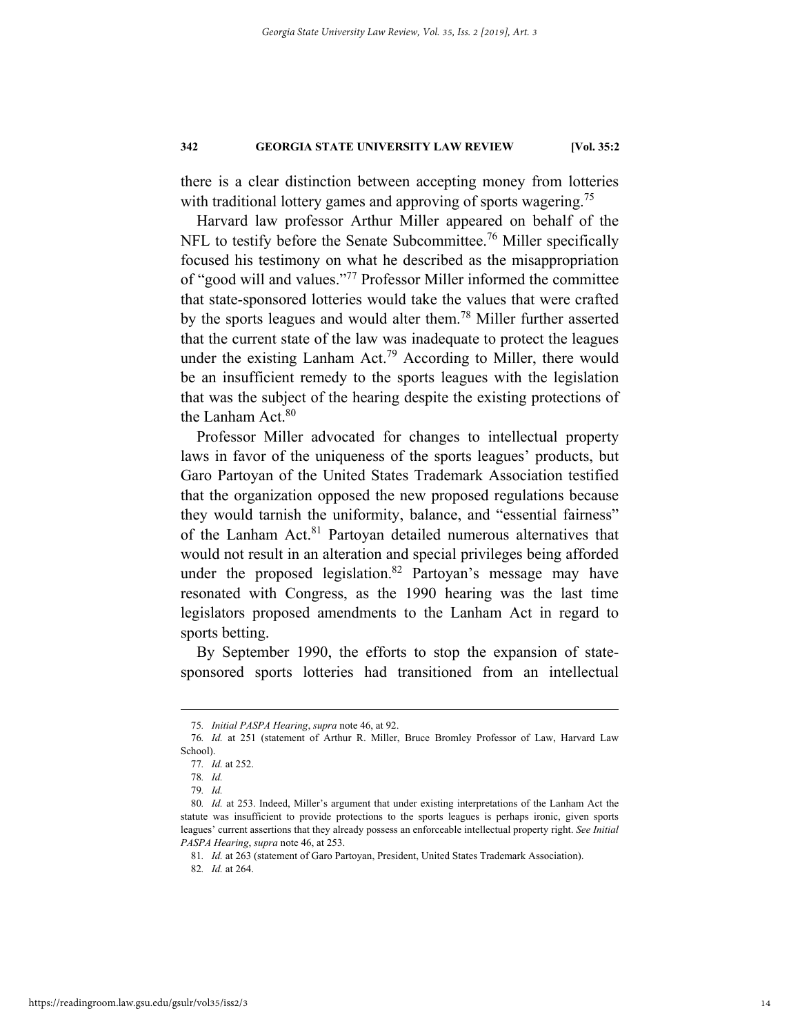there is a clear distinction between accepting money from lotteries with traditional lottery games and approving of sports wagering.[75]

Harvard law professor Arthur Miller appeared on behalf of the NFL to testify before the Senate Subcommittee.[76] Miller specifically focused his testimony on what he described as the misappropriation of "good will and values."[77] Professor Miller informed the committee that state-sponsored lotteries would take the values that were crafted by the sports leagues and would alter them.[78] Miller further asserted that the current state of the law was inadequate to protect the leagues under the existing Lanham Act.[79] According to Miller, there would be an insufficient remedy to the sports leagues with the legislation that was the subject of the hearing despite the existing protections of the Lanham Act.[80]

Professor Miller advocated for changes to intellectual property laws in favor of the uniqueness of the sports leagues' products, but Garo Partoyan of the United States Trademark Association testified that the organization opposed the new proposed regulations because they would tarnish the uniformity, balance, and "essential fairness" of the Lanham Act.[81] Partoyan detailed numerous alternatives that would not result in an alteration and special privileges being afforded under the proposed legislation.[82] Partoyan's message may have resonated with Congress, as the 1990 hearing was the last time legislators proposed amendments to the Lanham Act in regard to sports betting.

By September 1990, the efforts to stop the expansion of state-sponsored sports lotteries had transitioned from an intellectual

---

75. *Initial PASPA Hearing*, *supra* note 46, at 92.

76. *Id.* at 251 (statement of Arthur R. Miller, Bruce Bromley Professor of Law, Harvard Law School).

77. *Id.* at 252.

78. *Id.*

79. *Id.*

80. *Id.* at 253. Indeed, Miller's argument that under existing interpretations of the Lanham Act the statute was insufficient to provide protections to the sports leagues is perhaps ironic, given sports leagues' current assertions that they already possess an enforceable intellectual property right. *See Initial PASPA Hearing*, *supra* note 46, at 253.

81. *Id.* at 263 (statement of Garo Partoyan, President, United States Trademark Association).

82. *Id.* at 264.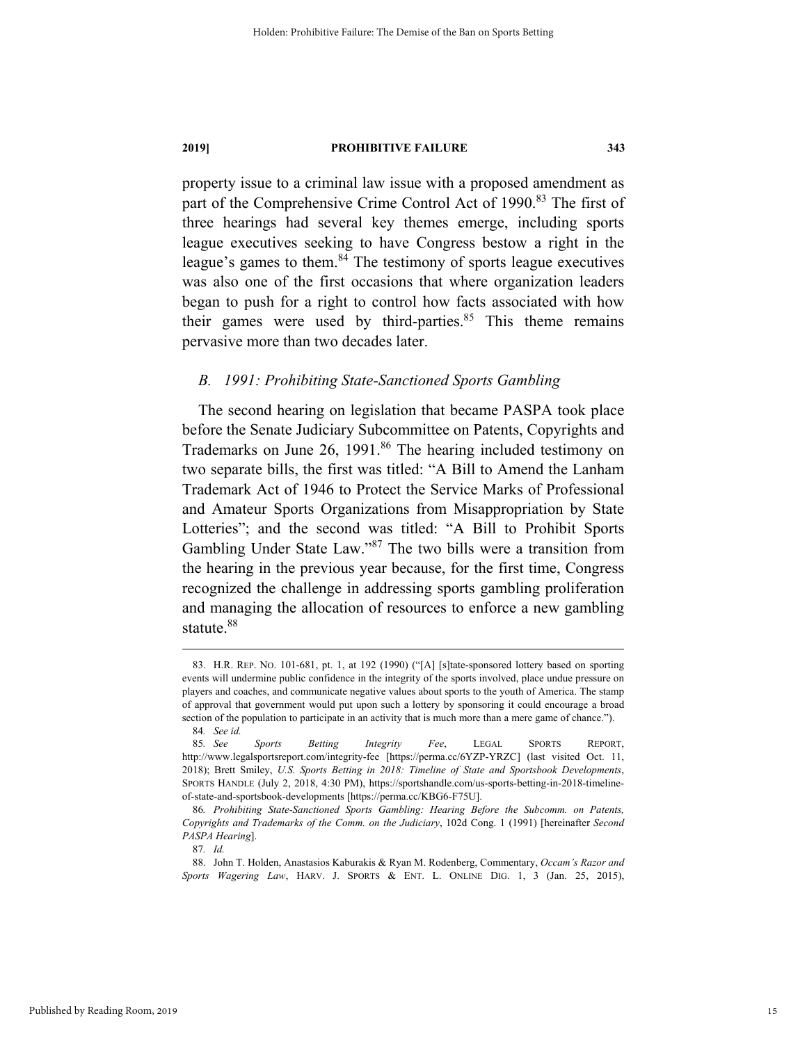property issue to a criminal law issue with a proposed amendment as part of the Comprehensive Crime Control Act of 1990.[83] The first of three hearings had several key themes emerge, including sports league executives seeking to have Congress bestow a right in the league's games to them.[84] The testimony of sports league executives was also one of the first occasions that where organization leaders began to push for a right to control how facts associated with how their games were used by third-parties.[85] This theme remains pervasive more than two decades later.

### *B. 1991: Prohibiting State-Sanctioned Sports Gambling*

The second hearing on legislation that became PASPA took place before the Senate Judiciary Subcommittee on Patents, Copyrights and Trademarks on June 26, 1991.[86] The hearing included testimony on two separate bills, the first was titled: "A Bill to Amend the Lanham Trademark Act of 1946 to Protect the Service Marks of Professional and Amateur Sports Organizations from Misappropriation by State Lotteries"; and the second was titled: "A Bill to Prohibit Sports Gambling Under State Law."[87] The two bills were a transition from the hearing in the previous year because, for the first time, Congress recognized the challenge in addressing sports gambling proliferation and managing the allocation of resources to enforce a new gambling statute.[88]

---

83. H.R. REP. NO. 101-681, pt. 1, at 192 (1990) ("[A] [s]tate-sponsored lottery based on sporting events will undermine public confidence in the integrity of the sports involved, place undue pressure on players and coaches, and communicate negative values about sports to the youth of America. The stamp of approval that government would put upon such a lottery by sponsoring it could encourage a broad section of the population to participate in an activity that is much more than a mere game of chance.").

84. *See id.*

85. *See Sports Betting Integrity Fee*, LEGAL SPORTS REPORT, http://www.legalsportsreport.com/integrity-fee [https://perma.cc/6YZP-YRZC] (last visited Oct. 11, 2018); Brett Smiley, *U.S. Sports Betting in 2018: Timeline of State and Sportsbook Developments*, SPORTS HANDLE (July 2, 2018, 4:30 PM), https://sportshandle.com/us-sports-betting-in-2018-timeline-of-state-and-sportsbook-developments [https://perma.cc/KBG6-F75U].

86. *Prohibiting State-Sanctioned Sports Gambling: Hearing Before the Subcomm. on Patents, Copyrights and Trademarks of the Comm. on the Judiciary*, 102d Cong. 1 (1991) [hereinafter *Second PASPA Hearing*].

87. *Id.*

88. John T. Holden, Anastasios Kaburakis & Ryan M. Rodenberg, Commentary, *Occam's Razor and Sports Wagering Law*, HARV. J. SPORTS & ENT. L. ONLINE DIG. 1, 3 (Jan. 25, 2015),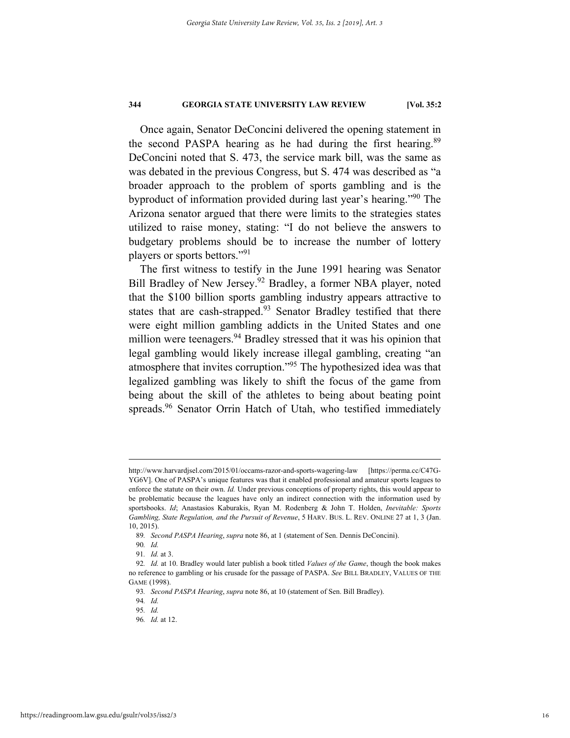Once again, Senator DeConcini delivered the opening statement in the second PASPA hearing as he had during the first hearing.[89] DeConcini noted that S. 473, the service mark bill, was the same as was debated in the previous Congress, but S. 474 was described as "a broader approach to the problem of sports gambling and is the byproduct of information provided during last year's hearing."[90] The Arizona senator argued that there were limits to the strategies states utilized to raise money, stating: "I do not believe the answers to budgetary problems should be to increase the number of lottery players or sports bettors."[91]

The first witness to testify in the June 1991 hearing was Senator Bill Bradley of New Jersey.[92] Bradley, a former NBA player, noted that the $100 billion sports gambling industry appears attractive to states that are cash-strapped.[93] Senator Bradley testified that there were eight million gambling addicts in the United States and one million were teenagers.[94] Bradley stressed that it was his opinion that legal gambling would likely increase illegal gambling, creating "an atmosphere that invites corruption."[95] The hypothesized idea was that legalized gambling was likely to shift the focus of the game from being about the skill of the athletes to being about beating point spreads.[96] Senator Orrin Hatch of Utah, who testified immediately

---

http://www.harvardjsel.com/2015/01/occams-razor-and-sports-wagering-law [https://perma.cc/C47G-YG6V]. One of PASPA's unique features was that it enabled professional and amateur sports leagues to enforce the statute on their own. *Id.* Under previous conceptions of property rights, this would appear to be problematic because the leagues have only an indirect connection with the information used by sportsbooks. *Id*; Anastasios Kaburakis, Ryan M. Rodenberg & John T. Holden, *Inevitable: Sports Gambling, State Regulation, and the Pursuit of Revenue*, 5 HARV. BUS. L. REV. ONLINE 27 at 1, 3 (Jan. 10, 2015).

89. *Second PASPA Hearing*, *supra* note 86, at 1 (statement of Sen. Dennis DeConcini).

90. *Id.*

91. *Id.* at 3.

92. *Id.* at 10. Bradley would later publish a book titled *Values of the Game*, though the book makes no reference to gambling or his crusade for the passage of PASPA. *See* BILL BRADLEY, VALUES OF THE GAME (1998).

93. *Second PASPA Hearing*, *supra* note 86, at 10 (statement of Sen. Bill Bradley).

94. *Id.*

95. *Id.*

96. *Id.* at 12.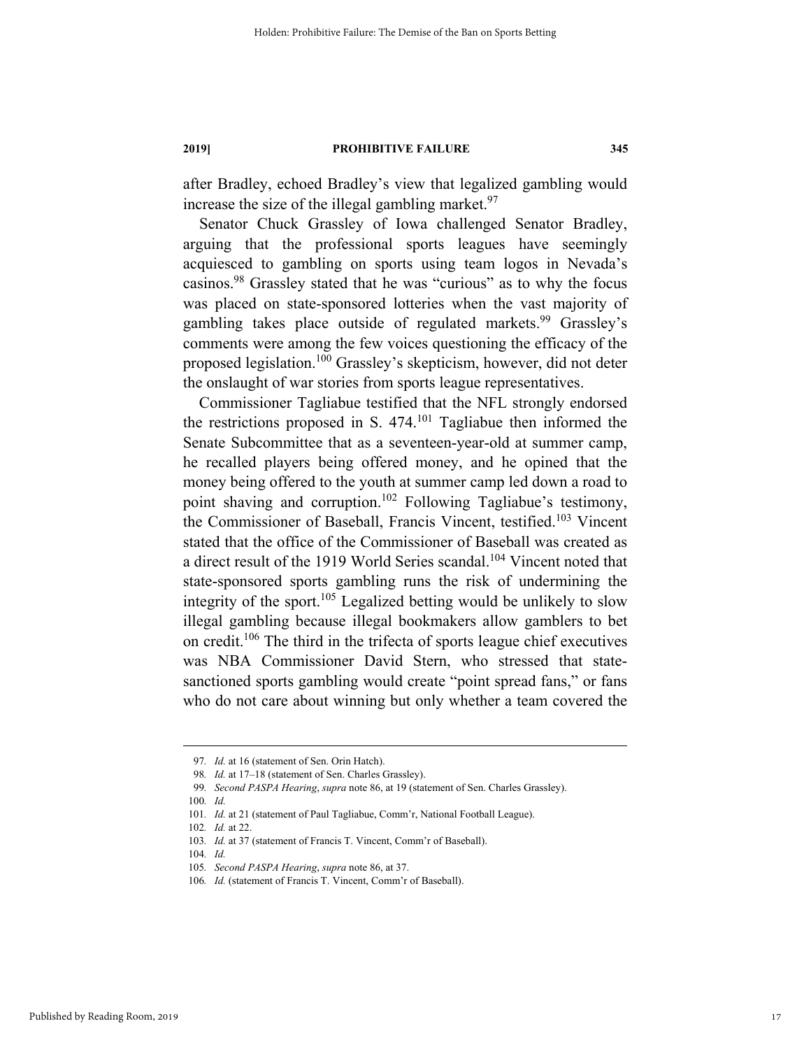after Bradley, echoed Bradley's view that legalized gambling would increase the size of the illegal gambling market.[97]

Senator Chuck Grassley of Iowa challenged Senator Bradley, arguing that the professional sports leagues have seemingly acquiesced to gambling on sports using team logos in Nevada's casinos.[98] Grassley stated that he was "curious" as to why the focus was placed on state-sponsored lotteries when the vast majority of gambling takes place outside of regulated markets.[99] Grassley's comments were among the few voices questioning the efficacy of the proposed legislation.[100] Grassley's skepticism, however, did not deter the onslaught of war stories from sports league representatives.

Commissioner Tagliabue testified that the NFL strongly endorsed the restrictions proposed in S. 474.[101] Tagliabue then informed the Senate Subcommittee that as a seventeen-year-old at summer camp, he recalled players being offered money, and he opined that the money being offered to the youth at summer camp led down a road to point shaving and corruption.[102] Following Tagliabue's testimony, the Commissioner of Baseball, Francis Vincent, testified.[103] Vincent stated that the office of the Commissioner of Baseball was created as a direct result of the 1919 World Series scandal.[104] Vincent noted that state-sponsored sports gambling runs the risk of undermining the integrity of the sport.[105] Legalized betting would be unlikely to slow illegal gambling because illegal bookmakers allow gamblers to bet on credit.[106] The third in the trifecta of sports league chief executives was NBA Commissioner David Stern, who stressed that state-sanctioned sports gambling would create "point spread fans," or fans who do not care about winning but only whether a team covered the

---

97. *Id.* at 16 (statement of Sen. Orin Hatch).

98. *Id.* at 17–18 (statement of Sen. Charles Grassley).

99. *Second PASPA Hearing*, *supra* note 86, at 19 (statement of Sen. Charles Grassley).

100. *Id.*

101. *Id.* at 21 (statement of Paul Tagliabue, Comm'r, National Football League).

102. *Id.* at 22.

103. *Id.* at 37 (statement of Francis T. Vincent, Comm'r of Baseball).

104. *Id.*

105. *Second PASPA Hearing*, *supra* note 86, at 37.

106. *Id.* (statement of Francis T. Vincent, Comm'r of Baseball).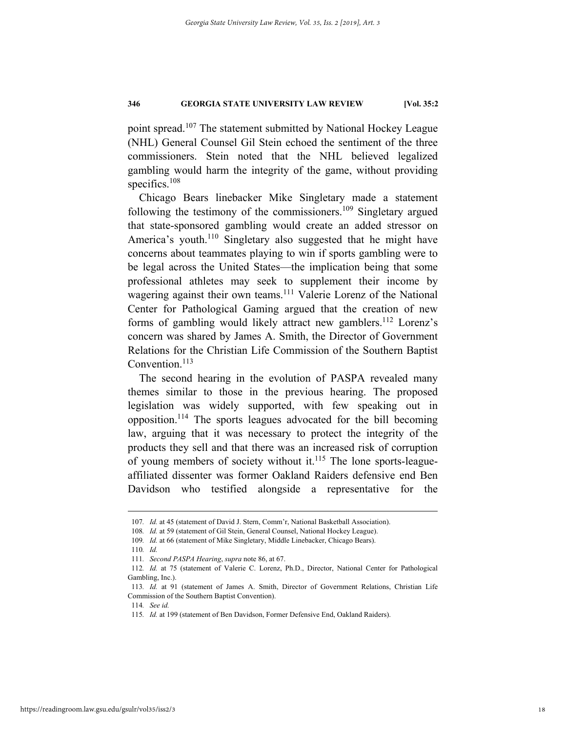point spread.[107] The statement submitted by National Hockey League (NHL) General Counsel Gil Stein echoed the sentiment of the three commissioners. Stein noted that the NHL believed legalized gambling would harm the integrity of the game, without providing specifics.[108]

Chicago Bears linebacker Mike Singletary made a statement following the testimony of the commissioners.[109] Singletary argued that state-sponsored gambling would create an added stressor on America's youth.[110] Singletary also suggested that he might have concerns about teammates playing to win if sports gambling were to be legal across the United States—the implication being that some professional athletes may seek to supplement their income by wagering against their own teams.[111] Valerie Lorenz of the National Center for Pathological Gaming argued that the creation of new forms of gambling would likely attract new gamblers.[112] Lorenz's concern was shared by James A. Smith, the Director of Government Relations for the Christian Life Commission of the Southern Baptist Convention.[113]

The second hearing in the evolution of PASPA revealed many themes similar to those in the previous hearing. The proposed legislation was widely supported, with few speaking out in opposition.[114] The sports leagues advocated for the bill becoming law, arguing that it was necessary to protect the integrity of the products they sell and that there was an increased risk of corruption of young members of society without it.[115] The lone sports-league-affiliated dissenter was former Oakland Raiders defensive end Ben Davidson who testified alongside a representative for the

---

107. *Id.* at 45 (statement of David J. Stern, Comm'r, National Basketball Association).

108. *Id.* at 59 (statement of Gil Stein, General Counsel, National Hockey League).

109. *Id.* at 66 (statement of Mike Singletary, Middle Linebacker, Chicago Bears).

110. *Id.*

111. *Second PASPA Hearing*, *supra* note 86, at 67.

112. *Id.* at 75 (statement of Valerie C. Lorenz, Ph.D., Director, National Center for Pathological Gambling, Inc.).

113. *Id.* at 91 (statement of James A. Smith, Director of Government Relations, Christian Life Commission of the Southern Baptist Convention).

114. *See id.*

115. *Id.* at 199 (statement of Ben Davidson, Former Defensive End, Oakland Raiders).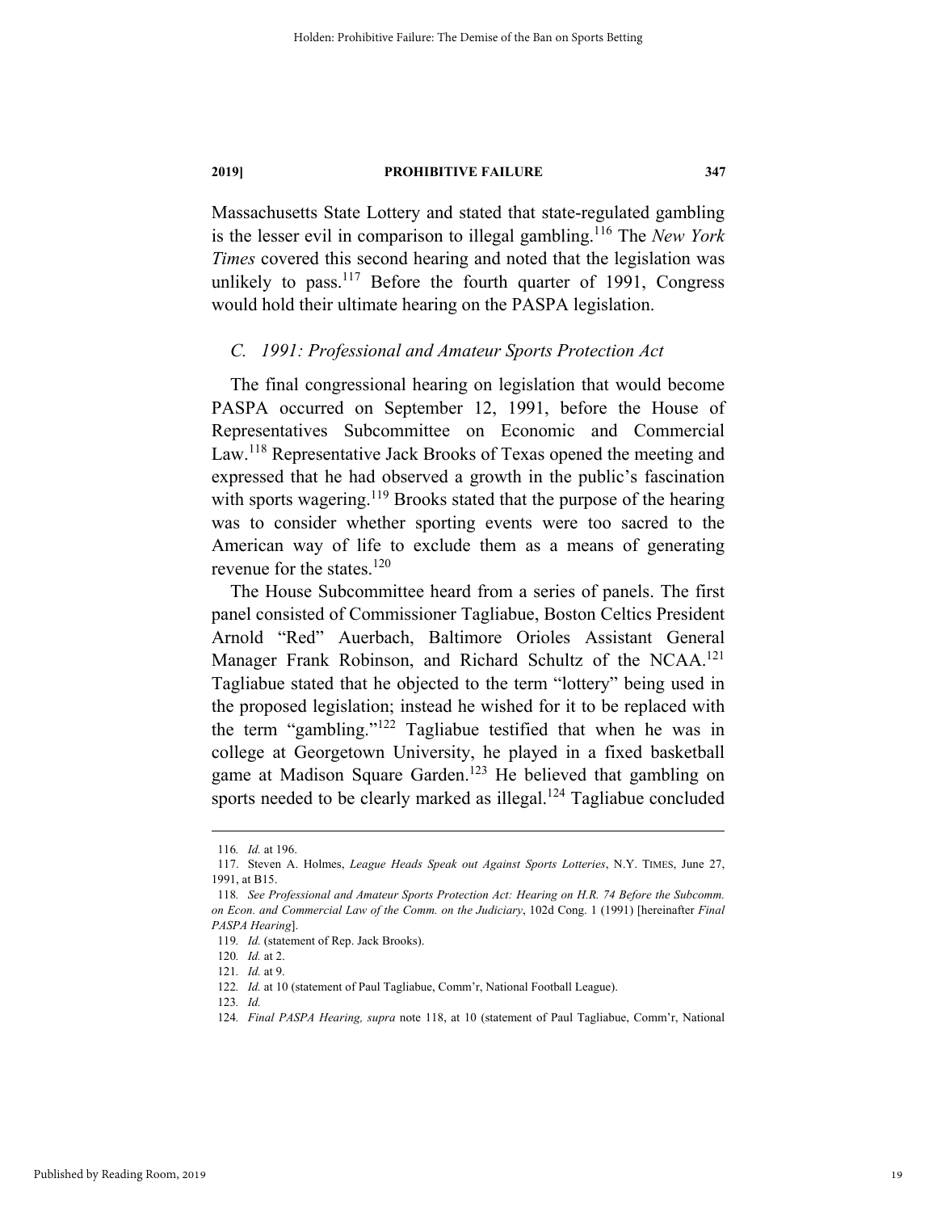Massachusetts State Lottery and stated that state-regulated gambling is the lesser evil in comparison to illegal gambling.[116] The *New York Times* covered this second hearing and noted that the legislation was unlikely to pass.[117] Before the fourth quarter of 1991, Congress would hold their ultimate hearing on the PASPA legislation.

### *C. 1991: Professional and Amateur Sports Protection Act*

The final congressional hearing on legislation that would become PASPA occurred on September 12, 1991, before the House of Representatives Subcommittee on Economic and Commercial Law.[118] Representative Jack Brooks of Texas opened the meeting and expressed that he had observed a growth in the public's fascination with sports wagering.[119] Brooks stated that the purpose of the hearing was to consider whether sporting events were too sacred to the American way of life to exclude them as a means of generating revenue for the states.[120]

The House Subcommittee heard from a series of panels. The first panel consisted of Commissioner Tagliabue, Boston Celtics President Arnold "Red" Auerbach, Baltimore Orioles Assistant General Manager Frank Robinson, and Richard Schultz of the NCAA.[121] Tagliabue stated that he objected to the term "lottery" being used in the proposed legislation; instead he wished for it to be replaced with the term "gambling."[122] Tagliabue testified that when he was in college at Georgetown University, he played in a fixed basketball game at Madison Square Garden.[123] He believed that gambling on sports needed to be clearly marked as illegal.[124] Tagliabue concluded

---

116. *Id.* at 196.

117. Steven A. Holmes, *League Heads Speak out Against Sports Lotteries*, N.Y. TIMES, June 27, 1991, at B15.

118. *See Professional and Amateur Sports Protection Act: Hearing on H.R. 74 Before the Subcomm. on Econ. and Commercial Law of the Comm. on the Judiciary*, 102d Cong. 1 (1991) [hereinafter *Final PASPA Hearing*].

119. *Id.* (statement of Rep. Jack Brooks).

120. *Id.* at 2.

121. *Id.* at 9.

122. *Id.* at 10 (statement of Paul Tagliabue, Comm'r, National Football League).

123. *Id.*

124. *Final PASPA Hearing, supra* note 118, at 10 (statement of Paul Tagliabue, Comm'r, National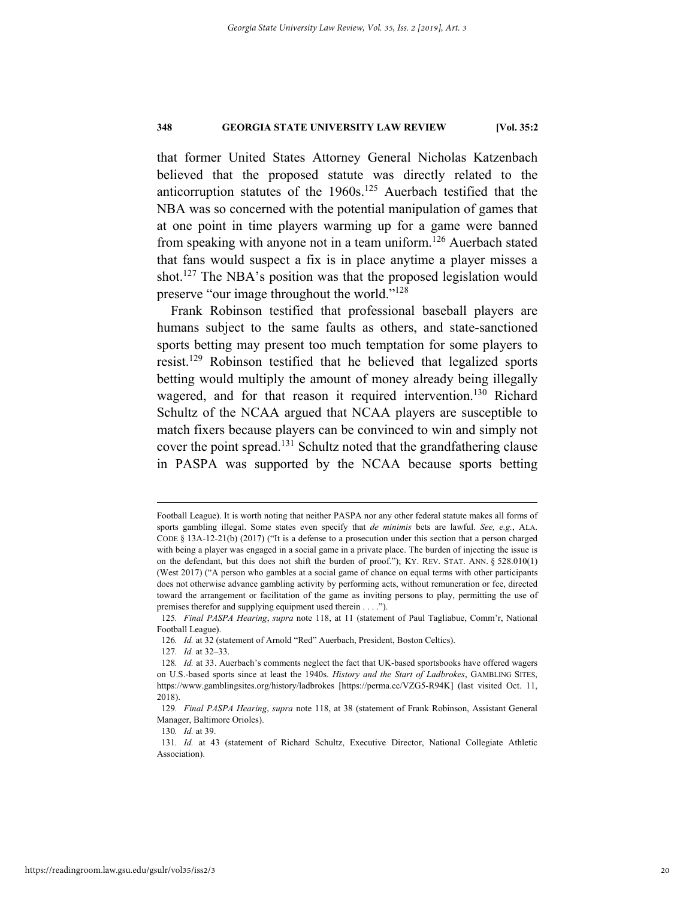that former United States Attorney General Nicholas Katzenbach believed that the proposed statute was directly related to the anticorruption statutes of the 1960s.[125] Auerbach testified that the NBA was so concerned with the potential manipulation of games that at one point in time players warming up for a game were banned from speaking with anyone not in a team uniform.[126] Auerbach stated that fans would suspect a fix is in place anytime a player misses a shot.[127] The NBA's position was that the proposed legislation would preserve "our image throughout the world."[128]

Frank Robinson testified that professional baseball players are humans subject to the same faults as others, and state-sanctioned sports betting may present too much temptation for some players to resist.[129] Robinson testified that he believed that legalized sports betting would multiply the amount of money already being illegally wagered, and for that reason it required intervention.[130] Richard Schultz of the NCAA argued that NCAA players are susceptible to match fixers because players can be convinced to win and simply not cover the point spread.[131] Schultz noted that the grandfathering clause in PASPA was supported by the NCAA because sports betting

---

Football League). It is worth noting that neither PASPA nor any other federal statute makes all forms of sports gambling illegal. Some states even specify that *de minimis* bets are lawful. *See, e.g.*, ALA. CODE § 13A-12-21(b) (2017) ("It is a defense to a prosecution under this section that a person charged with being a player was engaged in a social game in a private place. The burden of injecting the issue is on the defendant, but this does not shift the burden of proof."); KY. REV. STAT. ANN. § 528.010(1) (West 2017) ("A person who gambles at a social game of chance on equal terms with other participants does not otherwise advance gambling activity by performing acts, without remuneration or fee, directed toward the arrangement or facilitation of the game as inviting persons to play, permitting the use of premises therefor and supplying equipment used therein . . . .").

125. *Final PASPA Hearing*, *supra* note 118, at 11 (statement of Paul Tagliabue, Comm'r, National Football League).

126. *Id.* at 32 (statement of Arnold "Red" Auerbach, President, Boston Celtics).

127. *Id.* at 32–33.

128. *Id.* at 33. Auerbach's comments neglect the fact that UK-based sportsbooks have offered wagers on U.S.-based sports since at least the 1940s. *History and the Start of Ladbrokes*, GAMBLING SITES, https://www.gamblingsites.org/history/ladbrokes [https://perma.cc/VZG5-R94K] (last visited Oct. 11, 2018).

129. *Final PASPA Hearing*, *supra* note 118, at 38 (statement of Frank Robinson, Assistant General Manager, Baltimore Orioles).

130. *Id.* at 39.

131. *Id.* at 43 (statement of Richard Schultz, Executive Director, National Collegiate Athletic Association).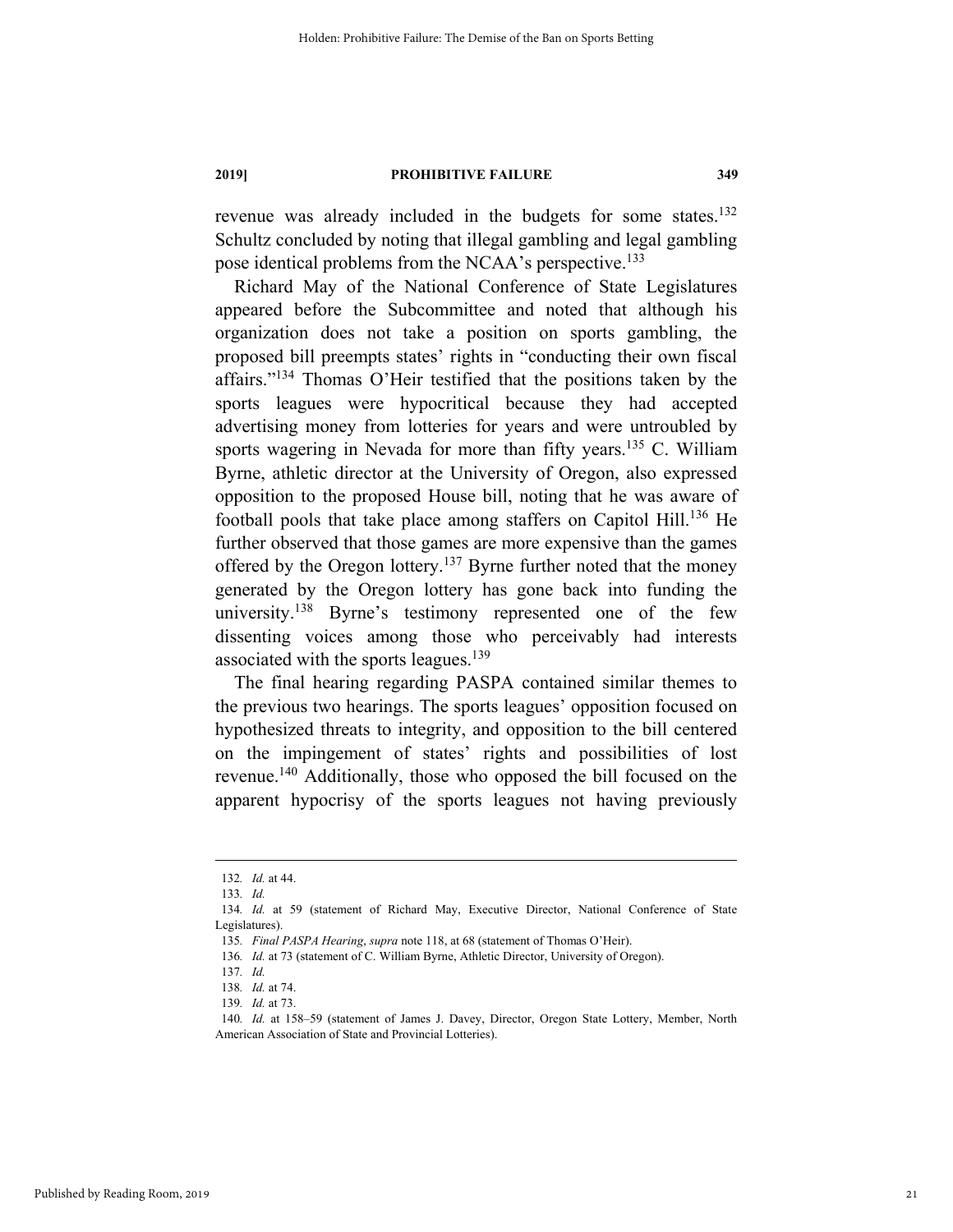revenue was already included in the budgets for some states.[132] Schultz concluded by noting that illegal gambling and legal gambling pose identical problems from the NCAA's perspective.[133]

Richard May of the National Conference of State Legislatures appeared before the Subcommittee and noted that although his organization does not take a position on sports gambling, the proposed bill preempts states' rights in "conducting their own fiscal affairs."[134] Thomas O'Heir testified that the positions taken by the sports leagues were hypocritical because they had accepted advertising money from lotteries for years and were untroubled by sports wagering in Nevada for more than fifty years.[135] C. William Byrne, athletic director at the University of Oregon, also expressed opposition to the proposed House bill, noting that he was aware of football pools that take place among staffers on Capitol Hill.[136] He further observed that those games are more expensive than the games offered by the Oregon lottery.[137] Byrne further noted that the money generated by the Oregon lottery has gone back into funding the university.[138] Byrne's testimony represented one of the few dissenting voices among those who perceivably had interests associated with the sports leagues.[139]

The final hearing regarding PASPA contained similar themes to the previous two hearings. The sports leagues' opposition focused on hypothesized threats to integrity, and opposition to the bill centered on the impingement of states' rights and possibilities of lost revenue.[140] Additionally, those who opposed the bill focused on the apparent hypocrisy of the sports leagues not having previously

---

132. *Id.* at 44.

133. *Id.*

134. *Id.* at 59 (statement of Richard May, Executive Director, National Conference of State Legislatures).

135. *Final PASPA Hearing*, *supra* note 118, at 68 (statement of Thomas O'Heir).

136. *Id.* at 73 (statement of C. William Byrne, Athletic Director, University of Oregon).

137. *Id.*

138. *Id.* at 74.

139. *Id.* at 73.

140. *Id.* at 158–59 (statement of James J. Davey, Director, Oregon State Lottery, Member, North American Association of State and Provincial Lotteries).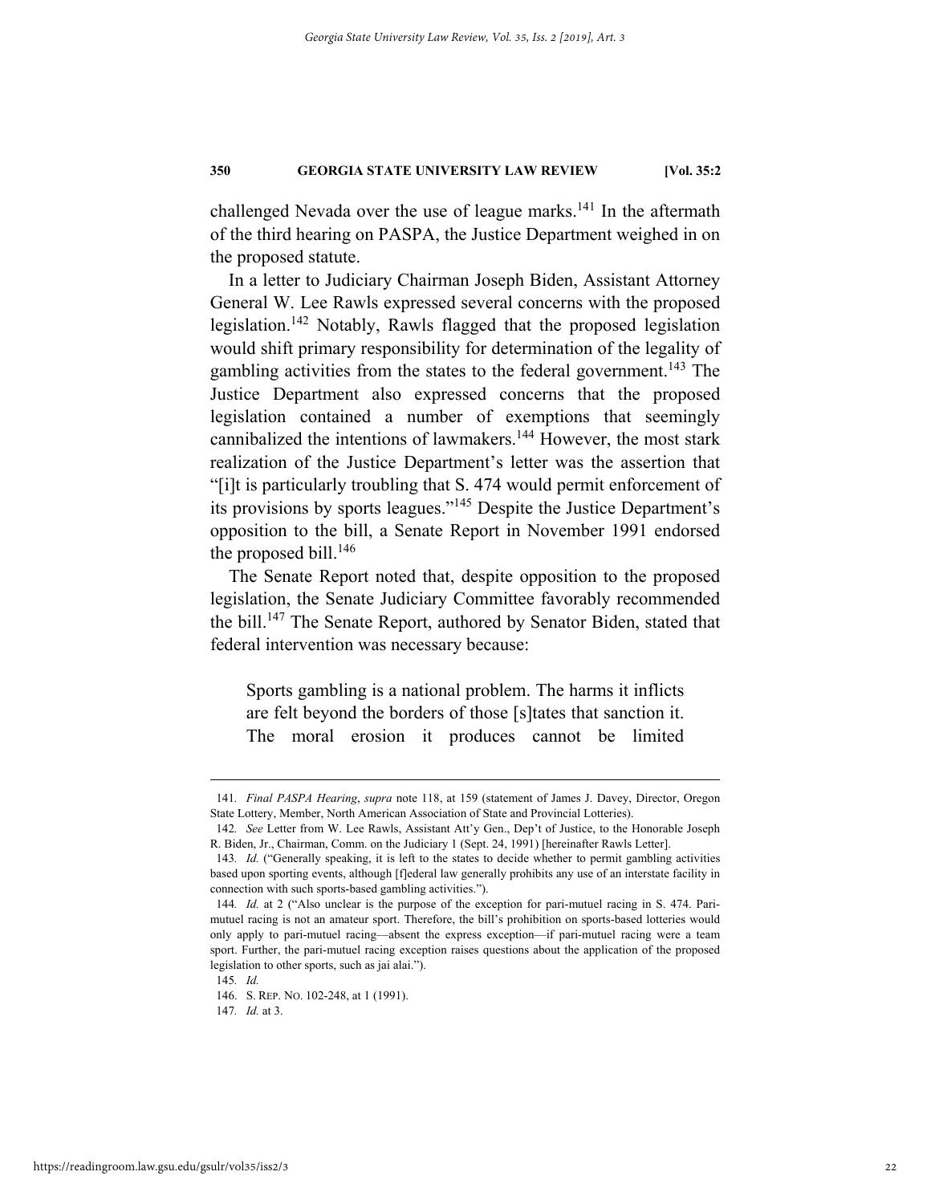challenged Nevada over the use of league marks.[141] In the aftermath of the third hearing on PASPA, the Justice Department weighed in on the proposed statute.

In a letter to Judiciary Chairman Joseph Biden, Assistant Attorney General W. Lee Rawls expressed several concerns with the proposed legislation.[142] Notably, Rawls flagged that the proposed legislation would shift primary responsibility for determination of the legality of gambling activities from the states to the federal government.[143] The Justice Department also expressed concerns that the proposed legislation contained a number of exemptions that seemingly cannibalized the intentions of lawmakers.[144] However, the most stark realization of the Justice Department's letter was the assertion that "[i]t is particularly troubling that S. 474 would permit enforcement of its provisions by sports leagues."[145] Despite the Justice Department's opposition to the bill, a Senate Report in November 1991 endorsed the proposed bill.[146]

The Senate Report noted that, despite opposition to the proposed legislation, the Senate Judiciary Committee favorably recommended the bill.[147] The Senate Report, authored by Senator Biden, stated that federal intervention was necessary because:

> Sports gambling is a national problem. The harms it inflicts are felt beyond the borders of those [s]tates that sanction it. The moral erosion it produces cannot be limited

---

141. *Final PASPA Hearing*, *supra* note 118, at 159 (statement of James J. Davey, Director, Oregon State Lottery, Member, North American Association of State and Provincial Lotteries).

142. *See* Letter from W. Lee Rawls, Assistant Att'y Gen., Dep't of Justice, to the Honorable Joseph R. Biden, Jr., Chairman, Comm. on the Judiciary 1 (Sept. 24, 1991) [hereinafter Rawls Letter].

143. *Id.* ("Generally speaking, it is left to the states to decide whether to permit gambling activities based upon sporting events, although [f]ederal law generally prohibits any use of an interstate facility in connection with such sports-based gambling activities.").

144. *Id.* at 2 ("Also unclear is the purpose of the exception for pari-mutuel racing in S. 474. Pari-mutuel racing is not an amateur sport. Therefore, the bill's prohibition on sports-based lotteries would only apply to pari-mutuel racing—absent the express exception—if pari-mutuel racing were a team sport. Further, the pari-mutuel racing exception raises questions about the application of the proposed legislation to other sports, such as jai alai.").

145. *Id.*

146. S. REP. NO. 102-248, at 1 (1991).

147. *Id.* at 3.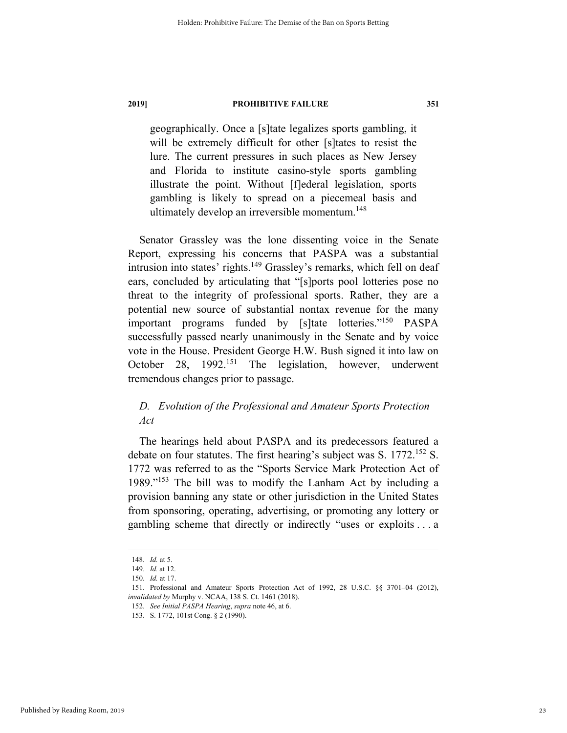> geographically. Once a [s]tate legalizes sports gambling, it will be extremely difficult for other [s]tates to resist the lure. The current pressures in such places as New Jersey and Florida to institute casino-style sports gambling illustrate the point. Without [f]ederal legislation, sports gambling is likely to spread on a piecemeal basis and ultimately develop an irreversible momentum.[148]

Senator Grassley was the lone dissenting voice in the Senate Report, expressing his concerns that PASPA was a substantial intrusion into states' rights.[149] Grassley's remarks, which fell on deaf ears, concluded by articulating that "[s]ports pool lotteries pose no threat to the integrity of professional sports. Rather, they are a potential new source of substantial nontax revenue for the many important programs funded by [s]tate lotteries."[150] PASPA successfully passed nearly unanimously in the Senate and by voice vote in the House. President George H.W. Bush signed it into law on October 28, 1992.[151] The legislation, however, underwent tremendous changes prior to passage.

### *D. Evolution of the Professional and Amateur Sports Protection Act*

The hearings held about PASPA and its predecessors featured a debate on four statutes. The first hearing's subject was S. 1772.[152] S. 1772 was referred to as the "Sports Service Mark Protection Act of 1989."[153] The bill was to modify the Lanham Act by including a provision banning any state or other jurisdiction in the United States from sponsoring, operating, advertising, or promoting any lottery or gambling scheme that directly or indirectly "uses or exploits . . . a

---

148. *Id.* at 5.

149. *Id.* at 12.

150. *Id.* at 17.

151. Professional and Amateur Sports Protection Act of 1992, 28 U.S.C. §§ 3701–04 (2012), *invalidated by* Murphy v. NCAA, 138 S. Ct. 1461 (2018).

152. *See Initial PASPA Hearing*, *supra* note 46, at 6.

153. S. 1772, 101st Cong. § 2 (1990).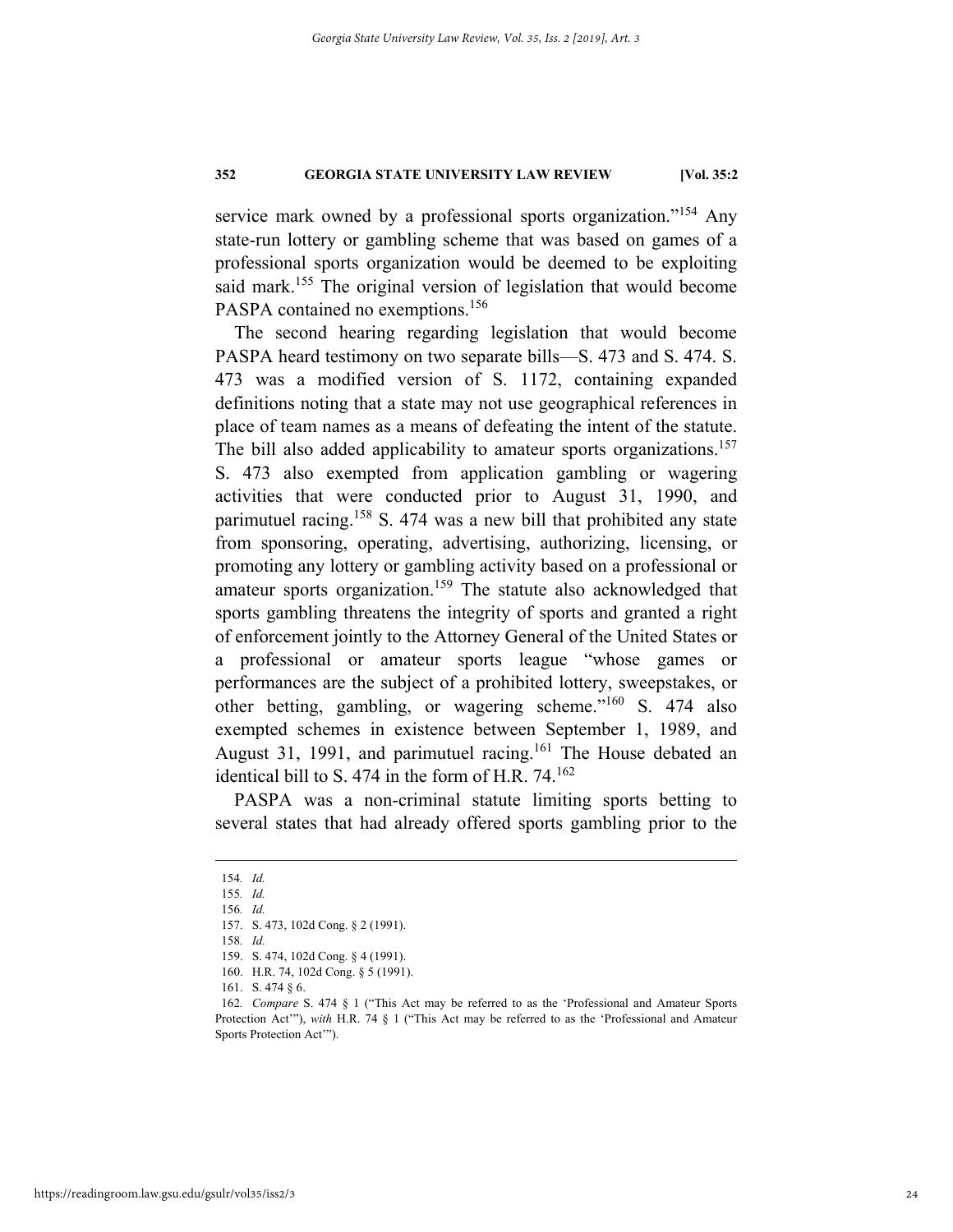service mark owned by a professional sports organization."[154] Any state-run lottery or gambling scheme that was based on games of a professional sports organization would be deemed to be exploiting said mark.[155] The original version of legislation that would become PASPA contained no exemptions.[156]

The second hearing regarding legislation that would become PASPA heard testimony on two separate bills—S. 473 and S. 474. S. 473 was a modified version of S. 1172, containing expanded definitions noting that a state may not use geographical references in place of team names as a means of defeating the intent of the statute. The bill also added applicability to amateur sports organizations.[157] S. 473 also exempted from application gambling or wagering activities that were conducted prior to August 31, 1990, and parimutuel racing.[158] S. 474 was a new bill that prohibited any state from sponsoring, operating, advertising, authorizing, licensing, or promoting any lottery or gambling activity based on a professional or amateur sports organization.[159] The statute also acknowledged that sports gambling threatens the integrity of sports and granted a right of enforcement jointly to the Attorney General of the United States or a professional or amateur sports league "whose games or performances are the subject of a prohibited lottery, sweepstakes, or other betting, gambling, or wagering scheme."[160] S. 474 also exempted schemes in existence between September 1, 1989, and August 31, 1991, and parimutuel racing.[161] The House debated an identical bill to S. 474 in the form of H.R. 74.[162]

PASPA was a non-criminal statute limiting sports betting to several states that had already offered sports gambling prior to the

---

154. *Id.*

155. *Id.*

156. *Id.*

157. S. 473, 102d Cong. § 2 (1991).

158. *Id.*

159. S. 474, 102d Cong. § 4 (1991).

160. H.R. 74, 102d Cong. § 5 (1991).

161. S. 474 § 6.

162. *Compare* S. 474 § 1 ("This Act may be referred to as the 'Professional and Amateur Sports Protection Act'"), *with* H.R. 74 § 1 ("This Act may be referred to as the 'Professional and Amateur Sports Protection Act'").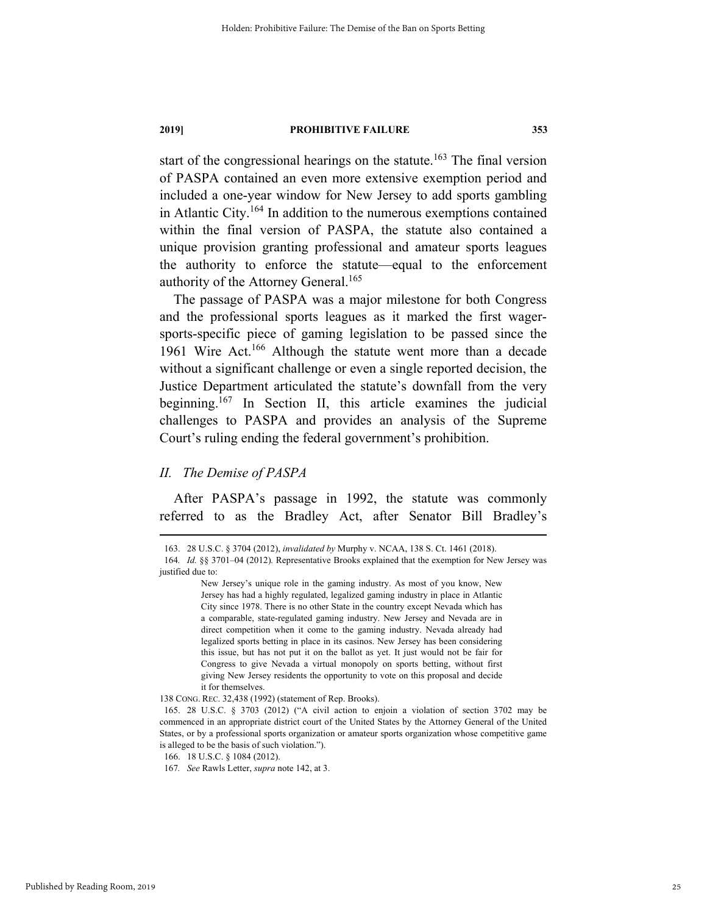start of the congressional hearings on the statute.[163] The final version of PASPA contained an even more extensive exemption period and included a one-year window for New Jersey to add sports gambling in Atlantic City.[164] In addition to the numerous exemptions contained within the final version of PASPA, the statute also contained a unique provision granting professional and amateur sports leagues the authority to enforce the statute—equal to the enforcement authority of the Attorney General.[165]

The passage of PASPA was a major milestone for both Congress and the professional sports leagues as it marked the first wager-sports-specific piece of gaming legislation to be passed since the 1961 Wire Act.[166] Although the statute went more than a decade without a significant challenge or even a single reported decision, the Justice Department articulated the statute's downfall from the very beginning.[167] In Section II, this article examines the judicial challenges to PASPA and provides an analysis of the Supreme Court's ruling ending the federal government's prohibition.

## *II. The Demise of PASPA*

After PASPA's passage in 1992, the statute was commonly referred to as the Bradley Act, after Senator Bill Bradley's

---

163. 28 U.S.C. § 3704 (2012), *invalidated by* Murphy v. NCAA, 138 S. Ct. 1461 (2018).

164. *Id.* §§ 3701–04 (2012). Representative Brooks explained that the exemption for New Jersey was justified due to:

> New Jersey's unique role in the gaming industry. As most of you know, New Jersey has had a highly regulated, legalized gaming industry in place in Atlantic City since 1978. There is no other State in the country except Nevada which has a comparable, state-regulated gaming industry. New Jersey and Nevada are in direct competition when it come to the gaming industry. Nevada already had legalized sports betting in place in its casinos. New Jersey has been considering this issue, but has not put it on the ballot as yet. It just would not be fair for Congress to give Nevada a virtual monopoly on sports betting, without first giving New Jersey residents the opportunity to vote on this proposal and decide it for themselves.

138 CONG. REC. 32,438 (1992) (statement of Rep. Brooks).

165. 28 U.S.C. § 3703 (2012) ("A civil action to enjoin a violation of section 3702 may be commenced in an appropriate district court of the United States by the Attorney General of the United States, or by a professional sports organization or amateur sports organization whose competitive game is alleged to be the basis of such violation.").

166. 18 U.S.C. § 1084 (2012).

167. *See* Rawls Letter, *supra* note 142, at 3.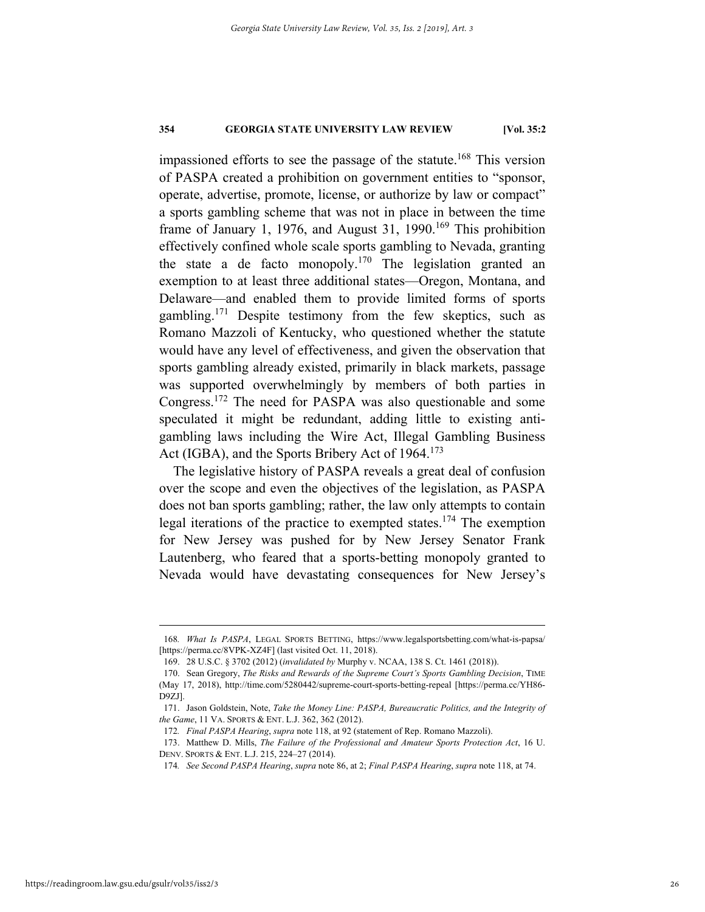impassioned efforts to see the passage of the statute.[168] This version of PASPA created a prohibition on government entities to "sponsor, operate, advertise, promote, license, or authorize by law or compact" a sports gambling scheme that was not in place in between the time frame of January 1, 1976, and August 31, 1990.[169] This prohibition effectively confined whole scale sports gambling to Nevada, granting the state a de facto monopoly.[170] The legislation granted an exemption to at least three additional states—Oregon, Montana, and Delaware—and enabled them to provide limited forms of sports gambling.[171] Despite testimony from the few skeptics, such as Romano Mazzoli of Kentucky, who questioned whether the statute would have any level of effectiveness, and given the observation that sports gambling already existed, primarily in black markets, passage was supported overwhelmingly by members of both parties in Congress.[172] The need for PASPA was also questionable and some speculated it might be redundant, adding little to existing anti-gambling laws including the Wire Act, Illegal Gambling Business Act (IGBA), and the Sports Bribery Act of 1964.[173]

The legislative history of PASPA reveals a great deal of confusion over the scope and even the objectives of the legislation, as PASPA does not ban sports gambling; rather, the law only attempts to contain legal iterations of the practice to exempted states.[174] The exemption for New Jersey was pushed for by New Jersey Senator Frank Lautenberg, who feared that a sports-betting monopoly granted to Nevada would have devastating consequences for New Jersey's

---

168. *What Is PASPA*, LEGAL SPORTS BETTING, https://www.legalsportsbetting.com/what-is-papsa/ [https://perma.cc/8VPK-XZ4F] (last visited Oct. 11, 2018).

169. 28 U.S.C. § 3702 (2012) (*invalidated by* Murphy v. NCAA, 138 S. Ct. 1461 (2018)).

170. Sean Gregory, *The Risks and Rewards of the Supreme Court's Sports Gambling Decision*, TIME (May 17, 2018), http://time.com/5280442/supreme-court-sports-betting-repeal [https://perma.cc/YH86-D9ZJ].

171. Jason Goldstein, Note, *Take the Money Line: PASPA, Bureaucratic Politics, and the Integrity of the Game*, 11 VA. SPORTS & ENT. L.J. 362, 362 (2012).

172. *Final PASPA Hearing*, *supra* note 118, at 92 (statement of Rep. Romano Mazzoli).

173. Matthew D. Mills, *The Failure of the Professional and Amateur Sports Protection Act*, 16 U. DENV. SPORTS & ENT. L.J. 215, 224–27 (2014).

174. *See Second PASPA Hearing*, *supra* note 86, at 2; *Final PASPA Hearing*, *supra* note 118, at 74.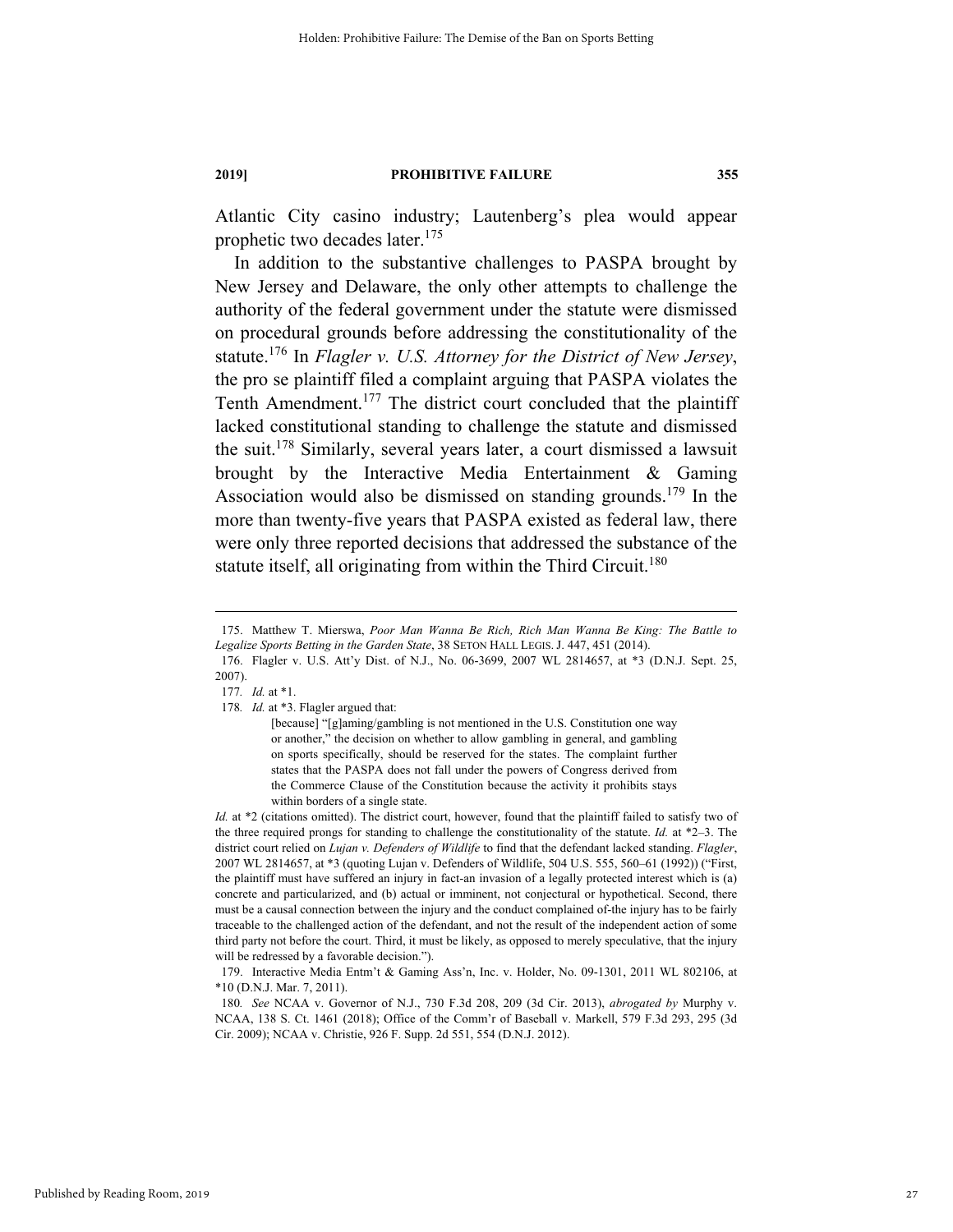Atlantic City casino industry; Lautenberg's plea would appear prophetic two decades later.[175]

In addition to the substantive challenges to PASPA brought by New Jersey and Delaware, the only other attempts to challenge the authority of the federal government under the statute were dismissed on procedural grounds before addressing the constitutionality of the statute.[176] In *Flagler v. U.S. Attorney for the District of New Jersey*, the pro se plaintiff filed a complaint arguing that PASPA violates the Tenth Amendment.[177] The district court concluded that the plaintiff lacked constitutional standing to challenge the statute and dismissed the suit.[178] Similarly, several years later, a court dismissed a lawsuit brought by the Interactive Media Entertainment & Gaming Association would also be dismissed on standing grounds.[179] In the more than twenty-five years that PASPA existed as federal law, there were only three reported decisions that addressed the substance of the statute itself, all originating from within the Third Circuit.[180]

---

175. Matthew T. Mierswa, *Poor Man Wanna Be Rich, Rich Man Wanna Be King: The Battle to Legalize Sports Betting in the Garden State*, 38 SETON HALL LEGIS. J. 447, 451 (2014).

176. Flagler v. U.S. Att'y Dist. of N.J., No. 06-3699, 2007 WL 2814657, at *3 (D.N.J. Sept. 25, 2007).

177. *Id.* at *1.

178. *Id.* at *3. Flagler argued that:

> [because] "[g]aming/gambling is not mentioned in the U.S. Constitution one way or another," the decision on whether to allow gambling in general, and gambling on sports specifically, should be reserved for the states. The complaint further states that the PASPA does not fall under the powers of Congress derived from the Commerce Clause of the Constitution because the activity it prohibits stays within borders of a single state.

*Id.* at *2 (citations omitted). The district court, however, found that the plaintiff failed to satisfy two of the three required prongs for standing to challenge the constitutionality of the statute. *Id.* at *2–3. The district court relied on *Lujan v. Defenders of Wildlife* to find that the defendant lacked standing. *Flagler*, 2007 WL 2814657, at *3 (quoting Lujan v. Defenders of Wildlife, 504 U.S. 555, 560–61 (1992)) ("First, the plaintiff must have suffered an injury in fact-an invasion of a legally protected interest which is (a) concrete and particularized, and (b) actual or imminent, not conjectural or hypothetical. Second, there must be a causal connection between the injury and the conduct complained of-the injury has to be fairly traceable to the challenged action of the defendant, and not the result of the independent action of some third party not before the court. Third, it must be likely, as opposed to merely speculative, that the injury will be redressed by a favorable decision.").

179. Interactive Media Entm't & Gaming Ass'n, Inc. v. Holder, No. 09-1301, 2011 WL 802106, at *10 (D.N.J. Mar. 7, 2011).

180. *See* NCAA v. Governor of N.J., 730 F.3d 208, 209 (3d Cir. 2013), *abrogated by* Murphy v. NCAA, 138 S. Ct. 1461 (2018); Office of the Comm'r of Baseball v. Markell, 579 F.3d 293, 295 (3d Cir. 2009); NCAA v. Christie, 926 F. Supp. 2d 551, 554 (D.N.J. 2012).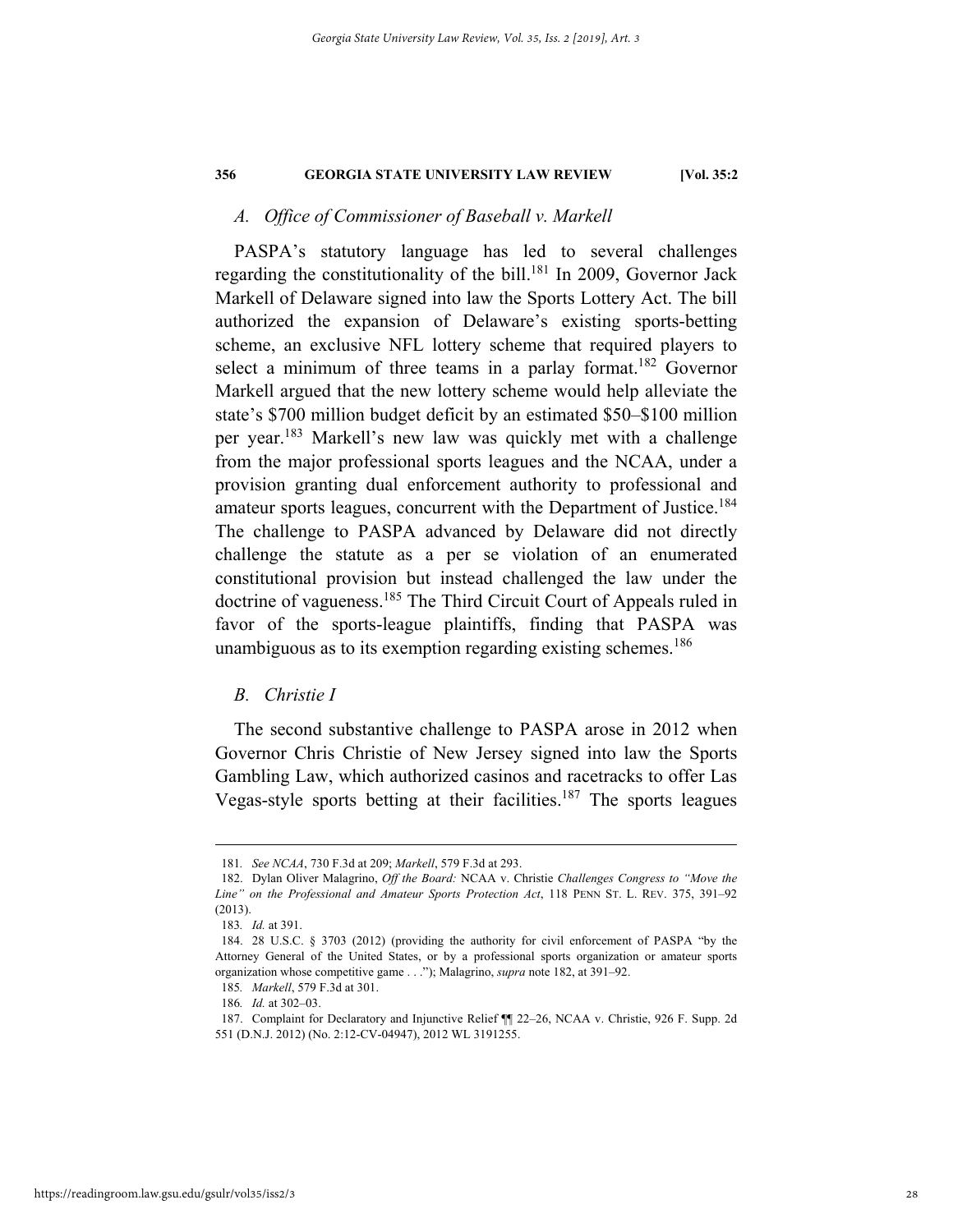### *A. Office of Commissioner of Baseball v. Markell*

PASPA's statutory language has led to several challenges regarding the constitutionality of the bill.[181] In 2009, Governor Jack Markell of Delaware signed into law the Sports Lottery Act. The bill authorized the expansion of Delaware's existing sports-betting scheme, an exclusive NFL lottery scheme that required players to select a minimum of three teams in a parlay format.[182] Governor Markell argued that the new lottery scheme would help alleviate the state's $700 million budget deficit by an estimated $50–$100 million per year.[183] Markell's new law was quickly met with a challenge from the major professional sports leagues and the NCAA, under a provision granting dual enforcement authority to professional and amateur sports leagues, concurrent with the Department of Justice.[184] The challenge to PASPA advanced by Delaware did not directly challenge the statute as a per se violation of an enumerated constitutional provision but instead challenged the law under the doctrine of vagueness.[185] The Third Circuit Court of Appeals ruled in favor of the sports-league plaintiffs, finding that PASPA was unambiguous as to its exemption regarding existing schemes.[186]

### *B. Christie I*

The second substantive challenge to PASPA arose in 2012 when Governor Chris Christie of New Jersey signed into law the Sports Gambling Law, which authorized casinos and racetracks to offer Las Vegas-style sports betting at their facilities.[187] The sports leagues

---

181. *See NCAA*, 730 F.3d at 209; *Markell*, 579 F.3d at 293.

182. Dylan Oliver Malagrino, *Off the Board:* NCAA v. Christie *Challenges Congress to "Move the Line" on the Professional and Amateur Sports Protection Act*, 118 PENN ST. L. REV. 375, 391–92 (2013).

183. *Id.* at 391.

184. 28 U.S.C. § 3703 (2012) (providing the authority for civil enforcement of PASPA "by the Attorney General of the United States, or by a professional sports organization or amateur sports organization whose competitive game . . ."); Malagrino, *supra* note 182, at 391–92.

185. *Markell*, 579 F.3d at 301.

186. *Id.* at 302–03.

187. Complaint for Declaratory and Injunctive Relief ¶¶ 22–26, NCAA v. Christie, 926 F. Supp. 2d 551 (D.N.J. 2012) (No. 2:12-CV-04947), 2012 WL 3191255.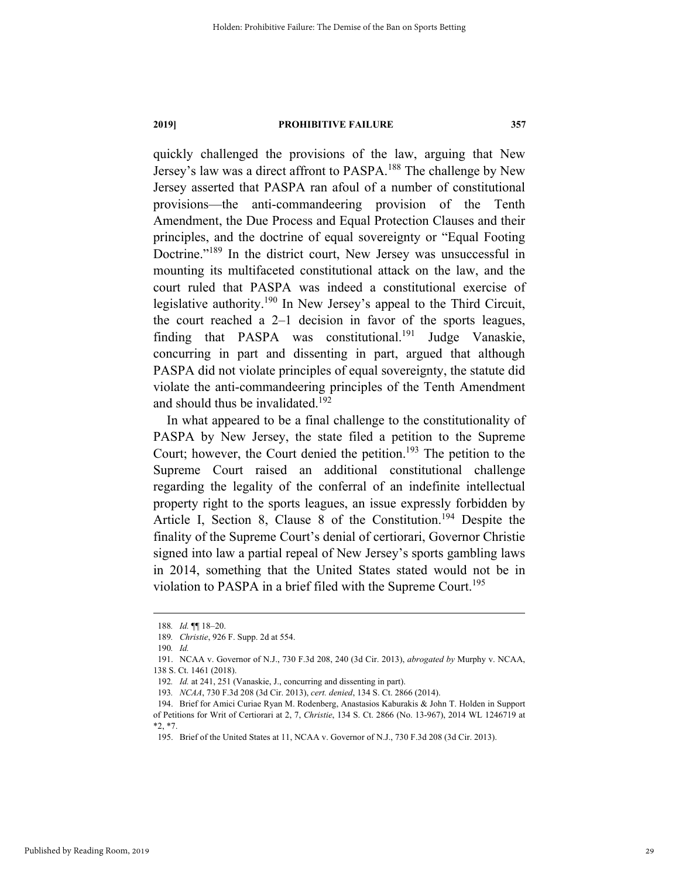quickly challenged the provisions of the law, arguing that New Jersey's law was a direct affront to PASPA.[188] The challenge by New Jersey asserted that PASPA ran afoul of a number of constitutional provisions—the anti-commandeering provision of the Tenth Amendment, the Due Process and Equal Protection Clauses and their principles, and the doctrine of equal sovereignty or "Equal Footing Doctrine."[189] In the district court, New Jersey was unsuccessful in mounting its multifaceted constitutional attack on the law, and the court ruled that PASPA was indeed a constitutional exercise of legislative authority.[190] In New Jersey's appeal to the Third Circuit, the court reached a 2–1 decision in favor of the sports leagues, finding that PASPA was constitutional.[191] Judge Vanaskie, concurring in part and dissenting in part, argued that although PASPA did not violate principles of equal sovereignty, the statute did violate the anti-commandeering principles of the Tenth Amendment and should thus be invalidated.[192]

In what appeared to be a final challenge to the constitutionality of PASPA by New Jersey, the state filed a petition to the Supreme Court; however, the Court denied the petition.[193] The petition to the Supreme Court raised an additional constitutional challenge regarding the legality of the conferral of an indefinite intellectual property right to the sports leagues, an issue expressly forbidden by Article I, Section 8, Clause 8 of the Constitution.[194] Despite the finality of the Supreme Court's denial of certiorari, Governor Christie signed into law a partial repeal of New Jersey's sports gambling laws in 2014, something that the United States stated would not be in violation to PASPA in a brief filed with the Supreme Court.[195]

---

188. *Id.* ¶¶ 18–20.

189. *Christie*, 926 F. Supp. 2d at 554.

190. *Id.*

191. NCAA v. Governor of N.J., 730 F.3d 208, 240 (3d Cir. 2013), *abrogated by* Murphy v. NCAA, 138 S. Ct. 1461 (2018).

192. *Id.* at 241, 251 (Vanaskie, J., concurring and dissenting in part).

193. *NCAA*, 730 F.3d 208 (3d Cir. 2013), *cert. denied*, 134 S. Ct. 2866 (2014).

194. Brief for Amici Curiae Ryan M. Rodenberg, Anastasios Kaburakis & John T. Holden in Support of Petitions for Writ of Certiorari at 2, 7, *Christie*, 134 S. Ct. 2866 (No. 13-967), 2014 WL 1246719 at *2, *7.

195. Brief of the United States at 11, NCAA v. Governor of N.J., 730 F.3d 208 (3d Cir. 2013).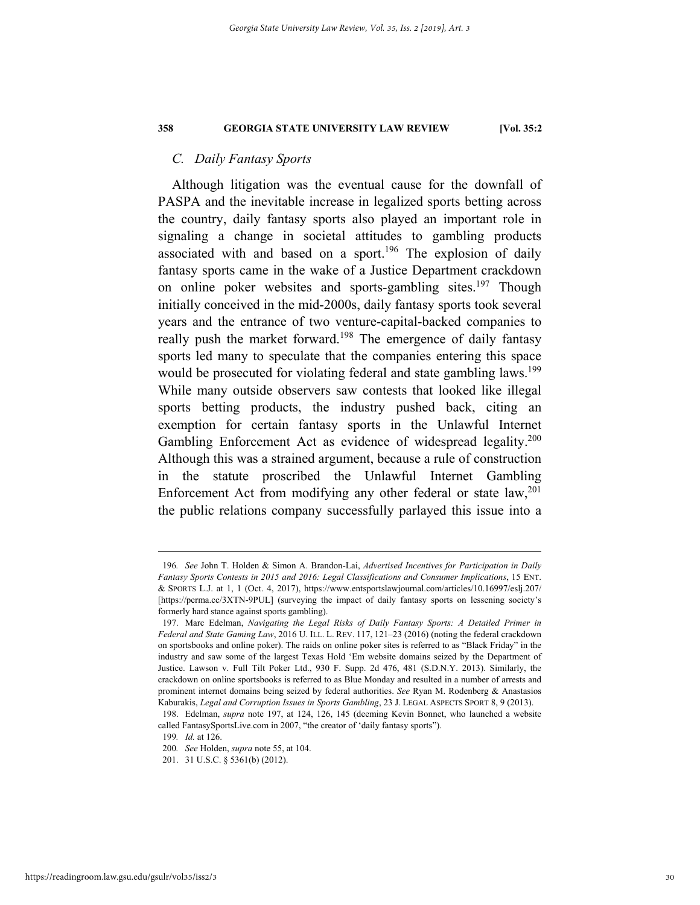### C. Daily Fantasy Sports

Although litigation was the eventual cause for the downfall of PASPA and the inevitable increase in legalized sports betting across the country, daily fantasy sports also played an important role in signaling a change in societal attitudes to gambling products associated with and based on a sport.[196] The explosion of daily fantasy sports came in the wake of a Justice Department crackdown on online poker websites and sports-gambling sites.[197] Though initially conceived in the mid-2000s, daily fantasy sports took several years and the entrance of two venture-capital-backed companies to really push the market forward.[198] The emergence of daily fantasy sports led many to speculate that the companies entering this space would be prosecuted for violating federal and state gambling laws.[199] While many outside observers saw contests that looked like illegal sports betting products, the industry pushed back, citing an exemption for certain fantasy sports in the Unlawful Internet Gambling Enforcement Act as evidence of widespread legality.[200] Although this was a strained argument, because a rule of construction in the statute proscribed the Unlawful Internet Gambling Enforcement Act from modifying any other federal or state law,[201] the public relations company successfully parlayed this issue into a

---

196. *See* John T. Holden & Simon A. Brandon-Lai, *Advertised Incentives for Participation in Daily Fantasy Sports Contests in 2015 and 2016: Legal Classifications and Consumer Implications*, 15 ENT. & SPORTS L.J. at 1, 1 (Oct. 4, 2017), https://www.entsportslawjournal.com/articles/10.16997/eslj.207/ [https://perma.cc/3XTN-9PUL] (surveying the impact of daily fantasy sports on lessening society's formerly hard stance against sports gambling).

197. Marc Edelman, *Navigating the Legal Risks of Daily Fantasy Sports: A Detailed Primer in Federal and State Gaming Law*, 2016 U. ILL. L. REV. 117, 121–23 (2016) (noting the federal crackdown on sportsbooks and online poker). The raids on online poker sites is referred to as "Black Friday" in the industry and saw some of the largest Texas Hold 'Em website domains seized by the Department of Justice. Lawson v. Full Tilt Poker Ltd., 930 F. Supp. 2d 476, 481 (S.D.N.Y. 2013). Similarly, the crackdown on online sportsbooks is referred to as Blue Monday and resulted in a number of arrests and prominent internet domains being seized by federal authorities. *See* Ryan M. Rodenberg & Anastasios Kaburakis, *Legal and Corruption Issues in Sports Gambling*, 23 J. LEGAL ASPECTS SPORT 8, 9 (2013).

198. Edelman, *supra* note 197, at 124, 126, 145 (deeming Kevin Bonnet, who launched a website called FantasySportsLive.com in 2007, "the creator of 'daily fantasy sports").

199. *Id.* at 126.

200. *See* Holden, *supra* note 55, at 104.

201. 31 U.S.C. § 5361(b) (2012).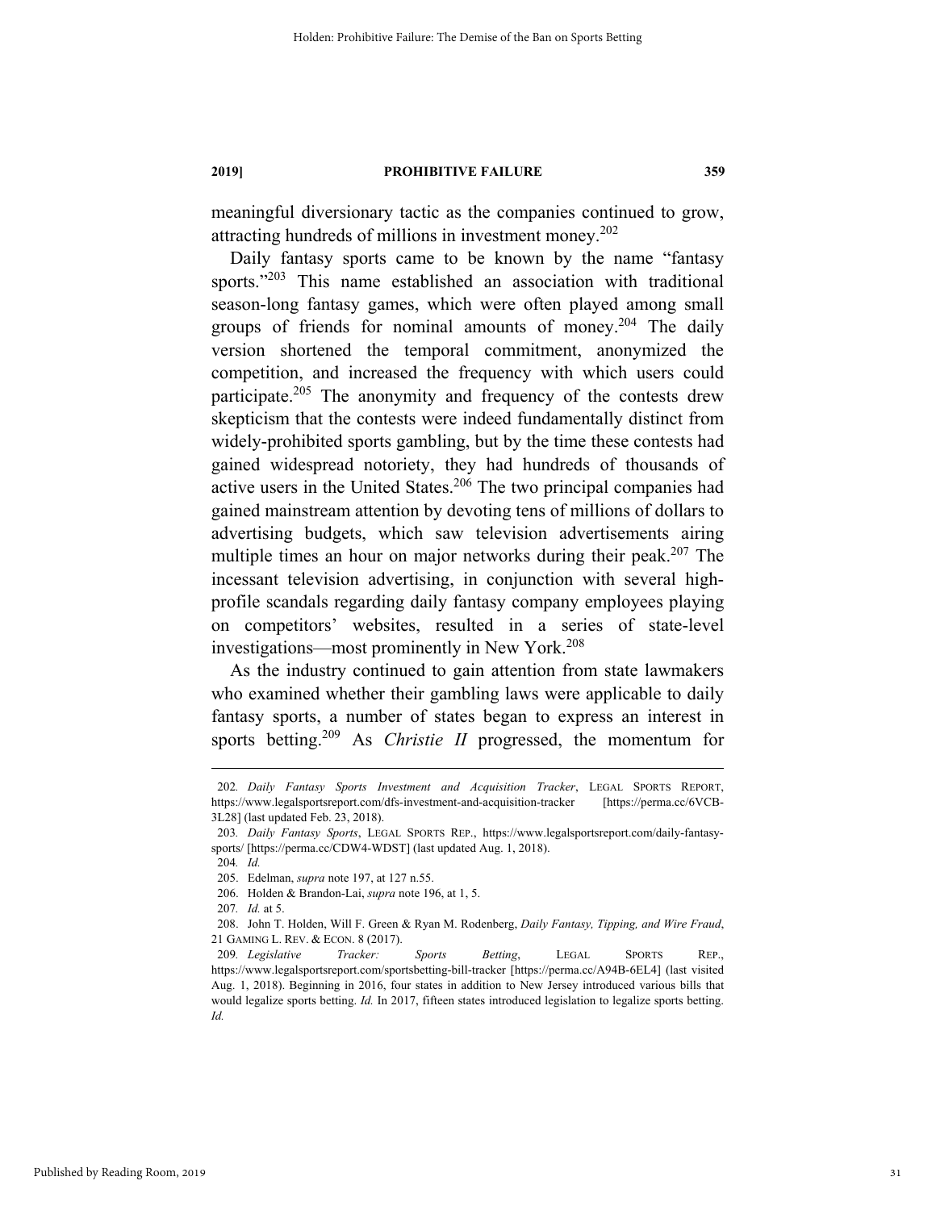meaningful diversionary tactic as the companies continued to grow, attracting hundreds of millions in investment money.[202]

Daily fantasy sports came to be known by the name "fantasy sports."[203] This name established an association with traditional season-long fantasy games, which were often played among small groups of friends for nominal amounts of money.[204] The daily version shortened the temporal commitment, anonymized the competition, and increased the frequency with which users could participate.[205] The anonymity and frequency of the contests drew skepticism that the contests were indeed fundamentally distinct from widely-prohibited sports gambling, but by the time these contests had gained widespread notoriety, they had hundreds of thousands of active users in the United States.[206] The two principal companies had gained mainstream attention by devoting tens of millions of dollars to advertising budgets, which saw television advertisements airing multiple times an hour on major networks during their peak.[207] The incessant television advertising, in conjunction with several high-profile scandals regarding daily fantasy company employees playing on competitors' websites, resulted in a series of state-level investigations—most prominently in New York.[208]

As the industry continued to gain attention from state lawmakers who examined whether their gambling laws were applicable to daily fantasy sports, a number of states began to express an interest in sports betting.[209] As *Christie II* progressed, the momentum for

---

202. *Daily Fantasy Sports Investment and Acquisition Tracker*, LEGAL SPORTS REPORT, https://www.legalsportsreport.com/dfs-investment-and-acquisition-tracker [https://perma.cc/6VCB-3L28] (last updated Feb. 23, 2018).

203. *Daily Fantasy Sports*, LEGAL SPORTS REP., https://www.legalsportsreport.com/daily-fantasy-sports/ [https://perma.cc/CDW4-WDST] (last updated Aug. 1, 2018).

204. *Id.*

205. Edelman, *supra* note 197, at 127 n.55.

206. Holden & Brandon-Lai, *supra* note 196, at 1, 5.

207. *Id.* at 5.

208. John T. Holden, Will F. Green & Ryan M. Rodenberg, *Daily Fantasy, Tipping, and Wire Fraud*, 21 GAMING L. REV. & ECON. 8 (2017).

209. *Legislative Tracker: Sports Betting*, LEGAL SPORTS REP., https://www.legalsportsreport.com/sportsbetting-bill-tracker [https://perma.cc/A94B-6EL4] (last visited Aug. 1, 2018). Beginning in 2016, four states in addition to New Jersey introduced various bills that would legalize sports betting. *Id.* In 2017, fifteen states introduced legislation to legalize sports betting. *Id.*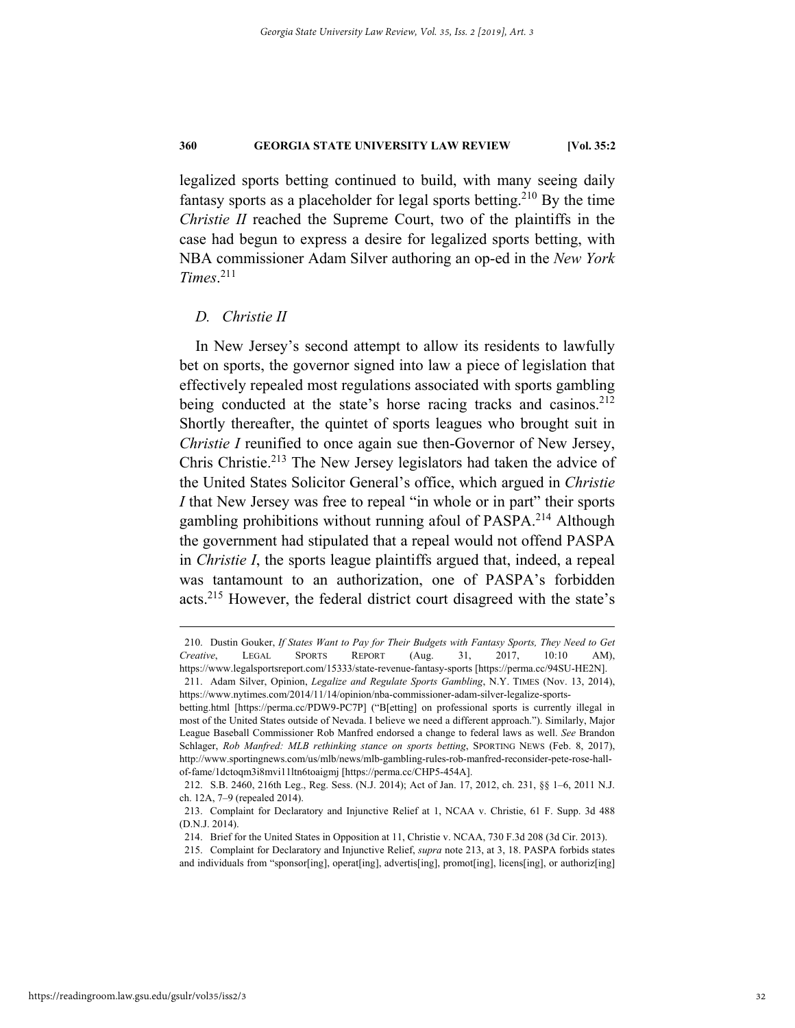legalized sports betting continued to build, with many seeing daily fantasy sports as a placeholder for legal sports betting.[210] By the time *Christie II* reached the Supreme Court, two of the plaintiffs in the case had begun to express a desire for legalized sports betting, with NBA commissioner Adam Silver authoring an op-ed in the *New York Times*.[211]

### *D. Christie II*

In New Jersey's second attempt to allow its residents to lawfully bet on sports, the governor signed into law a piece of legislation that effectively repealed most regulations associated with sports gambling being conducted at the state's horse racing tracks and casinos.[212] Shortly thereafter, the quintet of sports leagues who brought suit in *Christie I* reunified to once again sue then-Governor of New Jersey, Chris Christie.[213] The New Jersey legislators had taken the advice of the United States Solicitor General's office, which argued in *Christie I* that New Jersey was free to repeal "in whole or in part" their sports gambling prohibitions without running afoul of PASPA.[214] Although the government had stipulated that a repeal would not offend PASPA in *Christie I*, the sports league plaintiffs argued that, indeed, a repeal was tantamount to an authorization, one of PASPA's forbidden acts.[215] However, the federal district court disagreed with the state's

---

210. Dustin Gouker, *If States Want to Pay for Their Budgets with Fantasy Sports, They Need to Get Creative*, LEGAL SPORTS REPORT (Aug. 31, 2017, 10:10 AM), https://www.legalsportsreport.com/15333/state-revenue-fantasy-sports [https://perma.cc/94SU-HE2N].

211. Adam Silver, Opinion, *Legalize and Regulate Sports Gambling*, N.Y. TIMES (Nov. 13, 2014), https://www.nytimes.com/2014/11/14/opinion/nba-commissioner-adam-silver-legalize-sports-betting.html [https://perma.cc/PDW9-PC7P] ("B[etting] on professional sports is currently illegal in most of the United States outside of Nevada. I believe we need a different approach."). Similarly, Major League Baseball Commissioner Rob Manfred endorsed a change to federal laws as well. *See* Brandon Schlager, *Rob Manfred: MLB rethinking stance on sports betting*, SPORTING NEWS (Feb. 8, 2017), http://www.sportingnews.com/us/mlb/news/mlb-gambling-rules-rob-manfred-reconsider-pete-rose-hall-of-fame/1dctoqm3i8mvi11ltn6toaigmj [https://perma.cc/CHP5-454A].

212. S.B. 2460, 216th Leg., Reg. Sess. (N.J. 2014); Act of Jan. 17, 2012, ch. 231, §§ 1–6, 2011 N.J. ch. 12A, 7–9 (repealed 2014).

213. Complaint for Declaratory and Injunctive Relief at 1, NCAA v. Christie, 61 F. Supp. 3d 488 (D.N.J. 2014).

214. Brief for the United States in Opposition at 11, Christie v. NCAA, 730 F.3d 208 (3d Cir. 2013).

215. Complaint for Declaratory and Injunctive Relief, *supra* note 213, at 3, 18. PASPA forbids states and individuals from "sponsor[ing], operat[ing], advertis[ing], promot[ing], licens[ing], or authoriz[ing]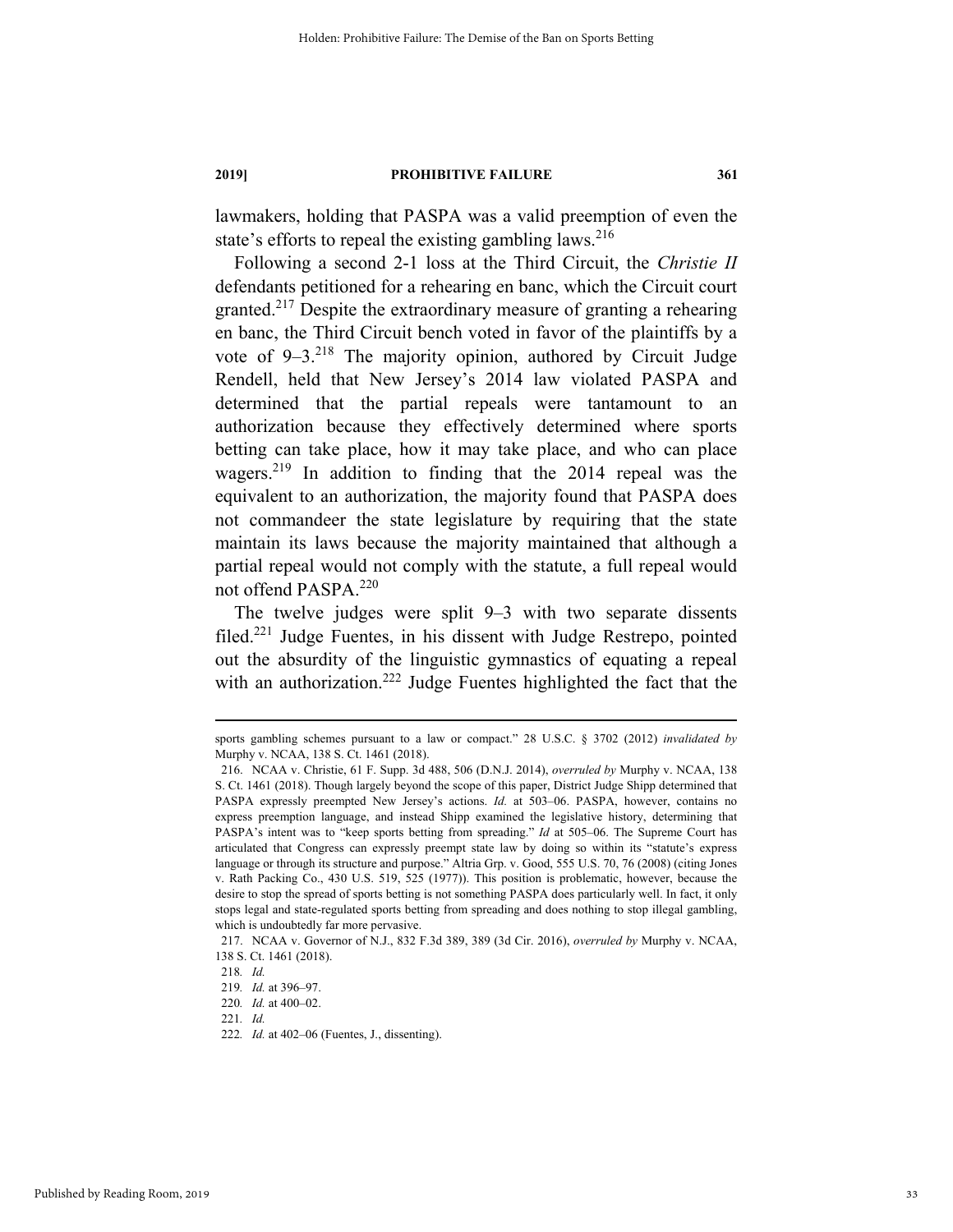lawmakers, holding that PASPA was a valid preemption of even the state's efforts to repeal the existing gambling laws.[216]

Following a second 2-1 loss at the Third Circuit, the *Christie II* defendants petitioned for a rehearing en banc, which the Circuit court granted.[217] Despite the extraordinary measure of granting a rehearing en banc, the Third Circuit bench voted in favor of the plaintiffs by a vote of 9–3.[218] The majority opinion, authored by Circuit Judge Rendell, held that New Jersey's 2014 law violated PASPA and determined that the partial repeals were tantamount to an authorization because they effectively determined where sports betting can take place, how it may take place, and who can place wagers.[219] In addition to finding that the 2014 repeal was the equivalent to an authorization, the majority found that PASPA does not commandeer the state legislature by requiring that the state maintain its laws because the majority maintained that although a partial repeal would not comply with the statute, a full repeal would not offend PASPA.[220]

The twelve judges were split 9–3 with two separate dissents filed.[221] Judge Fuentes, in his dissent with Judge Restrepo, pointed out the absurdity of the linguistic gymnastics of equating a repeal with an authorization.[222] Judge Fuentes highlighted the fact that the

---

sports gambling schemes pursuant to a law or compact." 28 U.S.C. § 3702 (2012) *invalidated by* Murphy v. NCAA, 138 S. Ct. 1461 (2018).

216. NCAA v. Christie, 61 F. Supp. 3d 488, 506 (D.N.J. 2014), *overruled by* Murphy v. NCAA, 138 S. Ct. 1461 (2018). Though largely beyond the scope of this paper, District Judge Shipp determined that PASPA expressly preempted New Jersey's actions. *Id.* at 503–06. PASPA, however, contains no express preemption language, and instead Shipp examined the legislative history, determining that PASPA's intent was to "keep sports betting from spreading." *Id* at 505–06. The Supreme Court has articulated that Congress can expressly preempt state law by doing so within its "statute's express language or through its structure and purpose." Altria Grp. v. Good, 555 U.S. 70, 76 (2008) (citing Jones v. Rath Packing Co., 430 U.S. 519, 525 (1977)). This position is problematic, however, because the desire to stop the spread of sports betting is not something PASPA does particularly well. In fact, it only stops legal and state-regulated sports betting from spreading and does nothing to stop illegal gambling, which is undoubtedly far more pervasive.

217. NCAA v. Governor of N.J., 832 F.3d 389, 389 (3d Cir. 2016), *overruled by* Murphy v. NCAA, 138 S. Ct. 1461 (2018).

218. *Id.*

219. *Id.* at 396–97.

220. *Id.* at 400–02.

221. *Id.*

222. *Id.* at 402–06 (Fuentes, J., dissenting).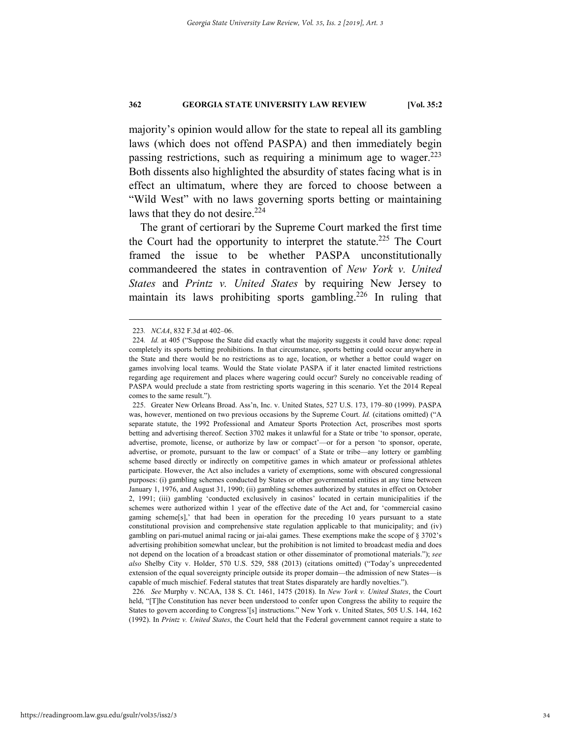majority's opinion would allow for the state to repeal all its gambling laws (which does not offend PASPA) and then immediately begin passing restrictions, such as requiring a minimum age to wager.[223] Both dissents also highlighted the absurdity of states facing what is in effect an ultimatum, where they are forced to choose between a "Wild West" with no laws governing sports betting or maintaining laws that they do not desire.[224]

The grant of certiorari by the Supreme Court marked the first time the Court had the opportunity to interpret the statute.[225] The Court framed the issue to be whether PASPA unconstitutionally commandeered the states in contravention of *New York v. United States* and *Printz v. United States* by requiring New Jersey to maintain its laws prohibiting sports gambling.[226] In ruling that

---

223. *NCAA*, 832 F.3d at 402–06.

224. *Id.* at 405 ("Suppose the State did exactly what the majority suggests it could have done: repeal completely its sports betting prohibitions. In that circumstance, sports betting could occur anywhere in the State and there would be no restrictions as to age, location, or whether a bettor could wager on games involving local teams. Would the State violate PASPA if it later enacted limited restrictions regarding age requirement and places where wagering could occur? Surely no conceivable reading of PASPA would preclude a state from restricting sports wagering in this scenario. Yet the 2014 Repeal comes to the same result.").

225. Greater New Orleans Broad. Ass'n, Inc. v. United States, 527 U.S. 173, 179–80 (1999). PASPA was, however, mentioned on two previous occasions by the Supreme Court. *Id.* (citations omitted) ("A separate statute, the 1992 Professional and Amateur Sports Protection Act, proscribes most sports betting and advertising thereof. Section 3702 makes it unlawful for a State or tribe 'to sponsor, operate, advertise, promote, license, or authorize by law or compact'—or for a person 'to sponsor, operate, advertise, or promote, pursuant to the law or compact' of a State or tribe—any lottery or gambling scheme based directly or indirectly on competitive games in which amateur or professional athletes participate. However, the Act also includes a variety of exemptions, some with obscured congressional purposes: (i) gambling schemes conducted by States or other governmental entities at any time between January 1, 1976, and August 31, 1990; (ii) gambling schemes authorized by statutes in effect on October 2, 1991; (iii) gambling 'conducted exclusively in casinos' located in certain municipalities if the schemes were authorized within 1 year of the effective date of the Act and, for 'commercial casino gaming scheme[s],' that had been in operation for the preceding 10 years pursuant to a state constitutional provision and comprehensive state regulation applicable to that municipality; and (iv) gambling on pari-mutuel animal racing or jai-alai games. These exemptions make the scope of § 3702's advertising prohibition somewhat unclear, but the prohibition is not limited to broadcast media and does not depend on the location of a broadcast station or other disseminator of promotional materials."); *see also* Shelby City v. Holder, 570 U.S. 529, 588 (2013) (citations omitted) ("Today's unprecedented extension of the equal sovereignty principle outside its proper domain—the admission of new States—is capable of much mischief. Federal statutes that treat States disparately are hardly novelties.").

226. *See* Murphy v. NCAA, 138 S. Ct. 1461, 1475 (2018). In *New York v. United States*, the Court held, "[T]he Constitution has never been understood to confer upon Congress the ability to require the States to govern according to Congress'[s] instructions." New York v. United States, 505 U.S. 144, 162 (1992). In *Printz v. United States*, the Court held that the Federal government cannot require a state to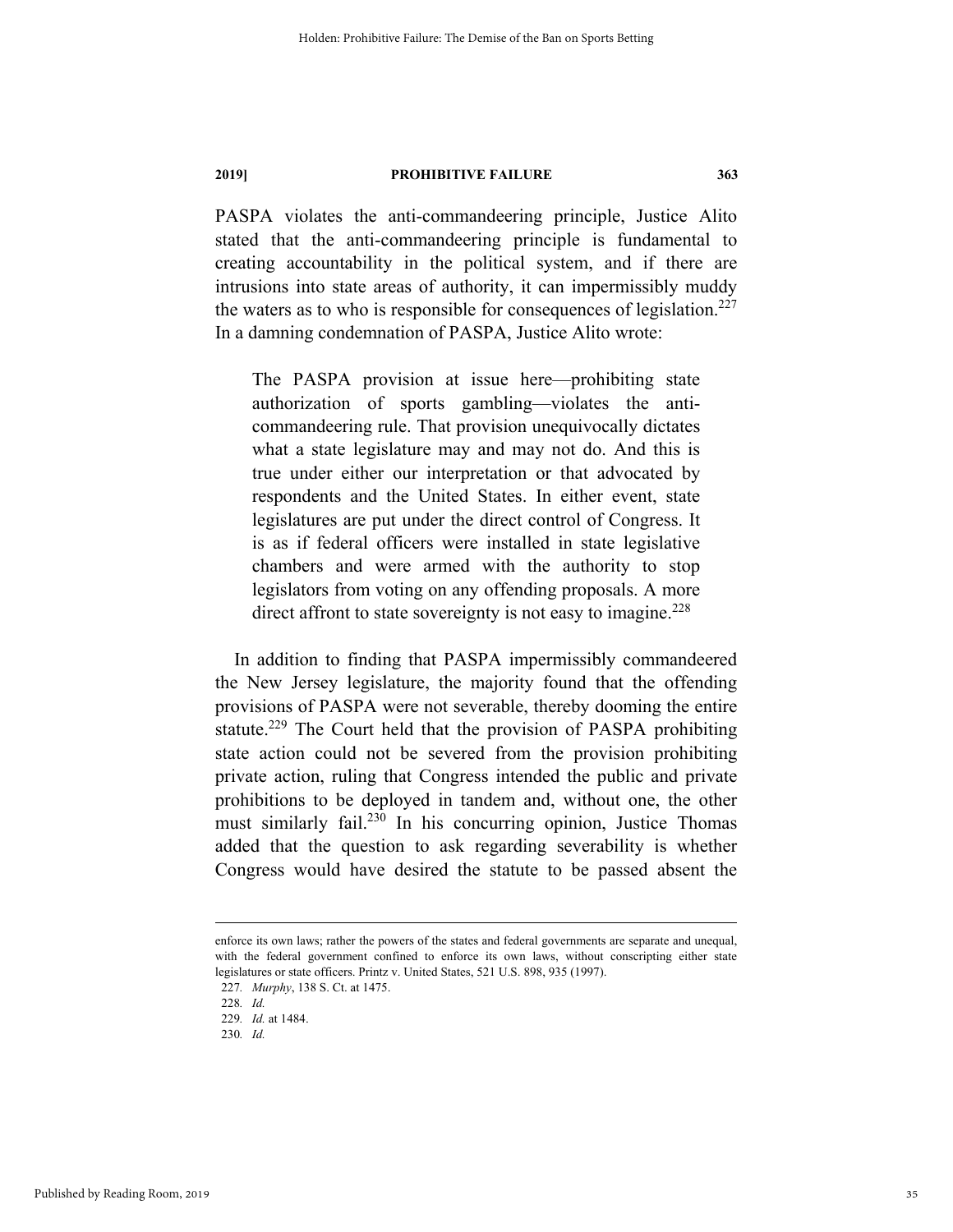PASPA violates the anti-commandeering principle, Justice Alito stated that the anti-commandeering principle is fundamental to creating accountability in the political system, and if there are intrusions into state areas of authority, it can impermissibly muddy the waters as to who is responsible for consequences of legislation.[227] In a damning condemnation of PASPA, Justice Alito wrote:

> The PASPA provision at issue here—prohibiting state authorization of sports gambling—violates the anti-commandeering rule. That provision unequivocally dictates what a state legislature may and may not do. And this is true under either our interpretation or that advocated by respondents and the United States. In either event, state legislatures are put under the direct control of Congress. It is as if federal officers were installed in state legislative chambers and were armed with the authority to stop legislators from voting on any offending proposals. A more direct affront to state sovereignty is not easy to imagine.[228]

In addition to finding that PASPA impermissibly commandeered the New Jersey legislature, the majority found that the offending provisions of PASPA were not severable, thereby dooming the entire statute.[229] The Court held that the provision of PASPA prohibiting state action could not be severed from the provision prohibiting private action, ruling that Congress intended the public and private prohibitions to be deployed in tandem and, without one, the other must similarly fail.[230] In his concurring opinion, Justice Thomas added that the question to ask regarding severability is whether Congress would have desired the statute to be passed absent the

---

enforce its own laws; rather the powers of the states and federal governments are separate and unequal, with the federal government confined to enforce its own laws, without conscripting either state legislatures or state officers. Printz v. United States, 521 U.S. 898, 935 (1997).

227. *Murphy*, 138 S. Ct. at 1475.

228. *Id.*

229. *Id.* at 1484.

230. *Id.*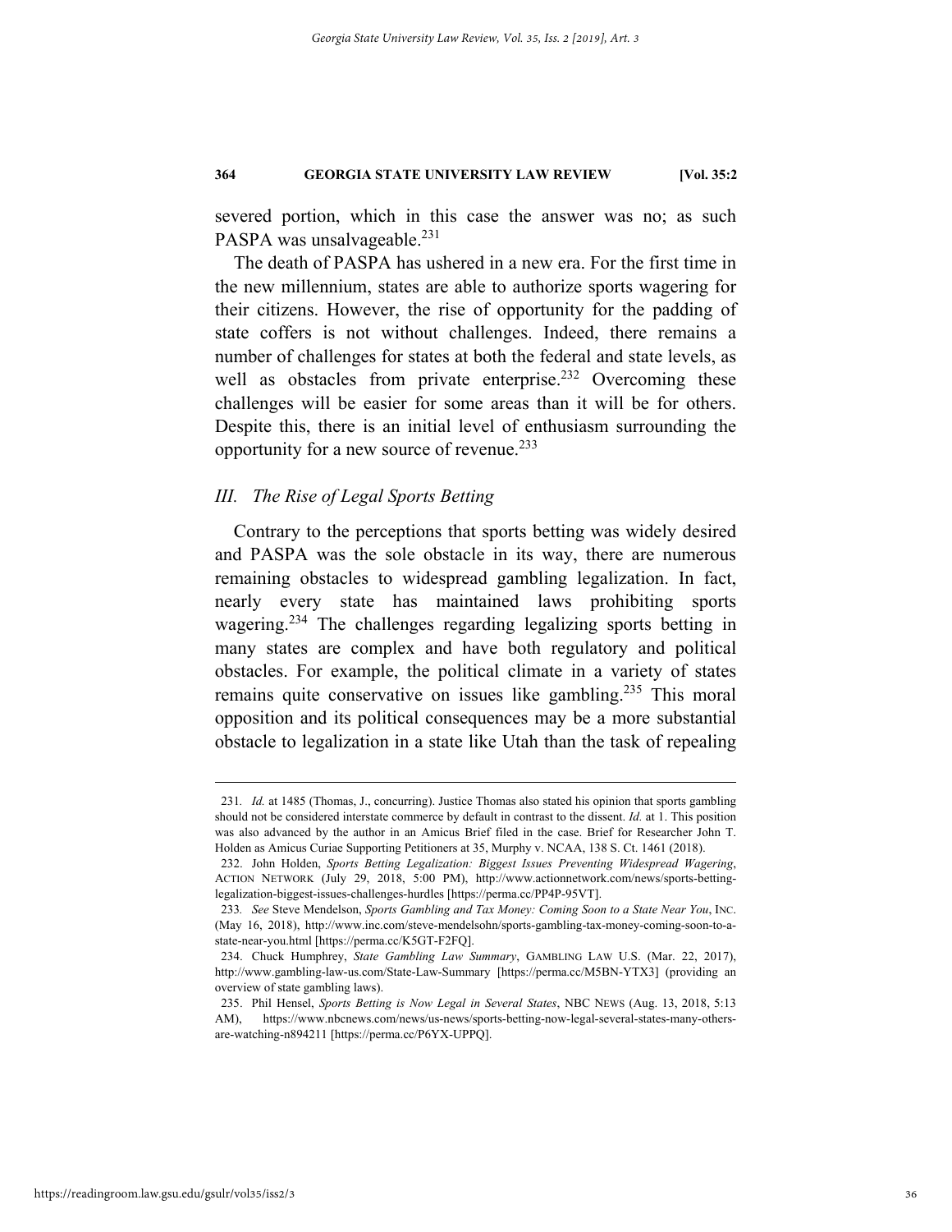severed portion, which in this case the answer was no; as such PASPA was unsalvageable.[231]

The death of PASPA has ushered in a new era. For the first time in the new millennium, states are able to authorize sports wagering for their citizens. However, the rise of opportunity for the padding of state coffers is not without challenges. Indeed, there remains a number of challenges for states at both the federal and state levels, as well as obstacles from private enterprise.[232] Overcoming these challenges will be easier for some areas than it will be for others. Despite this, there is an initial level of enthusiasm surrounding the opportunity for a new source of revenue.[233]

### *III. The Rise of Legal Sports Betting*

Contrary to the perceptions that sports betting was widely desired and PASPA was the sole obstacle in its way, there are numerous remaining obstacles to widespread gambling legalization. In fact, nearly every state has maintained laws prohibiting sports wagering.[234] The challenges regarding legalizing sports betting in many states are complex and have both regulatory and political obstacles. For example, the political climate in a variety of states remains quite conservative on issues like gambling.[235] This moral opposition and its political consequences may be a more substantial obstacle to legalization in a state like Utah than the task of repealing

---

231. *Id.* at 1485 (Thomas, J., concurring). Justice Thomas also stated his opinion that sports gambling should not be considered interstate commerce by default in contrast to the dissent. *Id.* at 1. This position was also advanced by the author in an Amicus Brief filed in the case. Brief for Researcher John T. Holden as Amicus Curiae Supporting Petitioners at 35, Murphy v. NCAA, 138 S. Ct. 1461 (2018).

232. John Holden, *Sports Betting Legalization: Biggest Issues Preventing Widespread Wagering*, ACTION NETWORK (July 29, 2018, 5:00 PM), http://www.actionnetwork.com/news/sports-betting-legalization-biggest-issues-challenges-hurdles [https://perma.cc/PP4P-95VT].

233. *See* Steve Mendelson, *Sports Gambling and Tax Money: Coming Soon to a State Near You*, INC. (May 16, 2018), http://www.inc.com/steve-mendelsohn/sports-gambling-tax-money-coming-soon-to-a-state-near-you.html [https://perma.cc/K5GT-F2FQ].

234. Chuck Humphrey, *State Gambling Law Summary*, GAMBLING LAW U.S. (Mar. 22, 2017), http://www.gambling-law-us.com/State-Law-Summary [https://perma.cc/M5BN-YTX3] (providing an overview of state gambling laws).

235. Phil Hensel, *Sports Betting is Now Legal in Several States*, NBC NEWS (Aug. 13, 2018, 5:13 AM), https://www.nbcnews.com/news/us-news/sports-betting-now-legal-several-states-many-others-are-watching-n894211 [https://perma.cc/P6YX-UPPQ].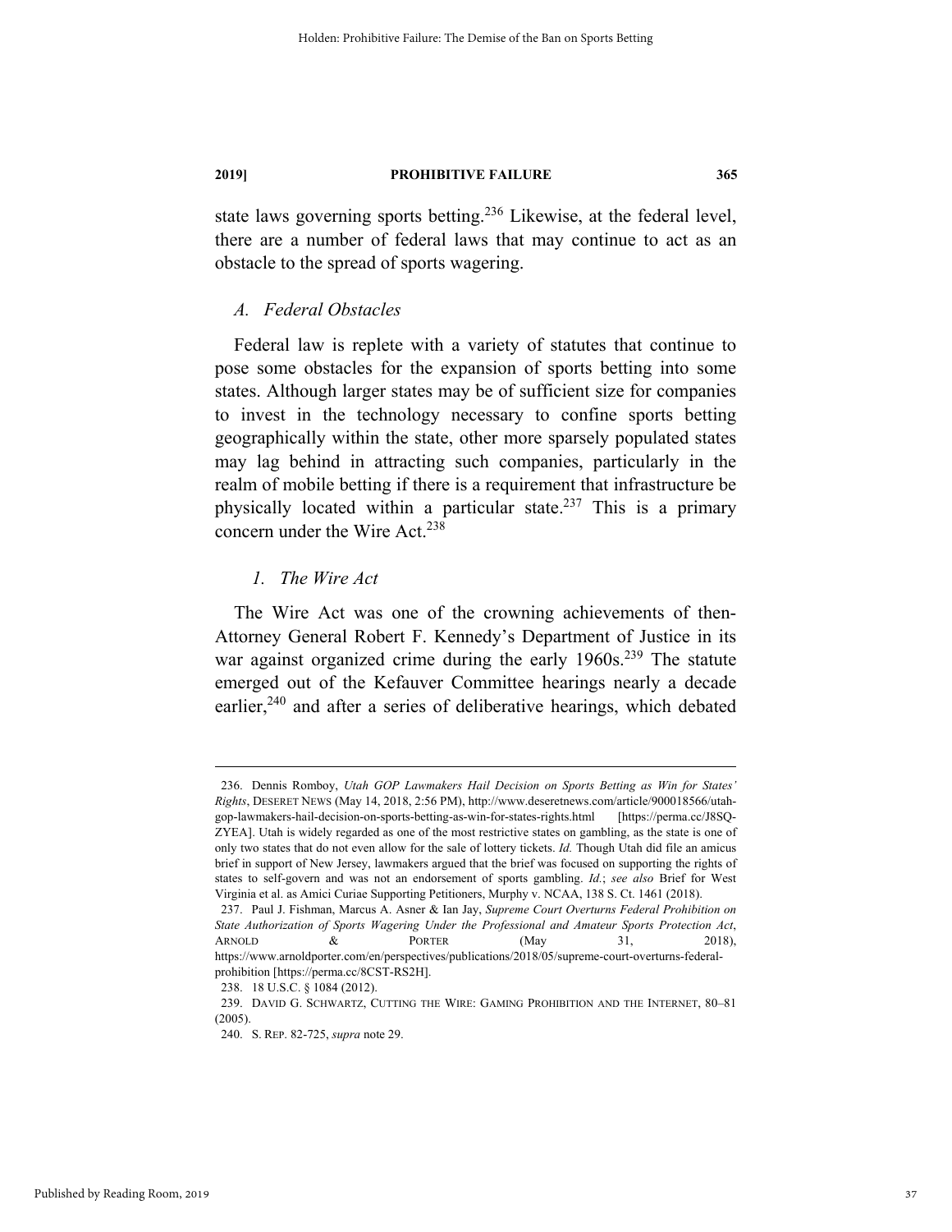state laws governing sports betting.[236] Likewise, at the federal level, there are a number of federal laws that may continue to act as an obstacle to the spread of sports wagering.

### *A. Federal Obstacles*

Federal law is replete with a variety of statutes that continue to pose some obstacles for the expansion of sports betting into some states. Although larger states may be of sufficient size for companies to invest in the technology necessary to confine sports betting geographically within the state, other more sparsely populated states may lag behind in attracting such companies, particularly in the realm of mobile betting if there is a requirement that infrastructure be physically located within a particular state.[237] This is a primary concern under the Wire Act.[238]

#### *1. The Wire Act*

The Wire Act was one of the crowning achievements of then-Attorney General Robert F. Kennedy's Department of Justice in its war against organized crime during the early 1960s.[239] The statute emerged out of the Kefauver Committee hearings nearly a decade earlier,[240] and after a series of deliberative hearings, which debated

---

236. Dennis Romboy, *Utah GOP Lawmakers Hail Decision on Sports Betting as Win for States' Rights*, DESERET NEWS (May 14, 2018, 2:56 PM), http://www.deseretnews.com/article/900018566/utah-gop-lawmakers-hail-decision-on-sports-betting-as-win-for-states-rights.html [https://perma.cc/J8SQ-ZYEA]. Utah is widely regarded as one of the most restrictive states on gambling, as the state is one of only two states that do not even allow for the sale of lottery tickets. *Id.* Though Utah did file an amicus brief in support of New Jersey, lawmakers argued that the brief was focused on supporting the rights of states to self-govern and was not an endorsement of sports gambling. *Id.*; *see also* Brief for West Virginia et al. as Amici Curiae Supporting Petitioners, Murphy v. NCAA, 138 S. Ct. 1461 (2018).

237. Paul J. Fishman, Marcus A. Asner & Ian Jay, *Supreme Court Overturns Federal Prohibition on State Authorization of Sports Wagering Under the Professional and Amateur Sports Protection Act*, ARNOLD & PORTER (May 31, 2018), https://www.arnoldporter.com/en/perspectives/publications/2018/05/supreme-court-overturns-federal-prohibition [https://perma.cc/8CST-RS2H].

238. 18 U.S.C. § 1084 (2012).

239. DAVID G. SCHWARTZ, CUTTING THE WIRE: GAMING PROHIBITION AND THE INTERNET, 80–81 (2005).

240. S. REP. 82-725, *supra* note 29.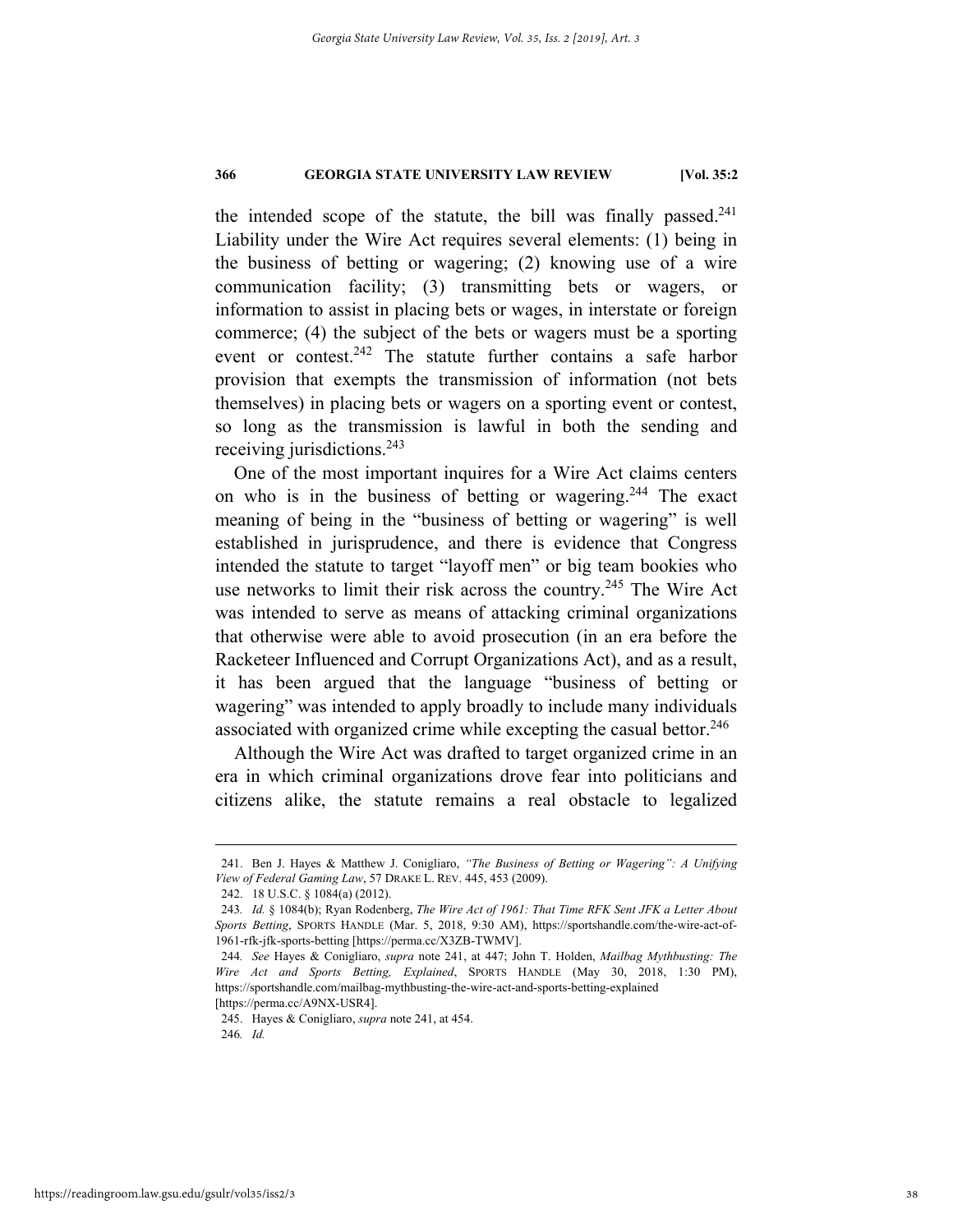the intended scope of the statute, the bill was finally passed.[241] Liability under the Wire Act requires several elements: (1) being in the business of betting or wagering; (2) knowing use of a wire communication facility; (3) transmitting bets or wagers, or information to assist in placing bets or wages, in interstate or foreign commerce; (4) the subject of the bets or wagers must be a sporting event or contest.[242] The statute further contains a safe harbor provision that exempts the transmission of information (not bets themselves) in placing bets or wagers on a sporting event or contest, so long as the transmission is lawful in both the sending and receiving jurisdictions.[243]

One of the most important inquires for a Wire Act claims centers on who is in the business of betting or wagering.[244] The exact meaning of being in the "business of betting or wagering" is well established in jurisprudence, and there is evidence that Congress intended the statute to target "layoff men" or big team bookies who use networks to limit their risk across the country.[245] The Wire Act was intended to serve as means of attacking criminal organizations that otherwise were able to avoid prosecution (in an era before the Racketeer Influenced and Corrupt Organizations Act), and as a result, it has been argued that the language "business of betting or wagering" was intended to apply broadly to include many individuals associated with organized crime while excepting the casual bettor.[246]

Although the Wire Act was drafted to target organized crime in an era in which criminal organizations drove fear into politicians and citizens alike, the statute remains a real obstacle to legalized

---

241. Ben J. Hayes & Matthew J. Conigliaro, *"The Business of Betting or Wagering": A Unifying View of Federal Gaming Law*, 57 DRAKE L. REV. 445, 453 (2009).

242. 18 U.S.C. § 1084(a) (2012).

243. *Id.* § 1084(b); Ryan Rodenberg, *The Wire Act of 1961: That Time RFK Sent JFK a Letter About Sports Betting*, SPORTS HANDLE (Mar. 5, 2018, 9:30 AM), https://sportshandle.com/the-wire-act-of-1961-rfk-jfk-sports-betting [https://perma.cc/X3ZB-TWMV].

244. *See* Hayes & Conigliaro, *supra* note 241, at 447; John T. Holden, *Mailbag Mythbusting: The Wire Act and Sports Betting, Explained*, SPORTS HANDLE (May 30, 2018, 1:30 PM), https://sportshandle.com/mailbag-mythbusting-the-wire-act-and-sports-betting-explained [https://perma.cc/A9NX-USR4].

245. Hayes & Conigliaro, *supra* note 241, at 454.

246. *Id.*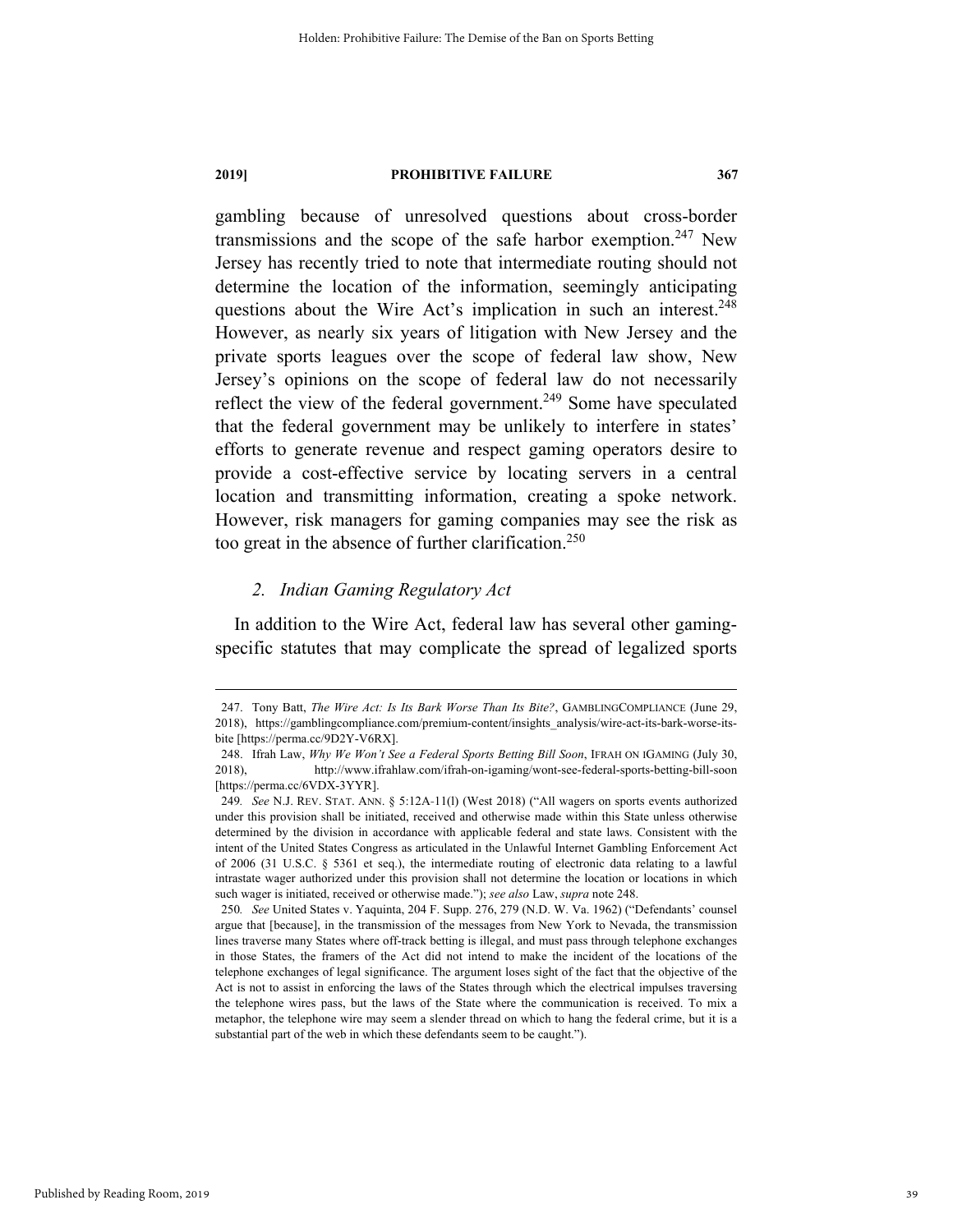gambling because of unresolved questions about cross-border transmissions and the scope of the safe harbor exemption.[247] New Jersey has recently tried to note that intermediate routing should not determine the location of the information, seemingly anticipating questions about the Wire Act's implication in such an interest.[248] However, as nearly six years of litigation with New Jersey and the private sports leagues over the scope of federal law show, New Jersey's opinions on the scope of federal law do not necessarily reflect the view of the federal government.[249] Some have speculated that the federal government may be unlikely to interfere in states' efforts to generate revenue and respect gaming operators desire to provide a cost-effective service by locating servers in a central location and transmitting information, creating a spoke network. However, risk managers for gaming companies may see the risk as too great in the absence of further clarification.[250]

### *2. Indian Gaming Regulatory Act*

In addition to the Wire Act, federal law has several other gaming-specific statutes that may complicate the spread of legalized sports

---

247. Tony Batt, *The Wire Act: Is Its Bark Worse Than Its Bite?*, GAMBLINGCOMPLIANCE (June 29, 2018), https://gamblingcompliance.com/premium-content/insights_analysis/wire-act-its-bark-worse-its-bite [https://perma.cc/9D2Y-V6RX].

248. Ifrah Law, *Why We Won't See a Federal Sports Betting Bill Soon*, IFRAH ON IGAMING (July 30, 2018), http://www.ifrahlaw.com/ifrah-on-igaming/wont-see-federal-sports-betting-bill-soon [https://perma.cc/6VDX-3YYR].

249. *See* N.J. REV. STAT. ANN. § 5:12A-11(l) (West 2018) ("All wagers on sports events authorized under this provision shall be initiated, received and otherwise made within this State unless otherwise determined by the division in accordance with applicable federal and state laws. Consistent with the intent of the United States Congress as articulated in the Unlawful Internet Gambling Enforcement Act of 2006 (31 U.S.C. § 5361 et seq.), the intermediate routing of electronic data relating to a lawful intrastate wager authorized under this provision shall not determine the location or locations in which such wager is initiated, received or otherwise made."); *see also* Law, *supra* note 248.

250. *See* United States v. Yaquinta, 204 F. Supp. 276, 279 (N.D. W. Va. 1962) ("Defendants' counsel argue that [because], in the transmission of the messages from New York to Nevada, the transmission lines traverse many States where off-track betting is illegal, and must pass through telephone exchanges in those States, the framers of the Act did not intend to make the incident of the locations of the telephone exchanges of legal significance. The argument loses sight of the fact that the objective of the Act is not to assist in enforcing the laws of the States through which the electrical impulses traversing the telephone wires pass, but the laws of the State where the communication is received. To mix a metaphor, the telephone wire may seem a slender thread on which to hang the federal crime, but it is a substantial part of the web in which these defendants seem to be caught.").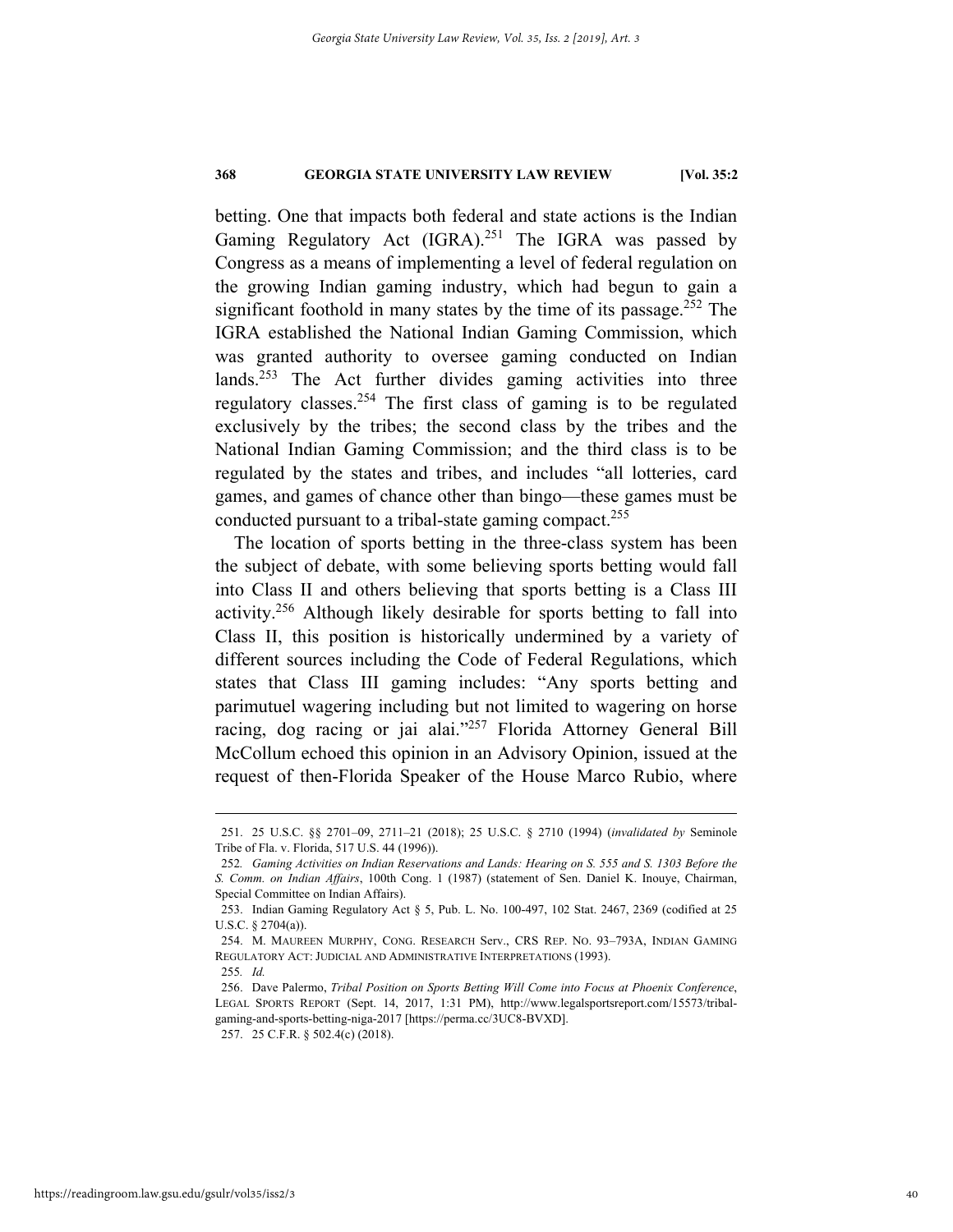betting. One that impacts both federal and state actions is the Indian Gaming Regulatory Act (IGRA).[251] The IGRA was passed by Congress as a means of implementing a level of federal regulation on the growing Indian gaming industry, which had begun to gain a significant foothold in many states by the time of its passage.[252] The IGRA established the National Indian Gaming Commission, which was granted authority to oversee gaming conducted on Indian lands.[253] The Act further divides gaming activities into three regulatory classes.[254] The first class of gaming is to be regulated exclusively by the tribes; the second class by the tribes and the National Indian Gaming Commission; and the third class is to be regulated by the states and tribes, and includes "all lotteries, card games, and games of chance other than bingo—these games must be conducted pursuant to a tribal-state gaming compact.[255]

The location of sports betting in the three-class system has been the subject of debate, with some believing sports betting would fall into Class II and others believing that sports betting is a Class III activity.[256] Although likely desirable for sports betting to fall into Class II, this position is historically undermined by a variety of different sources including the Code of Federal Regulations, which states that Class III gaming includes: "Any sports betting and parimutuel wagering including but not limited to wagering on horse racing, dog racing or jai alai."[257] Florida Attorney General Bill McCollum echoed this opinion in an Advisory Opinion, issued at the request of then-Florida Speaker of the House Marco Rubio, where

---

251. 25 U.S.C. §§ 2701–09, 2711–21 (2018); 25 U.S.C. § 2710 (1994) (*invalidated by* Seminole Tribe of Fla. v. Florida, 517 U.S. 44 (1996)).

252. *Gaming Activities on Indian Reservations and Lands: Hearing on S. 555 and S. 1303 Before the S. Comm. on Indian Affairs*, 100th Cong. 1 (1987) (statement of Sen. Daniel K. Inouye, Chairman, Special Committee on Indian Affairs).

253. Indian Gaming Regulatory Act § 5, Pub. L. No. 100-497, 102 Stat. 2467, 2369 (codified at 25 U.S.C. § 2704(a)).

254. M. MAUREEN MURPHY, CONG. RESEARCH Serv., CRS REP. NO. 93–793A, INDIAN GAMING REGULATORY ACT: JUDICIAL AND ADMINISTRATIVE INTERPRETATIONS (1993).

255. *Id.*

256. Dave Palermo, *Tribal Position on Sports Betting Will Come into Focus at Phoenix Conference*, LEGAL SPORTS REPORT (Sept. 14, 2017, 1:31 PM), http://www.legalsportsreport.com/15573/tribal-gaming-and-sports-betting-niga-2017 [https://perma.cc/3UC8-BVXD].

257. 25 C.F.R. § 502.4(c) (2018).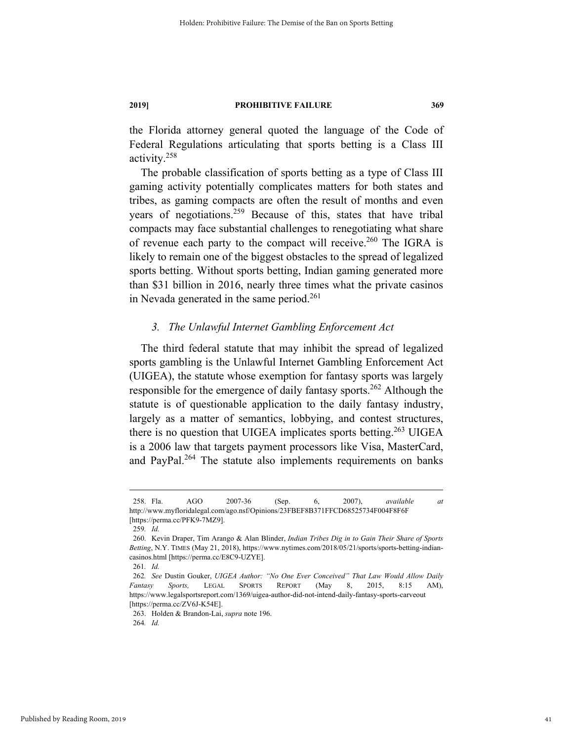the Florida attorney general quoted the language of the Code of Federal Regulations articulating that sports betting is a Class III activity.[258]

The probable classification of sports betting as a type of Class III gaming activity potentially complicates matters for both states and tribes, as gaming compacts are often the result of months and even years of negotiations.[259] Because of this, states that have tribal compacts may face substantial challenges to renegotiating what share of revenue each party to the compact will receive.[260] The IGRA is likely to remain one of the biggest obstacles to the spread of legalized sports betting. Without sports betting, Indian gaming generated more than $31 billion in 2016, nearly three times what the private casinos in Nevada generated in the same period.[261]

### *3. The Unlawful Internet Gambling Enforcement Act*

The third federal statute that may inhibit the spread of legalized sports gambling is the Unlawful Internet Gambling Enforcement Act (UIGEA), the statute whose exemption for fantasy sports was largely responsible for the emergence of daily fantasy sports.[262] Although the statute is of questionable application to the daily fantasy industry, largely as a matter of semantics, lobbying, and contest structures, there is no question that UIGEA implicates sports betting.[263] UIGEA is a 2006 law that targets payment processors like Visa, MasterCard, and PayPal.[264] The statute also implements requirements on banks

---

258. Fla. AGO 2007-36 (Sep. 6, 2007), *available at* http://www.myfloridalegal.com/ago.nsf/Opinions/23FBEF8B371FFCD68525734F004F8F6F [https://perma.cc/PFK9-7MZ9].

259. *Id.*

260. Kevin Draper, Tim Arango & Alan Blinder, *Indian Tribes Dig in to Gain Their Share of Sports Betting*, N.Y. TIMES (May 21, 2018), https://www.nytimes.com/2018/05/21/sports/sports-betting-indian-casinos.html [https://perma.cc/E8C9-UZYE].

261. *Id.*

262. *See* Dustin Gouker, *UIGEA Author: "No One Ever Conceived" That Law Would Allow Daily Fantasy Sports,* LEGAL SPORTS REPORT (May 8, 2015, 8:15 AM), https://www.legalsportsreport.com/1369/uigea-author-did-not-intend-daily-fantasy-sports-carveout [https://perma.cc/ZV6J-K54E].

263. Holden & Brandon-Lai, *supra* note 196.

264. *Id.*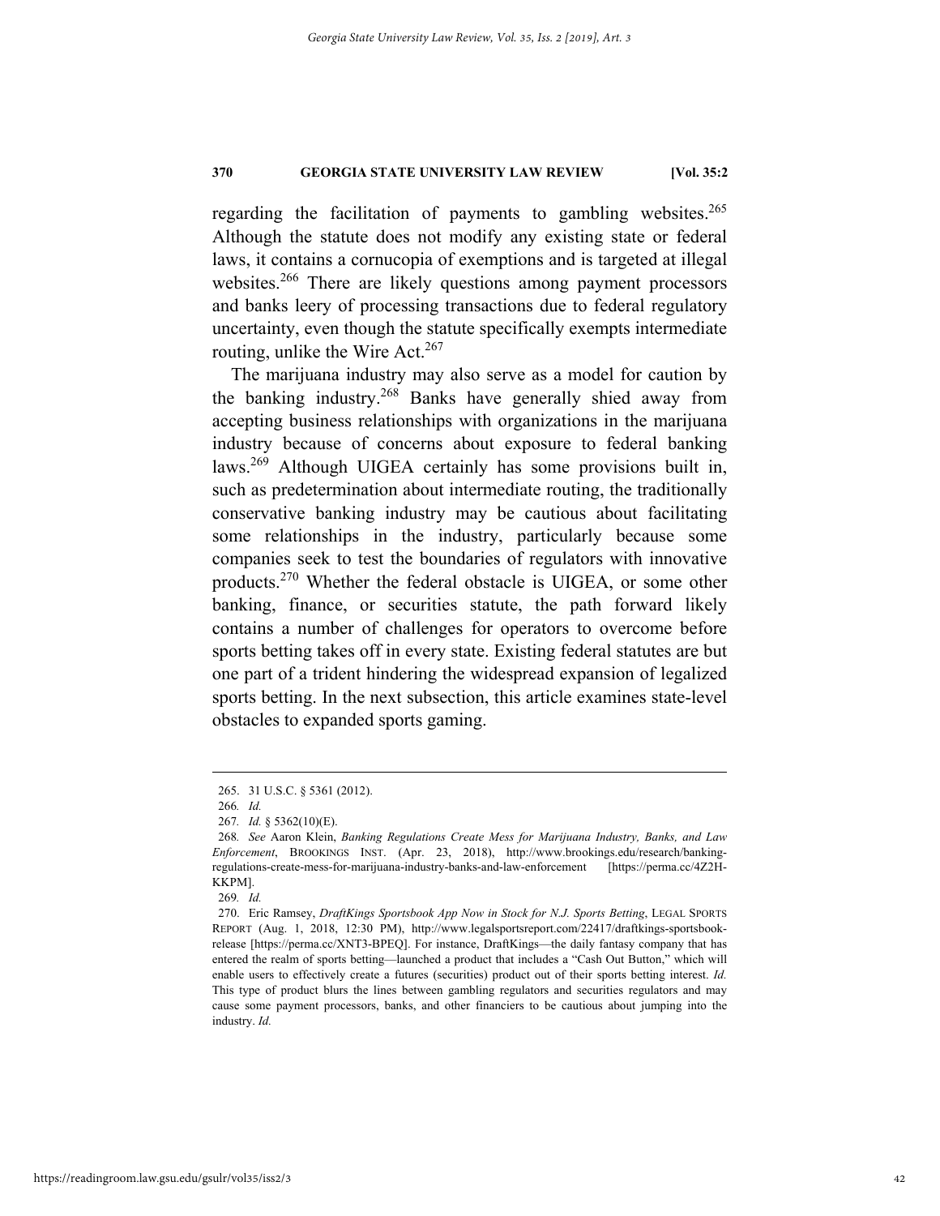regarding the facilitation of payments to gambling websites.[265] Although the statute does not modify any existing state or federal laws, it contains a cornucopia of exemptions and is targeted at illegal websites.[266] There are likely questions among payment processors and banks leery of processing transactions due to federal regulatory uncertainty, even though the statute specifically exempts intermediate routing, unlike the Wire Act.[267]

The marijuana industry may also serve as a model for caution by the banking industry.[268] Banks have generally shied away from accepting business relationships with organizations in the marijuana industry because of concerns about exposure to federal banking laws.[269] Although UIGEA certainly has some provisions built in, such as predetermination about intermediate routing, the traditionally conservative banking industry may be cautious about facilitating some relationships in the industry, particularly because some companies seek to test the boundaries of regulators with innovative products.[270] Whether the federal obstacle is UIGEA, or some other banking, finance, or securities statute, the path forward likely contains a number of challenges for operators to overcome before sports betting takes off in every state. Existing federal statutes are but one part of a trident hindering the widespread expansion of legalized sports betting. In the next subsection, this article examines state-level obstacles to expanded sports gaming.

---

265. 31 U.S.C. § 5361 (2012).

266. *Id.*

267. *Id.* § 5362(10)(E).

268. *See* Aaron Klein, *Banking Regulations Create Mess for Marijuana Industry, Banks, and Law Enforcement*, BROOKINGS INST. (Apr. 23, 2018), http://www.brookings.edu/research/banking-regulations-create-mess-for-marijuana-industry-banks-and-law-enforcement [https://perma.cc/4Z2H-KKPM].

269. *Id.*

270. Eric Ramsey, *DraftKings Sportsbook App Now in Stock for N.J. Sports Betting*, LEGAL SPORTS REPORT (Aug. 1, 2018, 12:30 PM), http://www.legalsportsreport.com/22417/draftkings-sportsbook-release [https://perma.cc/XNT3-BPEQ]. For instance, DraftKings—the daily fantasy company that has entered the realm of sports betting—launched a product that includes a "Cash Out Button," which will enable users to effectively create a futures (securities) product out of their sports betting interest. *Id.* This type of product blurs the lines between gambling regulators and securities regulators and may cause some payment processors, banks, and other financiers to be cautious about jumping into the industry. *Id.*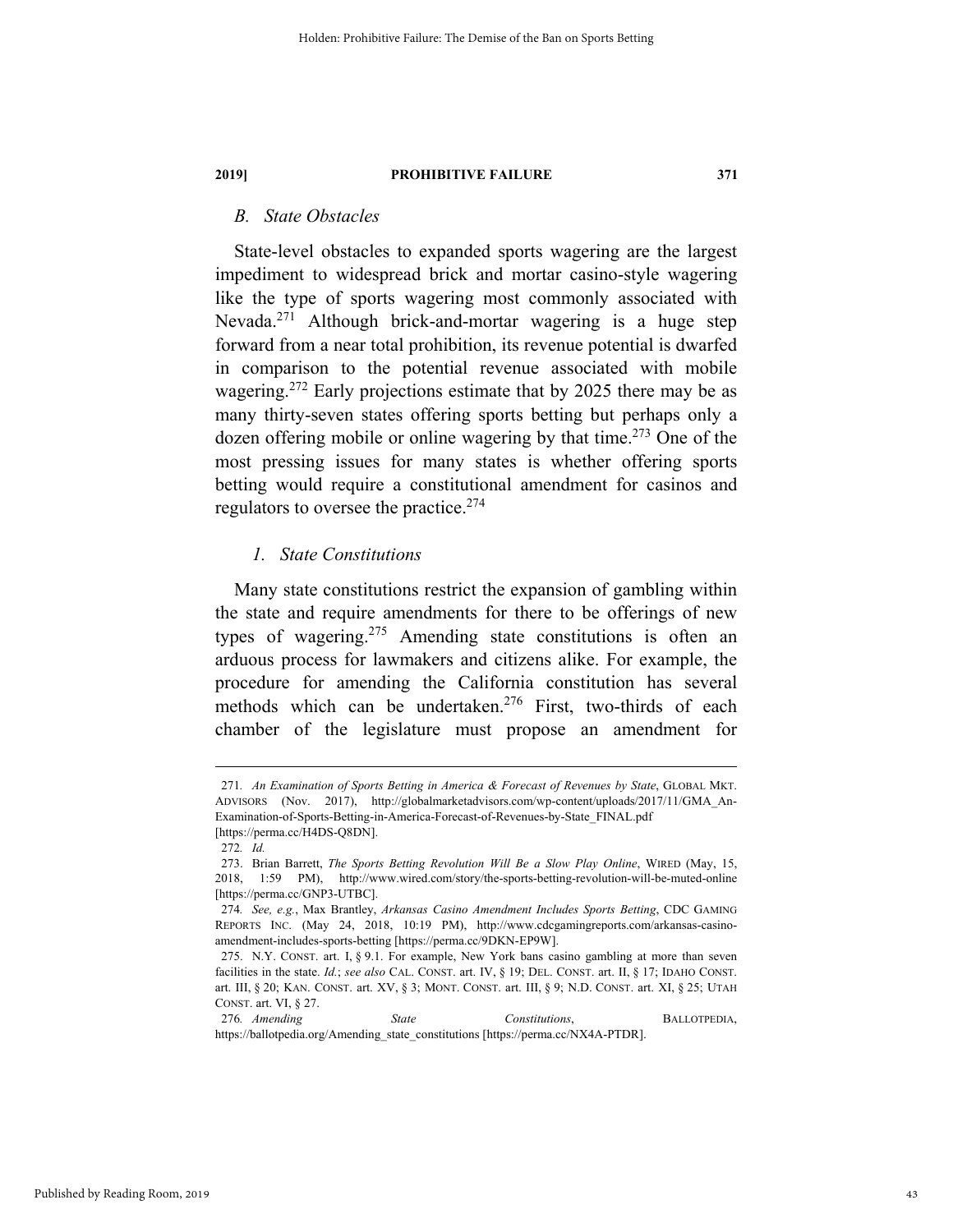### *B. State Obstacles*

State-level obstacles to expanded sports wagering are the largest impediment to widespread brick and mortar casino-style wagering like the type of sports wagering most commonly associated with Nevada.[271] Although brick-and-mortar wagering is a huge step forward from a near total prohibition, its revenue potential is dwarfed in comparison to the potential revenue associated with mobile wagering.[272] Early projections estimate that by 2025 there may be as many thirty-seven states offering sports betting but perhaps only a dozen offering mobile or online wagering by that time.[273] One of the most pressing issues for many states is whether offering sports betting would require a constitutional amendment for casinos and regulators to oversee the practice.[274]

#### *1. State Constitutions*

Many state constitutions restrict the expansion of gambling within the state and require amendments for there to be offerings of new types of wagering.[275] Amending state constitutions is often an arduous process for lawmakers and citizens alike. For example, the procedure for amending the California constitution has several methods which can be undertaken.[276] First, two-thirds of each chamber of the legislature must propose an amendment for

---

271. *An Examination of Sports Betting in America & Forecast of Revenues by State*, GLOBAL MKT. ADVISORS (Nov. 2017), http://globalmarketadvisors.com/wp-content/uploads/2017/11/GMA_An-Examination-of-Sports-Betting-in-America-Forecast-of-Revenues-by-State_FINAL.pdf [https://perma.cc/H4DS-Q8DN].

272. *Id.*

273. Brian Barrett, *The Sports Betting Revolution Will Be a Slow Play Online*, WIRED (May, 15, 2018, 1:59 PM), http://www.wired.com/story/the-sports-betting-revolution-will-be-muted-online [https://perma.cc/GNP3-UTBC].

274. *See, e.g.*, Max Brantley, *Arkansas Casino Amendment Includes Sports Betting*, CDC GAMING REPORTS INC. (May 24, 2018, 10:19 PM), http://www.cdcgamingreports.com/arkansas-casino-amendment-includes-sports-betting [https://perma.cc/9DKN-EP9W].

275. N.Y. CONST. art. I, § 9.1. For example, New York bans casino gambling at more than seven facilities in the state. *Id.*; *see also* CAL. CONST. art. IV, § 19; DEL. CONST. art. II, § 17; IDAHO CONST. art. III, § 20; KAN. CONST. art. XV, § 3; MONT. CONST. art. III, § 9; N.D. CONST. art. XI, § 25; UTAH CONST. art. VI, § 27.

276. *Amending State Constitutions*, BALLOTPEDIA, https://ballotpedia.org/Amending_state_constitutions [https://perma.cc/NX4A-PTDR].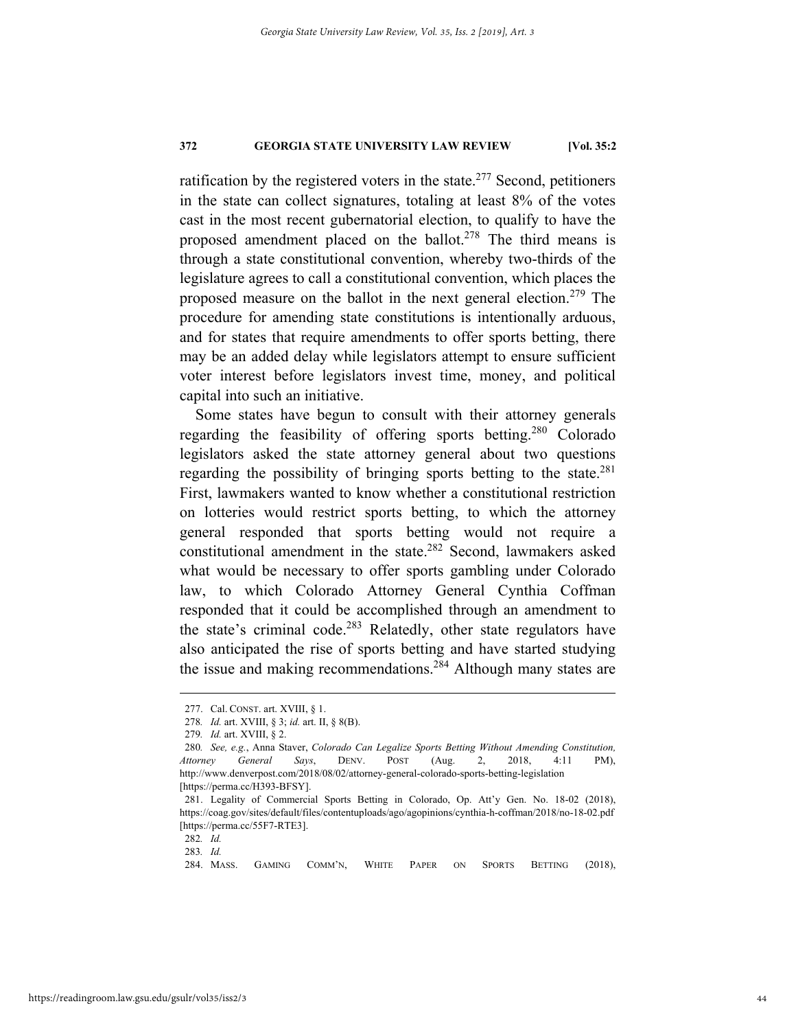ratification by the registered voters in the state.[277] Second, petitioners in the state can collect signatures, totaling at least 8% of the votes cast in the most recent gubernatorial election, to qualify to have the proposed amendment placed on the ballot.[278] The third means is through a state constitutional convention, whereby two-thirds of the legislature agrees to call a constitutional convention, which places the proposed measure on the ballot in the next general election.[279] The procedure for amending state constitutions is intentionally arduous, and for states that require amendments to offer sports betting, there may be an added delay while legislators attempt to ensure sufficient voter interest before legislators invest time, money, and political capital into such an initiative.

Some states have begun to consult with their attorney generals regarding the feasibility of offering sports betting.[280] Colorado legislators asked the state attorney general about two questions regarding the possibility of bringing sports betting to the state.[281] First, lawmakers wanted to know whether a constitutional restriction on lotteries would restrict sports betting, to which the attorney general responded that sports betting would not require a constitutional amendment in the state.[282] Second, lawmakers asked what would be necessary to offer sports gambling under Colorado law, to which Colorado Attorney General Cynthia Coffman responded that it could be accomplished through an amendment to the state's criminal code.[283] Relatedly, other state regulators have also anticipated the rise of sports betting and have started studying the issue and making recommendations.[284] Although many states are

---

277. Cal. CONST. art. XVIII, § 1.

278. *Id.* art. XVIII, § 3; *id.* art. II, § 8(B).

279. *Id.* art. XVIII, § 2.

280. *See, e.g.*, Anna Staver, *Colorado Can Legalize Sports Betting Without Amending Constitution, Attorney General Says*, DENV. POST (Aug. 2, 2018, 4:11 PM), http://www.denverpost.com/2018/08/02/attorney-general-colorado-sports-betting-legislation [https://perma.cc/H393-BFSY].

281. Legality of Commercial Sports Betting in Colorado, Op. Att'y Gen. No. 18-02 (2018), https://coag.gov/sites/default/files/contentuploads/ago/agopinions/cynthia-h-coffman/2018/no-18-02.pdf [https://perma.cc/55F7-RTE3].

282. *Id.*

283. *Id.*

284. MASS. GAMING COMM'N, WHITE PAPER ON SPORTS BETTING (2018),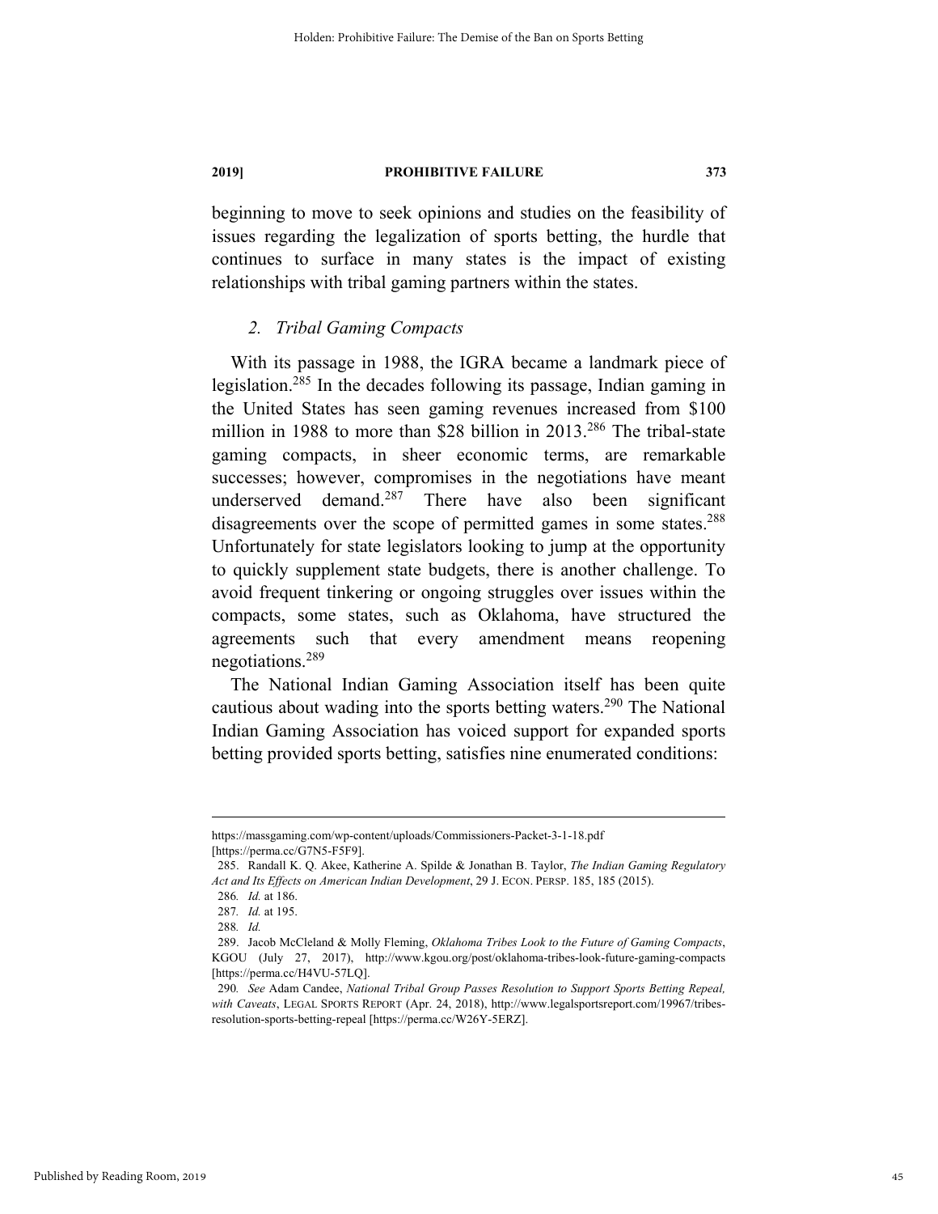beginning to move to seek opinions and studies on the feasibility of issues regarding the legalization of sports betting, the hurdle that continues to surface in many states is the impact of existing relationships with tribal gaming partners within the states.

### 2. *Tribal Gaming Compacts*

With its passage in 1988, the IGRA became a landmark piece of legislation.[285] In the decades following its passage, Indian gaming in the United States has seen gaming revenues increased from $100 million in 1988 to more than $28 billion in 2013.[286] The tribal-state gaming compacts, in sheer economic terms, are remarkable successes; however, compromises in the negotiations have meant underserved demand.[287] There have also been significant disagreements over the scope of permitted games in some states.[288] Unfortunately for state legislators looking to jump at the opportunity to quickly supplement state budgets, there is another challenge. To avoid frequent tinkering or ongoing struggles over issues within the compacts, some states, such as Oklahoma, have structured the agreements such that every amendment means reopening negotiations.[289]

The National Indian Gaming Association itself has been quite cautious about wading into the sports betting waters.[290] The National Indian Gaming Association has voiced support for expanded sports betting provided sports betting, satisfies nine enumerated conditions:

---

https://massgaming.com/wp-content/uploads/Commissioners-Packet-3-1-18.pdf [https://perma.cc/G7N5-F5F9].

285. Randall K. Q. Akee, Katherine A. Spilde & Jonathan B. Taylor, *The Indian Gaming Regulatory Act and Its Effects on American Indian Development*, 29 J. ECON. PERSP. 185, 185 (2015).

286. *Id.* at 186.

287. *Id.* at 195.

288. *Id.*

289. Jacob McCleland & Molly Fleming, *Oklahoma Tribes Look to the Future of Gaming Compacts*, KGOU (July 27, 2017), http://www.kgou.org/post/oklahoma-tribes-look-future-gaming-compacts [https://perma.cc/H4VU-57LQ].

290. *See* Adam Candee, *National Tribal Group Passes Resolution to Support Sports Betting Repeal, with Caveats*, LEGAL SPORTS REPORT (Apr. 24, 2018), http://www.legalsportsreport.com/19967/tribes-resolution-sports-betting-repeal [https://perma.cc/W26Y-5ERZ].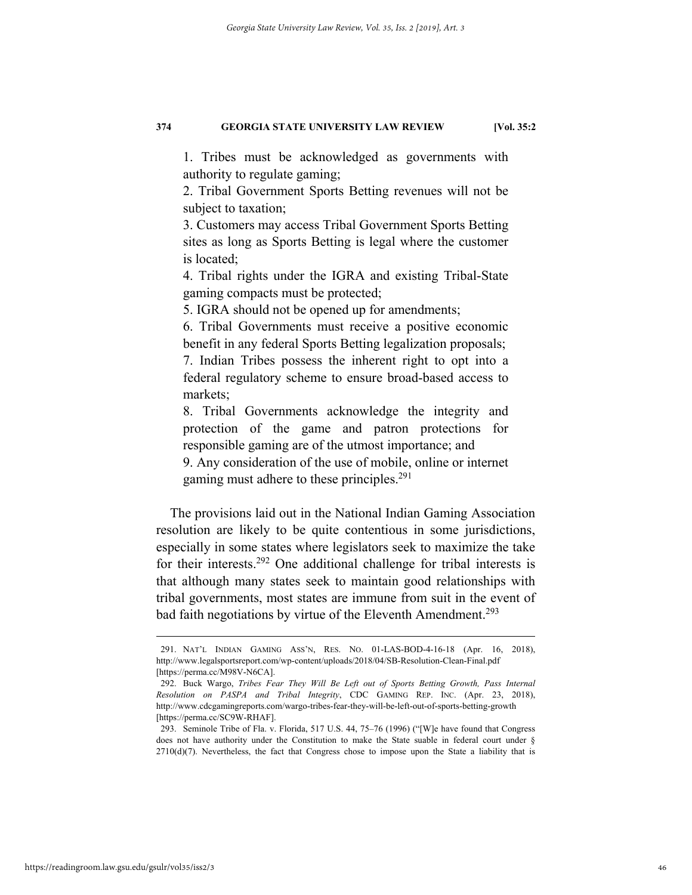1. Tribes must be acknowledged as governments with authority to regulate gaming;
2. Tribal Government Sports Betting revenues will not be subject to taxation;
3. Customers may access Tribal Government Sports Betting sites as long as Sports Betting is legal where the customer is located;
4. Tribal rights under the IGRA and existing Tribal-State gaming compacts must be protected;
5. IGRA should not be opened up for amendments;
6. Tribal Governments must receive a positive economic benefit in any federal Sports Betting legalization proposals;
7. Indian Tribes possess the inherent right to opt into a federal regulatory scheme to ensure broad-based access to markets;
8. Tribal Governments acknowledge the integrity and protection of the game and patron protections for responsible gaming are of the utmost importance; and
9. Any consideration of the use of mobile, online or internet gaming must adhere to these principles.[291]

The provisions laid out in the National Indian Gaming Association resolution are likely to be quite contentious in some jurisdictions, especially in some states where legislators seek to maximize the take for their interests.[292] One additional challenge for tribal interests is that although many states seek to maintain good relationships with tribal governments, most states are immune from suit in the event of bad faith negotiations by virtue of the Eleventh Amendment.[293]

---

291. NAT'L INDIAN GAMING ASS'N, RES. NO. 01-LAS-BOD-4-16-18 (Apr. 16, 2018), http://www.legalsportsreport.com/wp-content/uploads/2018/04/SB-Resolution-Clean-Final.pdf [https://perma.cc/M98V-N6CA].

292. Buck Wargo, *Tribes Fear They Will Be Left out of Sports Betting Growth, Pass Internal Resolution on PASPA and Tribal Integrity*, CDC GAMING REP. INC. (Apr. 23, 2018), http://www.cdcgamingreports.com/wargo-tribes-fear-they-will-be-left-out-of-sports-betting-growth [https://perma.cc/SC9W-RHAF].

293. Seminole Tribe of Fla. v. Florida, 517 U.S. 44, 75–76 (1996) ("[W]e have found that Congress does not have authority under the Constitution to make the State suable in federal court under § 2710(d)(7). Nevertheless, the fact that Congress chose to impose upon the State a liability that is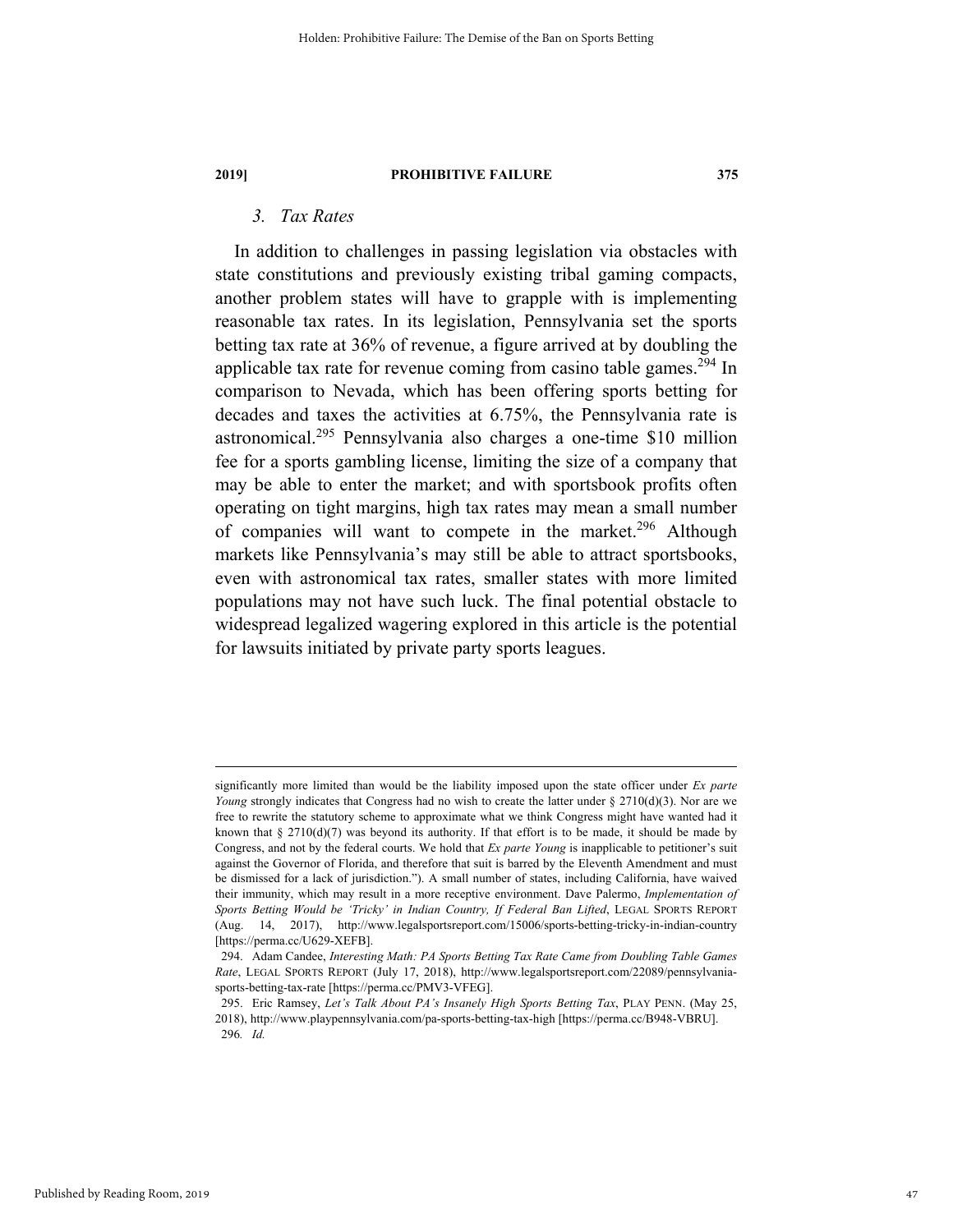### 3. *Tax Rates*

In addition to challenges in passing legislation via obstacles with state constitutions and previously existing tribal gaming compacts, another problem states will have to grapple with is implementing reasonable tax rates. In its legislation, Pennsylvania set the sports betting tax rate at 36% of revenue, a figure arrived at by doubling the applicable tax rate for revenue coming from casino table games.[294] In comparison to Nevada, which has been offering sports betting for decades and taxes the activities at 6.75%, the Pennsylvania rate is astronomical.[295] Pennsylvania also charges a one-time $10 million fee for a sports gambling license, limiting the size of a company that may be able to enter the market; and with sportsbook profits often operating on tight margins, high tax rates may mean a small number of companies will want to compete in the market.[296] Although markets like Pennsylvania's may still be able to attract sportsbooks, even with astronomical tax rates, smaller states with more limited populations may not have such luck. The final potential obstacle to widespread legalized wagering explored in this article is the potential for lawsuits initiated by private party sports leagues.

---

significantly more limited than would be the liability imposed upon the state officer under *Ex parte Young* strongly indicates that Congress had no wish to create the latter under § 2710(d)(3). Nor are we free to rewrite the statutory scheme to approximate what we think Congress might have wanted had it known that § 2710(d)(7) was beyond its authority. If that effort is to be made, it should be made by Congress, and not by the federal courts. We hold that *Ex parte Young* is inapplicable to petitioner's suit against the Governor of Florida, and therefore that suit is barred by the Eleventh Amendment and must be dismissed for a lack of jurisdiction."). A small number of states, including California, have waived their immunity, which may result in a more receptive environment. Dave Palermo, *Implementation of Sports Betting Would be 'Tricky' in Indian Country, If Federal Ban Lifted*, LEGAL SPORTS REPORT (Aug. 14, 2017), http://www.legalsportsreport.com/15006/sports-betting-tricky-in-indian-country [https://perma.cc/U629-XEFB].

294. Adam Candee, *Interesting Math: PA Sports Betting Tax Rate Came from Doubling Table Games Rate*, LEGAL SPORTS REPORT (July 17, 2018), http://www.legalsportsreport.com/22089/pennsylvania-sports-betting-tax-rate [https://perma.cc/PMV3-VFEG].

295. Eric Ramsey, *Let's Talk About PA's Insanely High Sports Betting Tax*, PLAY PENN. (May 25, 2018), http://www.playpennsylvania.com/pa-sports-betting-tax-high [https://perma.cc/B948-VBRU].

296. *Id.*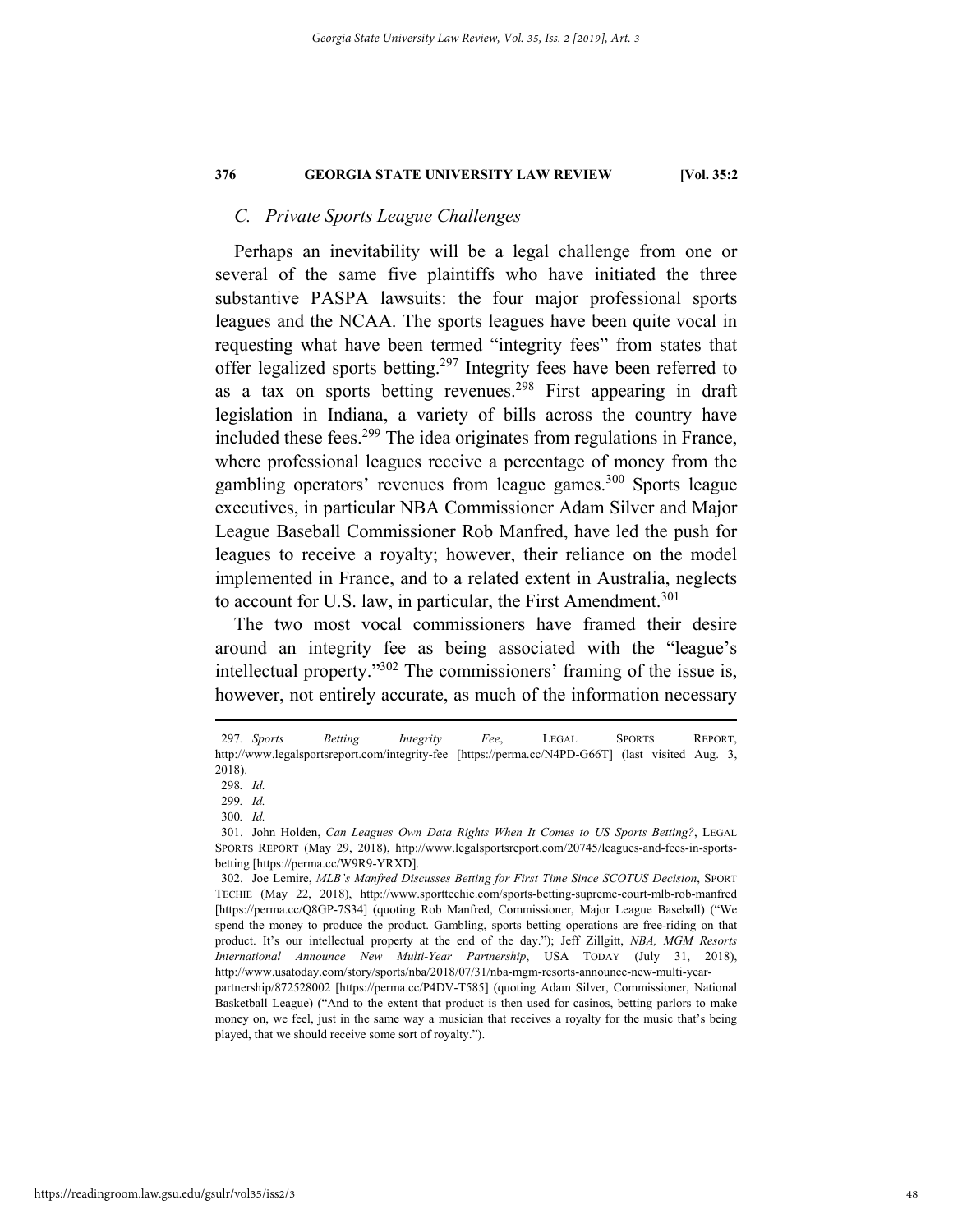### C. Private Sports League Challenges

Perhaps an inevitability will be a legal challenge from one or several of the same five plaintiffs who have initiated the three substantive PASPA lawsuits: the four major professional sports leagues and the NCAA. The sports leagues have been quite vocal in requesting what have been termed "integrity fees" from states that offer legalized sports betting.[297] Integrity fees have been referred to as a tax on sports betting revenues.[298] First appearing in draft legislation in Indiana, a variety of bills across the country have included these fees.[299] The idea originates from regulations in France, where professional leagues receive a percentage of money from the gambling operators' revenues from league games.[300] Sports league executives, in particular NBA Commissioner Adam Silver and Major League Baseball Commissioner Rob Manfred, have led the push for leagues to receive a royalty; however, their reliance on the model implemented in France, and to a related extent in Australia, neglects to account for U.S. law, in particular, the First Amendment.[301]

The two most vocal commissioners have framed their desire around an integrity fee as being associated with the "league's intellectual property."[302] The commissioners' framing of the issue is, however, not entirely accurate, as much of the information necessary

---

297. *Sports Betting Integrity Fee*, LEGAL SPORTS REPORT, http://www.legalsportsreport.com/integrity-fee [https://perma.cc/N4PD-G66T] (last visited Aug. 3, 2018).

298. *Id.*

299. *Id.*

300. *Id.*

301. John Holden, *Can Leagues Own Data Rights When It Comes to US Sports Betting?*, LEGAL SPORTS REPORT (May 29, 2018), http://www.legalsportsreport.com/20745/leagues-and-fees-in-sports-betting [https://perma.cc/W9R9-YRXD].

302. Joe Lemire, *MLB's Manfred Discusses Betting for First Time Since SCOTUS Decision*, SPORT TECHIE (May 22, 2018), http://www.sporttechie.com/sports-betting-supreme-court-mlb-rob-manfred [https://perma.cc/Q8GP-7S34] (quoting Rob Manfred, Commissioner, Major League Baseball) ("We spend the money to produce the product. Gambling, sports betting operations are free-riding on that product. It's our intellectual property at the end of the day."); Jeff Zillgitt, *NBA, MGM Resorts International Announce New Multi-Year Partnership*, USA TODAY (July 31, 2018), http://www.usatoday.com/story/sports/nba/2018/07/31/nba-mgm-resorts-announce-new-multi-year-partnership/872528002 [https://perma.cc/P4DV-T585] (quoting Adam Silver, Commissioner, National Basketball League) ("And to the extent that product is then used for casinos, betting parlors to make money on, we feel, just in the same way a musician that receives a royalty for the music that's being played, that we should receive some sort of royalty.").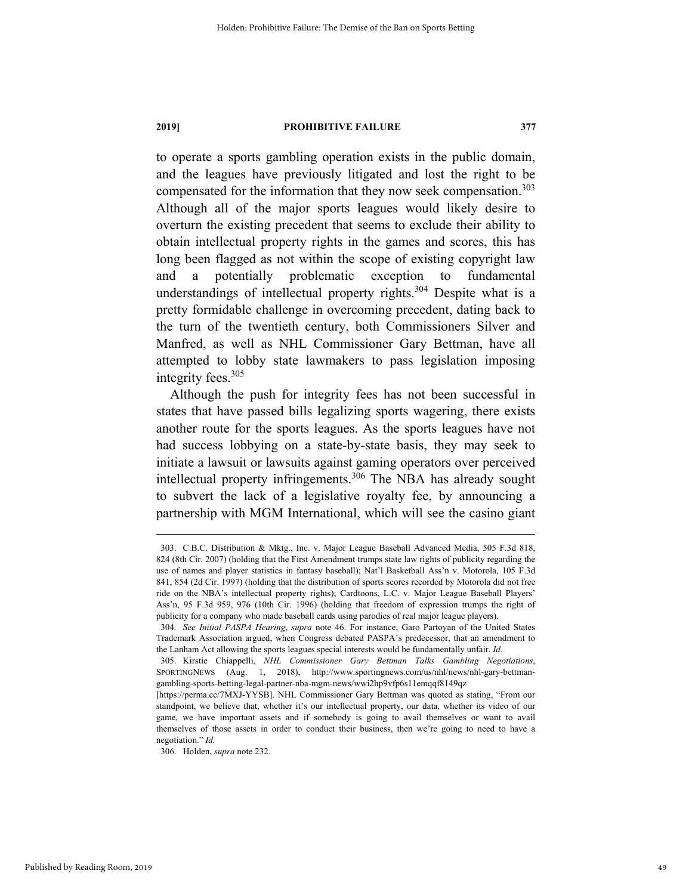to operate a sports gambling operation exists in the public domain, and the leagues have previously litigated and lost the right to be compensated for the information that they now seek compensation.[303] Although all of the major sports leagues would likely desire to overturn the existing precedent that seems to exclude their ability to obtain intellectual property rights in the games and scores, this has long been flagged as not within the scope of existing copyright law and a potentially problematic exception to fundamental understandings of intellectual property rights.[304] Despite what is a pretty formidable challenge in overcoming precedent, dating back to the turn of the twentieth century, both Commissioners Silver and Manfred, as well as NHL Commissioner Gary Bettman, have all attempted to lobby state lawmakers to pass legislation imposing integrity fees.[305]

Although the push for integrity fees has not been successful in states that have passed bills legalizing sports wagering, there exists another route for the sports leagues. As the sports leagues have not had success lobbying on a state-by-state basis, they may seek to initiate a lawsuit or lawsuits against gaming operators over perceived intellectual property infringements.[306] The NBA has already sought to subvert the lack of a legislative royalty fee, by announcing a partnership with MGM International, which will see the casino giant

---

303. C.B.C. Distribution & Mktg., Inc. v. Major League Baseball Advanced Media, 505 F.3d 818, 824 (8th Cir. 2007) (holding that the First Amendment trumps state law rights of publicity regarding the use of names and player statistics in fantasy baseball); Nat'l Basketball Ass'n v. Motorola, 105 F.3d 841, 854 (2d Cir. 1997) (holding that the distribution of sports scores recorded by Motorola did not free ride on the NBA's intellectual property rights); Cardtoons, L.C. v. Major League Baseball Players' Ass'n, 95 F.3d 959, 976 (10th Cir. 1996) (holding that freedom of expression trumps the right of publicity for a company who made baseball cards using parodies of real major league players).

304. *See Initial PASPA Hearing*, *supra* note 46. For instance, Garo Partoyan of the United States Trademark Association argued, when Congress debated PASPA's predecessor, that an amendment to the Lanham Act allowing the sports leagues special interests would be fundamentally unfair. *Id.*

305. Kirstie Chiappelli, *NHL Commissioner Gary Bettman Talks Gambling Negotiations*, SPORTINGNEWS (Aug. 1, 2018), http://www.sportingnews.com/us/nhl/news/nhl-gary-bettman-gambling-sports-betting-legal-partner-nba-mgm-news/wwi2hp9vfp6s11emqqf8149qz [https://perma.cc/7MXJ-YYSB]. NHL Commissioner Gary Bettman was quoted as stating, "From our standpoint, we believe that, whether it's our intellectual property, our data, whether its video of our game, we have important assets and if somebody is going to avail themselves or want to avail themselves of those assets in order to conduct their business, then we're going to need to have a negotiation." *Id.*

306. Holden, *supra* note 232.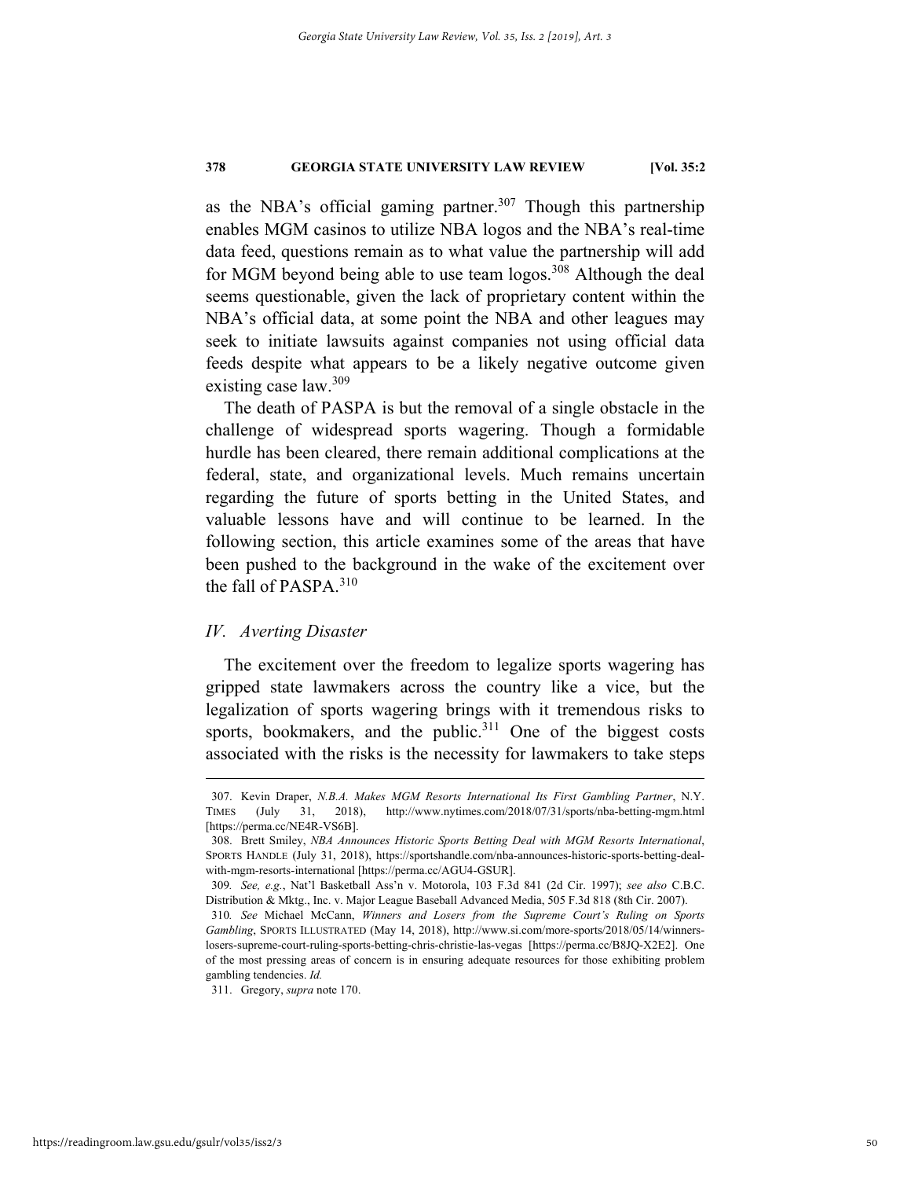as the NBA's official gaming partner.[307] Though this partnership enables MGM casinos to utilize NBA logos and the NBA's real-time data feed, questions remain as to what value the partnership will add for MGM beyond being able to use team logos.[308] Although the deal seems questionable, given the lack of proprietary content within the NBA's official data, at some point the NBA and other leagues may seek to initiate lawsuits against companies not using official data feeds despite what appears to be a likely negative outcome given existing case law.[309]

The death of PASPA is but the removal of a single obstacle in the challenge of widespread sports wagering. Though a formidable hurdle has been cleared, there remain additional complications at the federal, state, and organizational levels. Much remains uncertain regarding the future of sports betting in the United States, and valuable lessons have and will continue to be learned. In the following section, this article examines some of the areas that have been pushed to the background in the wake of the excitement over the fall of PASPA.[310]

## *IV. Averting Disaster*

The excitement over the freedom to legalize sports wagering has gripped state lawmakers across the country like a vice, but the legalization of sports wagering brings with it tremendous risks to sports, bookmakers, and the public.[311] One of the biggest costs associated with the risks is the necessity for lawmakers to take steps

---

307. Kevin Draper, *N.B.A. Makes MGM Resorts International Its First Gambling Partner*, N.Y. TIMES (July 31, 2018), http://www.nytimes.com/2018/07/31/sports/nba-betting-mgm.html [https://perma.cc/NE4R-VS6B].

308. Brett Smiley, *NBA Announces Historic Sports Betting Deal with MGM Resorts International*, SPORTS HANDLE (July 31, 2018), https://sportshandle.com/nba-announces-historic-sports-betting-deal-with-mgm-resorts-international [https://perma.cc/AGU4-GSUR].

309. *See, e.g.*, Nat'l Basketball Ass'n v. Motorola, 103 F.3d 841 (2d Cir. 1997); *see also* C.B.C. Distribution & Mktg., Inc. v. Major League Baseball Advanced Media, 505 F.3d 818 (8th Cir. 2007).

310. *See* Michael McCann, *Winners and Losers from the Supreme Court's Ruling on Sports Gambling*, SPORTS ILLUSTRATED (May 14, 2018), http://www.si.com/more-sports/2018/05/14/winners-losers-supreme-court-ruling-sports-betting-chris-christie-las-vegas [https://perma.cc/B8JQ-X2E2]. One of the most pressing areas of concern is in ensuring adequate resources for those exhibiting problem gambling tendencies. *Id.*

311. Gregory, *supra* note 170.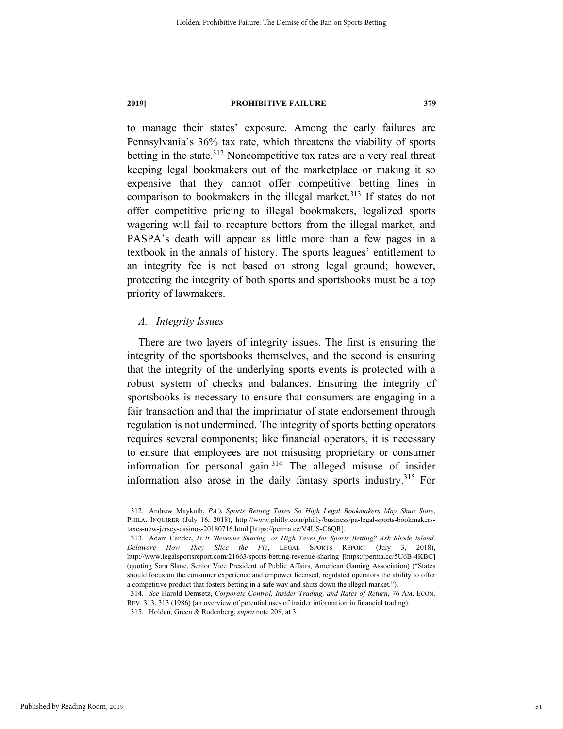to manage their states' exposure. Among the early failures are Pennsylvania's 36% tax rate, which threatens the viability of sports betting in the state.[312] Noncompetitive tax rates are a very real threat keeping legal bookmakers out of the marketplace or making it so expensive that they cannot offer competitive betting lines in comparison to bookmakers in the illegal market.[313] If states do not offer competitive pricing to illegal bookmakers, legalized sports wagering will fail to recapture bettors from the illegal market, and PASPA's death will appear as little more than a few pages in a textbook in the annals of history. The sports leagues' entitlement to an integrity fee is not based on strong legal ground; however, protecting the integrity of both sports and sportsbooks must be a top priority of lawmakers.

### *A. Integrity Issues*

There are two layers of integrity issues. The first is ensuring the integrity of the sportsbooks themselves, and the second is ensuring that the integrity of the underlying sports events is protected with a robust system of checks and balances. Ensuring the integrity of sportsbooks is necessary to ensure that consumers are engaging in a fair transaction and that the imprimatur of state endorsement through regulation is not undermined. The integrity of sports betting operators requires several components; like financial operators, it is necessary to ensure that employees are not misusing proprietary or consumer information for personal gain.[314] The alleged misuse of insider information also arose in the daily fantasy sports industry.[315] For

---

312. Andrew Maykuth, *PA's Sports Betting Taxes So High Legal Bookmakers May Shun State*, PHILA. INQUIRER (July 16, 2018), http://www.philly.com/philly/business/pa-legal-sports-bookmakers-taxes-new-jersey-casinos-20180716.html [https://perma.cc/V4US-C6QR].

313. Adam Candee, *Is It 'Revenue Sharing' or High Taxes for Sports Betting? Ask Rhode Island, Delaware How They Slice the Pie*, LEGAL SPORTS REPORT (July 3, 2018), http://www.legalsportsreport.com/21663/sports-betting-revenue-sharing [https://perma.cc/5U6B-4KBC] (quoting Sara Slane, Senior Vice President of Public Affairs, American Gaming Association) ("States should focus on the consumer experience and empower licensed, regulated operators the ability to offer a competitive product that fosters betting in a safe way and shuts down the illegal market.").

314. *See* Harold Demsetz, *Corporate Control, Insider Trading, and Rates of Return*, 76 AM. ECON. REV. 313, 313 (1986) (an overview of potential uses of insider information in financial trading).

315. Holden, Green & Rodenberg, *supra* note 208, at 3.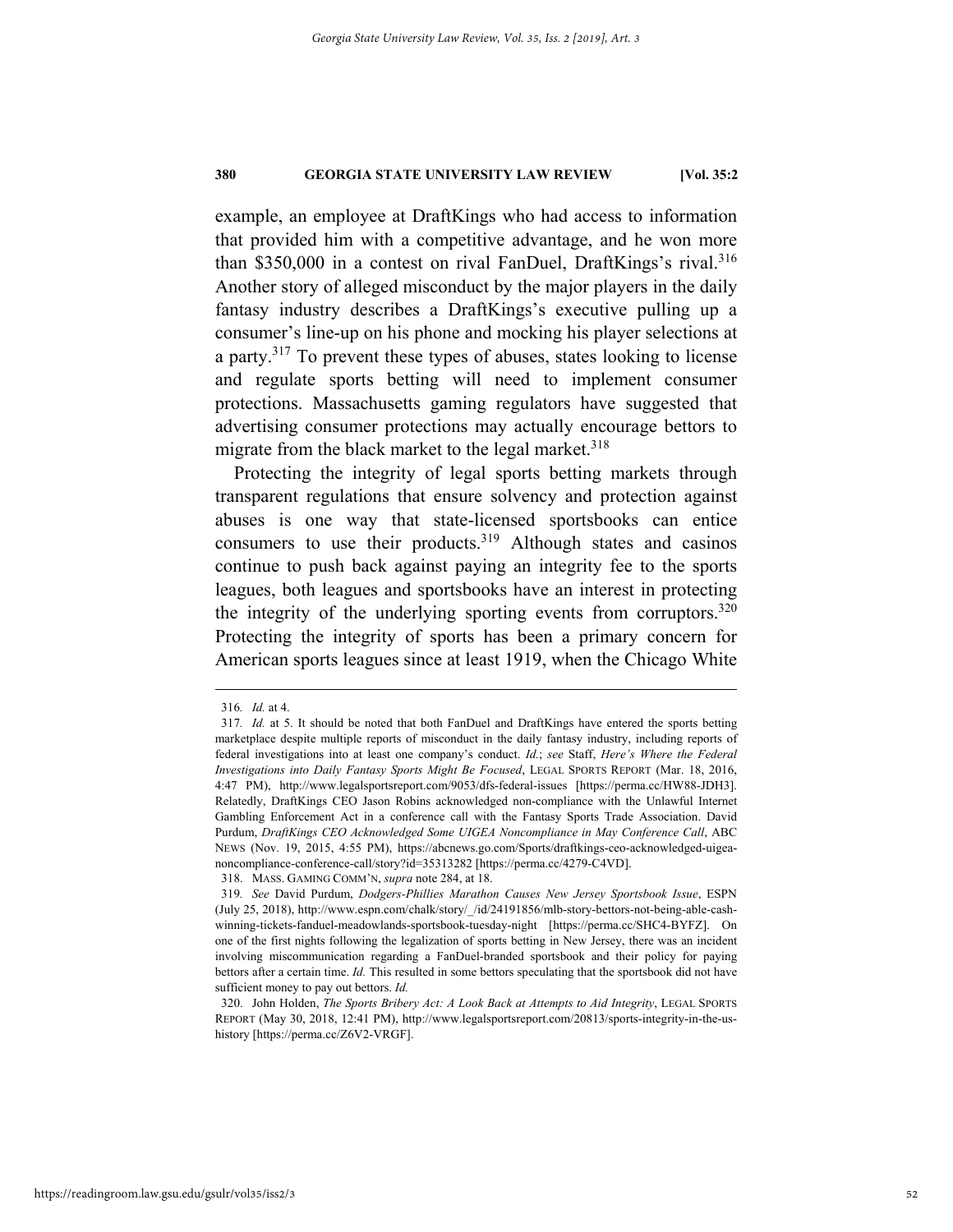example, an employee at DraftKings who had access to information that provided him with a competitive advantage, and he won more than $350,000 in a contest on rival FanDuel, DraftKings's rival.[316] Another story of alleged misconduct by the major players in the daily fantasy industry describes a DraftKings's executive pulling up a consumer's line-up on his phone and mocking his player selections at a party.[317] To prevent these types of abuses, states looking to license and regulate sports betting will need to implement consumer protections. Massachusetts gaming regulators have suggested that advertising consumer protections may actually encourage bettors to migrate from the black market to the legal market.[318]

Protecting the integrity of legal sports betting markets through transparent regulations that ensure solvency and protection against abuses is one way that state-licensed sportsbooks can entice consumers to use their products.[319] Although states and casinos continue to push back against paying an integrity fee to the sports leagues, both leagues and sportsbooks have an interest in protecting the integrity of the underlying sporting events from corruptors.[320] Protecting the integrity of sports has been a primary concern for American sports leagues since at least 1919, when the Chicago White

---

316. *Id.* at 4.

317. *Id.* at 5. It should be noted that both FanDuel and DraftKings have entered the sports betting marketplace despite multiple reports of misconduct in the daily fantasy industry, including reports of federal investigations into at least one company's conduct. *Id.*; *see* Staff, *Here's Where the Federal Investigations into Daily Fantasy Sports Might Be Focused*, LEGAL SPORTS REPORT (Mar. 18, 2016, 4:47 PM), http://www.legalsportsreport.com/9053/dfs-federal-issues [https://perma.cc/HW88-JDH3]. Relatedly, DraftKings CEO Jason Robins acknowledged non-compliance with the Unlawful Internet Gambling Enforcement Act in a conference call with the Fantasy Sports Trade Association. David Purdum, *DraftKings CEO Acknowledged Some UIGEA Noncompliance in May Conference Call*, ABC NEWS (Nov. 19, 2015, 4:55 PM), https://abcnews.go.com/Sports/draftkings-ceo-acknowledged-uigea-noncompliance-conference-call/story?id=35313282 [https://perma.cc/4279-C4VD].

318. MASS. GAMING COMM'N, *supra* note 284, at 18.

319. *See* David Purdum, *Dodgers-Phillies Marathon Causes New Jersey Sportsbook Issue*, ESPN (July 25, 2018), http://www.espn.com/chalk/story/_/id/24191856/mlb-story-bettors-not-being-able-cash-winning-tickets-fanduel-meadowlands-sportsbook-tuesday-night [https://perma.cc/SHC4-BYFZ]. On one of the first nights following the legalization of sports betting in New Jersey, there was an incident involving miscommunication regarding a FanDuel-branded sportsbook and their policy for paying bettors after a certain time. *Id.* This resulted in some bettors speculating that the sportsbook did not have sufficient money to pay out bettors. *Id.*

320. John Holden, *The Sports Bribery Act: A Look Back at Attempts to Aid Integrity*, LEGAL SPORTS REPORT (May 30, 2018, 12:41 PM), http://www.legalsportsreport.com/20813/sports-integrity-in-the-us-history [https://perma.cc/Z6V2-VRGF].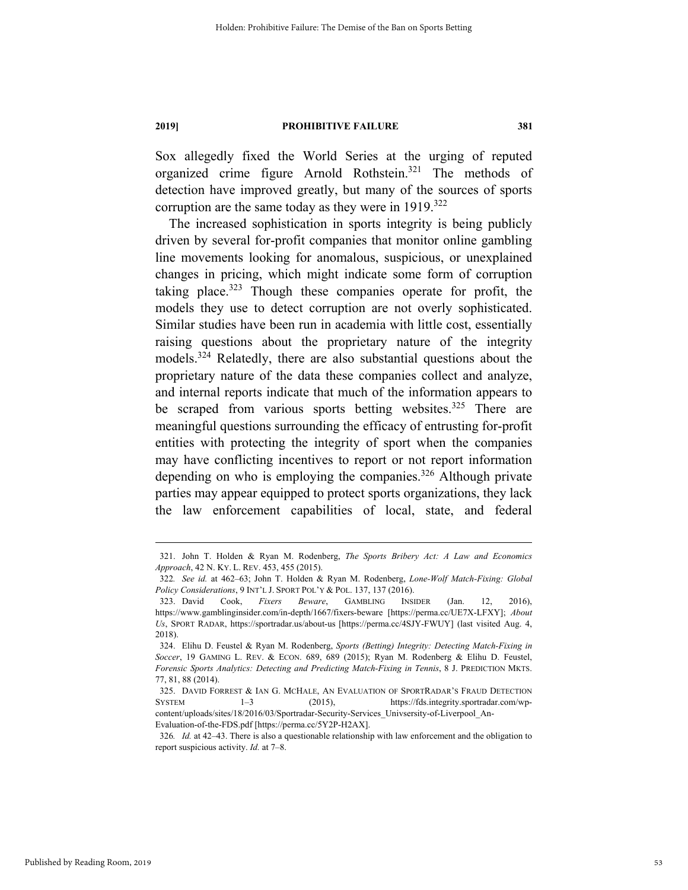Sox allegedly fixed the World Series at the urging of reputed organized crime figure Arnold Rothstein.[321] The methods of detection have improved greatly, but many of the sources of sports corruption are the same today as they were in 1919.[322]

The increased sophistication in sports integrity is being publicly driven by several for-profit companies that monitor online gambling line movements looking for anomalous, suspicious, or unexplained changes in pricing, which might indicate some form of corruption taking place.[323] Though these companies operate for profit, the models they use to detect corruption are not overly sophisticated. Similar studies have been run in academia with little cost, essentially raising questions about the proprietary nature of the integrity models.[324] Relatedly, there are also substantial questions about the proprietary nature of the data these companies collect and analyze, and internal reports indicate that much of the information appears to be scraped from various sports betting websites.[325] There are meaningful questions surrounding the efficacy of entrusting for-profit entities with protecting the integrity of sport when the companies may have conflicting incentives to report or not report information depending on who is employing the companies.[326] Although private parties may appear equipped to protect sports organizations, they lack the law enforcement capabilities of local, state, and federal

---

321. John T. Holden & Ryan M. Rodenberg, *The Sports Bribery Act: A Law and Economics Approach*, 42 N. KY. L. REV. 453, 455 (2015).

322. *See id.* at 462–63; John T. Holden & Ryan M. Rodenberg, *Lone-Wolf Match-Fixing: Global Policy Considerations*, 9 INT'L J. SPORT POL'Y & POL. 137, 137 (2016).

323. David Cook, *Fixers Beware*, GAMBLING INSIDER (Jan. 12, 2016), https://www.gamblinginsider.com/in-depth/1667/fixers-beware [https://perma.cc/UE7X-LFXY]; *About Us*, SPORT RADAR, https://sportradar.us/about-us [https://perma.cc/4SJY-FWUY] (last visited Aug. 4, 2018).

324. Elihu D. Feustel & Ryan M. Rodenberg, *Sports (Betting) Integrity: Detecting Match-Fixing in Soccer*, 19 GAMING L. REV. & ECON. 689, 689 (2015); Ryan M. Rodenberg & Elihu D. Feustel, *Forensic Sports Analytics: Detecting and Predicting Match-Fixing in Tennis*, 8 J. PREDICTION MKTS. 77, 81, 88 (2014).

325. DAVID FORREST & IAN G. MCHALE, AN EVALUATION OF SPORTRADAR'S FRAUD DETECTION SYSTEM 1–3 (2015), https://fds.integrity.sportradar.com/wp-content/uploads/sites/18/2016/03/Sportradar-Security-Services_Univsersity-of-Liverpool_An-Evaluation-of-the-FDS.pdf [https://perma.cc/5Y2P-H2AX].

326. *Id.* at 42–43. There is also a questionable relationship with law enforcement and the obligation to report suspicious activity. *Id.* at 7–8.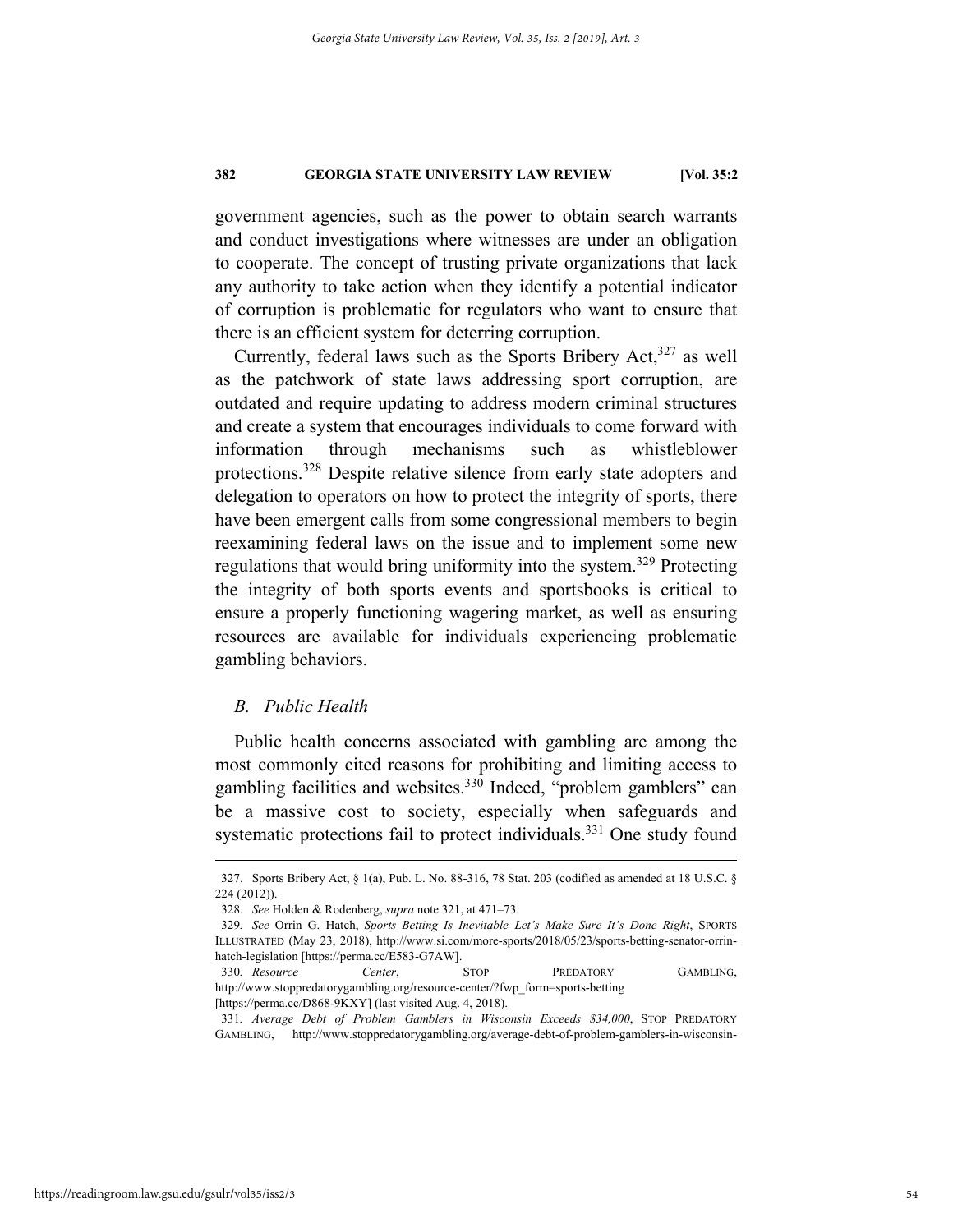government agencies, such as the power to obtain search warrants and conduct investigations where witnesses are under an obligation to cooperate. The concept of trusting private organizations that lack any authority to take action when they identify a potential indicator of corruption is problematic for regulators who want to ensure that there is an efficient system for deterring corruption.

Currently, federal laws such as the Sports Bribery Act,[327] as well as the patchwork of state laws addressing sport corruption, are outdated and require updating to address modern criminal structures and create a system that encourages individuals to come forward with information through mechanisms such as whistleblower protections.[328] Despite relative silence from early state adopters and delegation to operators on how to protect the integrity of sports, there have been emergent calls from some congressional members to begin reexamining federal laws on the issue and to implement some new regulations that would bring uniformity into the system.[329] Protecting the integrity of both sports events and sportsbooks is critical to ensure a properly functioning wagering market, as well as ensuring resources are available for individuals experiencing problematic gambling behaviors.

### *B. Public Health*

Public health concerns associated with gambling are among the most commonly cited reasons for prohibiting and limiting access to gambling facilities and websites.[330] Indeed, "problem gamblers" can be a massive cost to society, especially when safeguards and systematic protections fail to protect individuals.[331] One study found

---

327. Sports Bribery Act, § 1(a), Pub. L. No. 88-316, 78 Stat. 203 (codified as amended at 18 U.S.C. § 224 (2012)).

328. *See* Holden & Rodenberg, *supra* note 321, at 471–73.

329. *See* Orrin G. Hatch, *Sports Betting Is Inevitable–Let's Make Sure It's Done Right*, SPORTS ILLUSTRATED (May 23, 2018), http://www.si.com/more-sports/2018/05/23/sports-betting-senator-orrin-hatch-legislation [https://perma.cc/E583-G7AW].

330. *Resource Center*, STOP PREDATORY GAMBLING, http://www.stoppredatorygambling.org/resource-center/?fwp_form=sports-betting [https://perma.cc/D868-9KXY] (last visited Aug. 4, 2018).

331. *Average Debt of Problem Gamblers in Wisconsin Exceeds $34,000*, STOP PREDATORY GAMBLING, http://www.stoppredatorygambling.org/average-debt-of-problem-gamblers-in-wisconsin-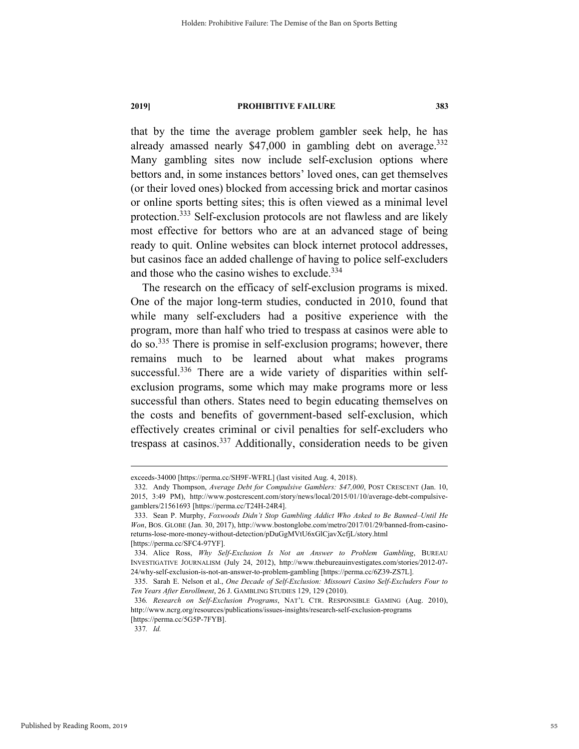that by the time the average problem gambler seek help, he has already amassed nearly $47,000 in gambling debt on average.[332] Many gambling sites now include self-exclusion options where bettors and, in some instances bettors' loved ones, can get themselves (or their loved ones) blocked from accessing brick and mortar casinos or online sports betting sites; this is often viewed as a minimal level protection.[333] Self-exclusion protocols are not flawless and are likely most effective for bettors who are at an advanced stage of being ready to quit. Online websites can block internet protocol addresses, but casinos face an added challenge of having to police self-excluders and those who the casino wishes to exclude.[334]

The research on the efficacy of self-exclusion programs is mixed. One of the major long-term studies, conducted in 2010, found that while many self-excluders had a positive experience with the program, more than half who tried to trespass at casinos were able to do so.[335] There is promise in self-exclusion programs; however, there remains much to be learned about what makes programs successful.[336] There are a wide variety of disparities within self-exclusion programs, some which may make programs more or less successful than others. States need to begin educating themselves on the costs and benefits of government-based self-exclusion, which effectively creates criminal or civil penalties for self-excluders who trespass at casinos.[337] Additionally, consideration needs to be given

---

exceeds-34000 [https://perma.cc/SH9F-WFRL] (last visited Aug. 4, 2018).

332. Andy Thompson, *Average Debt for Compulsive Gamblers: $47,000*, POST CRESCENT (Jan. 10, 2015, 3:49 PM), http://www.postcrescent.com/story/news/local/2015/01/10/average-debt-compulsive-gamblers/21561693 [https://perma.cc/T24H-24R4].

333. Sean P. Murphy, *Foxwoods Didn't Stop Gambling Addict Who Asked to Be Banned–Until He Won*, BOS. GLOBE (Jan. 30, 2017), http://www.bostonglobe.com/metro/2017/01/29/banned-from-casino-returns-lose-more-money-without-detection/pDuGgMVtU6xGlCjavXcfjL/story.html [https://perma.cc/SFC4-97YF].

334. Alice Ross, *Why Self-Exclusion Is Not an Answer to Problem Gambling*, BUREAU INVESTIGATIVE JOURNALISM (July 24, 2012), http://www.thebureauinvestigates.com/stories/2012-07-24/why-self-exclusion-is-not-an-answer-to-problem-gambling [https://perma.cc/6Z39-ZS7L].

335. Sarah E. Nelson et al., *One Decade of Self-Exclusion: Missouri Casino Self-Excluders Four to Ten Years After Enrollment*, 26 J. GAMBLING STUDIES 129, 129 (2010).

336. *Research on Self-Exclusion Programs*, NAT'L CTR. RESPONSIBLE GAMING (Aug. 2010), http://www.ncrg.org/resources/publications/issues-insights/research-self-exclusion-programs [https://perma.cc/5G5P-7FYB].

337. *Id.*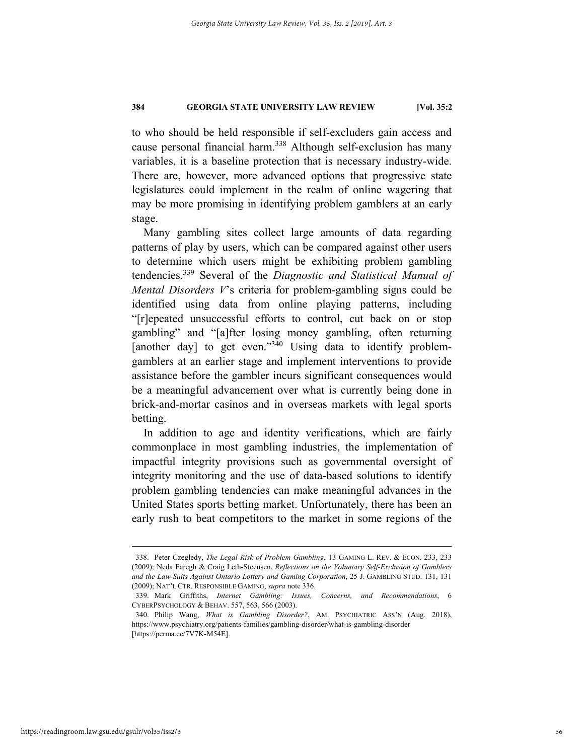to who should be held responsible if self-excluders gain access and cause personal financial harm.[338] Although self-exclusion has many variables, it is a baseline protection that is necessary industry-wide. There are, however, more advanced options that progressive state legislatures could implement in the realm of online wagering that may be more promising in identifying problem gamblers at an early stage.

Many gambling sites collect large amounts of data regarding patterns of play by users, which can be compared against other users to determine which users might be exhibiting problem gambling tendencies.[339] Several of the *Diagnostic and Statistical Manual of Mental Disorders V*'s criteria for problem-gambling signs could be identified using data from online playing patterns, including "[r]epeated unsuccessful efforts to control, cut back on or stop gambling" and "[a]fter losing money gambling, often returning [another day] to get even."[340] Using data to identify problem-gamblers at an earlier stage and implement interventions to provide assistance before the gambler incurs significant consequences would be a meaningful advancement over what is currently being done in brick-and-mortar casinos and in overseas markets with legal sports betting.

In addition to age and identity verifications, which are fairly commonplace in most gambling industries, the implementation of impactful integrity provisions such as governmental oversight of integrity monitoring and the use of data-based solutions to identify problem gambling tendencies can make meaningful advances in the United States sports betting market. Unfortunately, there has been an early rush to beat competitors to the market in some regions of the

---

338. Peter Czegledy, *The Legal Risk of Problem Gambling*, 13 GAMING L. REV. & ECON. 233, 233 (2009); Neda Faregh & Craig Leth-Steensen, *Reflections on the Voluntary Self-Exclusion of Gamblers and the Law-Suits Against Ontario Lottery and Gaming Corporation*, 25 J. GAMBLING STUD. 131, 131 (2009); NAT'L CTR. RESPONSIBLE GAMING, *supra* note 336.

339. Mark Griffiths, *Internet Gambling: Issues, Concerns, and Recommendations*, 6 CYBERPSYCHOLOGY & BEHAV. 557, 563, 566 (2003).

340. Philip Wang, *What is Gambling Disorder?*, AM. PSYCHIATRIC ASS'N (Aug. 2018), https://www.psychiatry.org/patients-families/gambling-disorder/what-is-gambling-disorder [https://perma.cc/7V7K-M54E].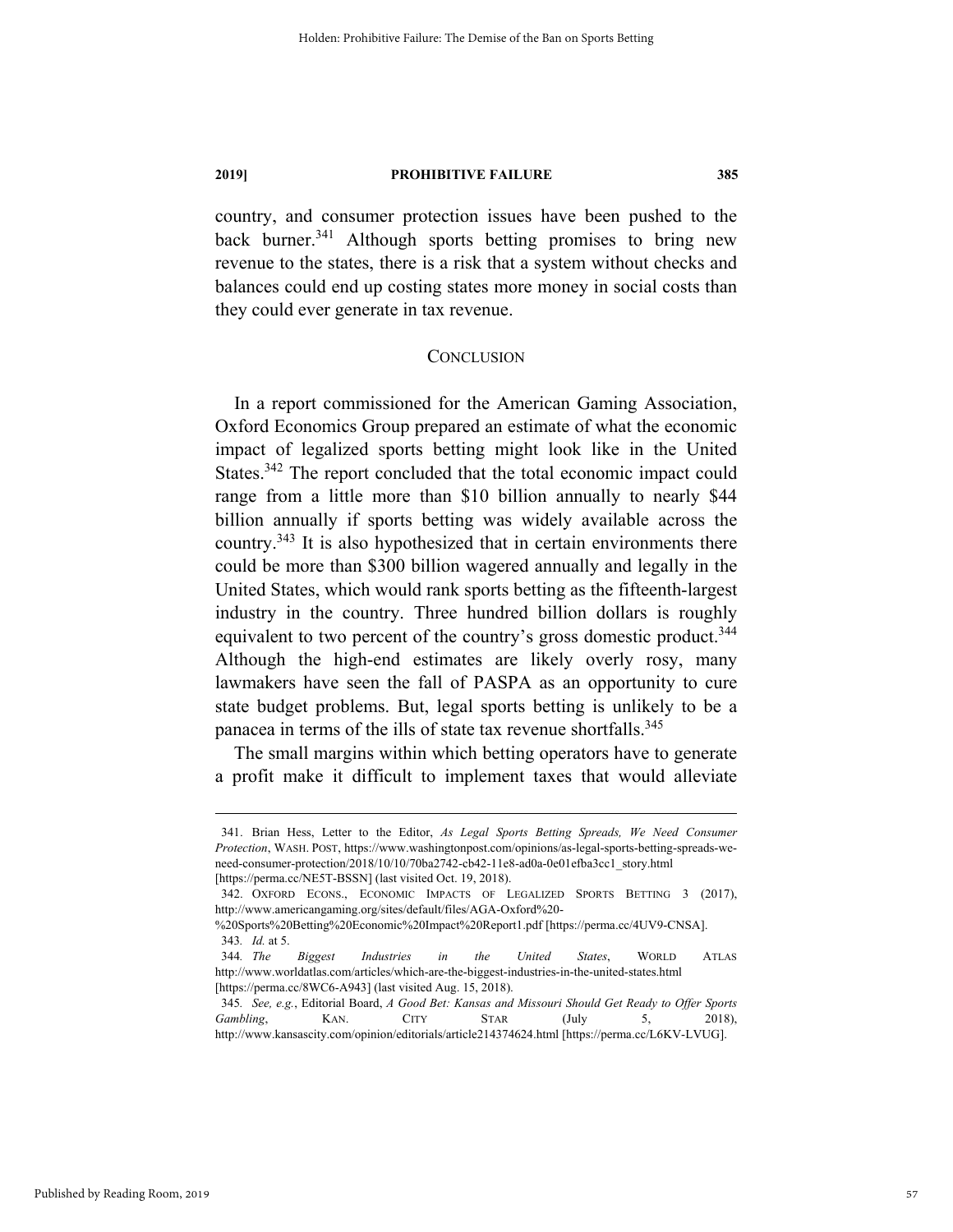country, and consumer protection issues have been pushed to the back burner.[341] Although sports betting promises to bring new revenue to the states, there is a risk that a system without checks and balances could end up costing states more money in social costs than they could ever generate in tax revenue.

## CONCLUSION

In a report commissioned for the American Gaming Association, Oxford Economics Group prepared an estimate of what the economic impact of legalized sports betting might look like in the United States.[342] The report concluded that the total economic impact could range from a little more than $10 billion annually to nearly $44 billion annually if sports betting was widely available across the country.[343] It is also hypothesized that in certain environments there could be more than $300 billion wagered annually and legally in the United States, which would rank sports betting as the fifteenth-largest industry in the country. Three hundred billion dollars is roughly equivalent to two percent of the country's gross domestic product.[344] Although the high-end estimates are likely overly rosy, many lawmakers have seen the fall of PASPA as an opportunity to cure state budget problems. But, legal sports betting is unlikely to be a panacea in terms of the ills of state tax revenue shortfalls.[345]

The small margins within which betting operators have to generate a profit make it difficult to implement taxes that would alleviate

---

341. Brian Hess, Letter to the Editor, *As Legal Sports Betting Spreads, We Need Consumer Protection*, WASH. POST, https://www.washingtonpost.com/opinions/as-legal-sports-betting-spreads-we-need-consumer-protection/2018/10/10/70ba2742-cb42-11e8-ad0a-0e01efba3cc1_story.html [https://perma.cc/NE5T-BSSN] (last visited Oct. 19, 2018).

342. OXFORD ECONS., ECONOMIC IMPACTS OF LEGALIZED SPORTS BETTING 3 (2017), http://www.americangaming.org/sites/default/files/AGA-Oxford%20-%20Sports%20Betting%20Economic%20Impact%20Report1.pdf [https://perma.cc/4UV9-CNSA].

343. *Id.* at 5.

344. *The Biggest Industries in the United States*, WORLD ATLAS http://www.worldatlas.com/articles/which-are-the-biggest-industries-in-the-united-states.html [https://perma.cc/8WC6-A943] (last visited Aug. 15, 2018).

345. *See, e.g.*, Editorial Board, *A Good Bet: Kansas and Missouri Should Get Ready to Offer Sports Gambling*, KAN. CITY STAR (July 5, 2018), http://www.kansascity.com/opinion/editorials/article214374624.html [https://perma.cc/L6KV-LVUG].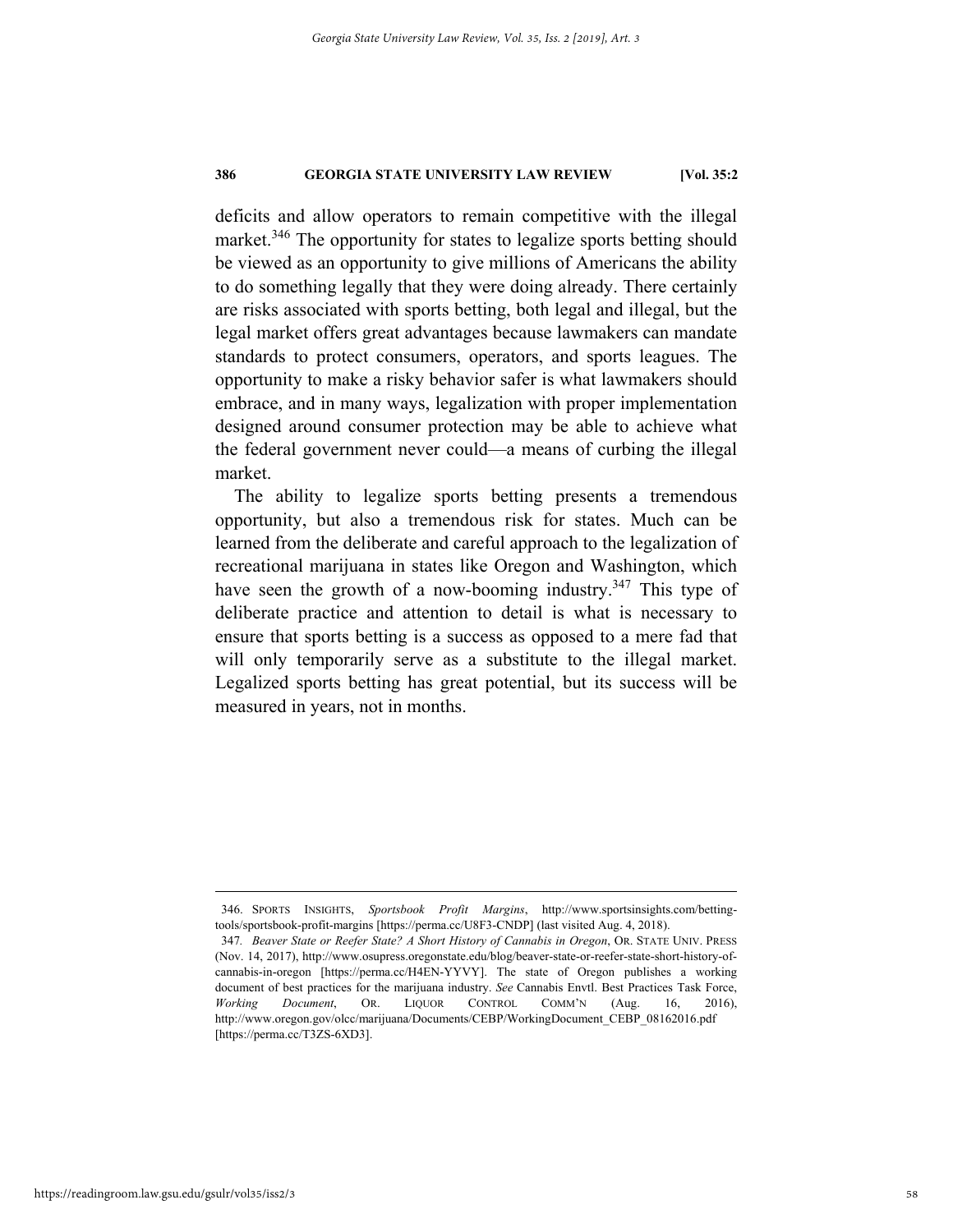deficits and allow operators to remain competitive with the illegal market.[346] The opportunity for states to legalize sports betting should be viewed as an opportunity to give millions of Americans the ability to do something legally that they were doing already. There certainly are risks associated with sports betting, both legal and illegal, but the legal market offers great advantages because lawmakers can mandate standards to protect consumers, operators, and sports leagues. The opportunity to make a risky behavior safer is what lawmakers should embrace, and in many ways, legalization with proper implementation designed around consumer protection may be able to achieve what the federal government never could—a means of curbing the illegal market.

The ability to legalize sports betting presents a tremendous opportunity, but also a tremendous risk for states. Much can be learned from the deliberate and careful approach to the legalization of recreational marijuana in states like Oregon and Washington, which have seen the growth of a now-booming industry.[347] This type of deliberate practice and attention to detail is what is necessary to ensure that sports betting is a success as opposed to a mere fad that will only temporarily serve as a substitute to the illegal market. Legalized sports betting has great potential, but its success will be measured in years, not in months.

---

346. SPORTS INSIGHTS, *Sportsbook Profit Margins*, http://www.sportsinsights.com/betting-tools/sportsbook-profit-margins [https://perma.cc/U8F3-CNDP] (last visited Aug. 4, 2018).

347. *Beaver State or Reefer State? A Short History of Cannabis in Oregon*, OR. STATE UNIV. PRESS (Nov. 14, 2017), http://www.osupress.oregonstate.edu/blog/beaver-state-or-reefer-state-short-history-of-cannabis-in-oregon [https://perma.cc/H4EN-YYVY]. The state of Oregon publishes a working document of best practices for the marijuana industry. *See* Cannabis Envtl. Best Practices Task Force, *Working Document*, OR. LIQUOR CONTROL COMM'N (Aug. 16, 2016), http://www.oregon.gov/olcc/marijuana/Documents/CEBP/WorkingDocument_CEBP_08162016.pdf [https://perma.cc/T3ZS-6XD3].